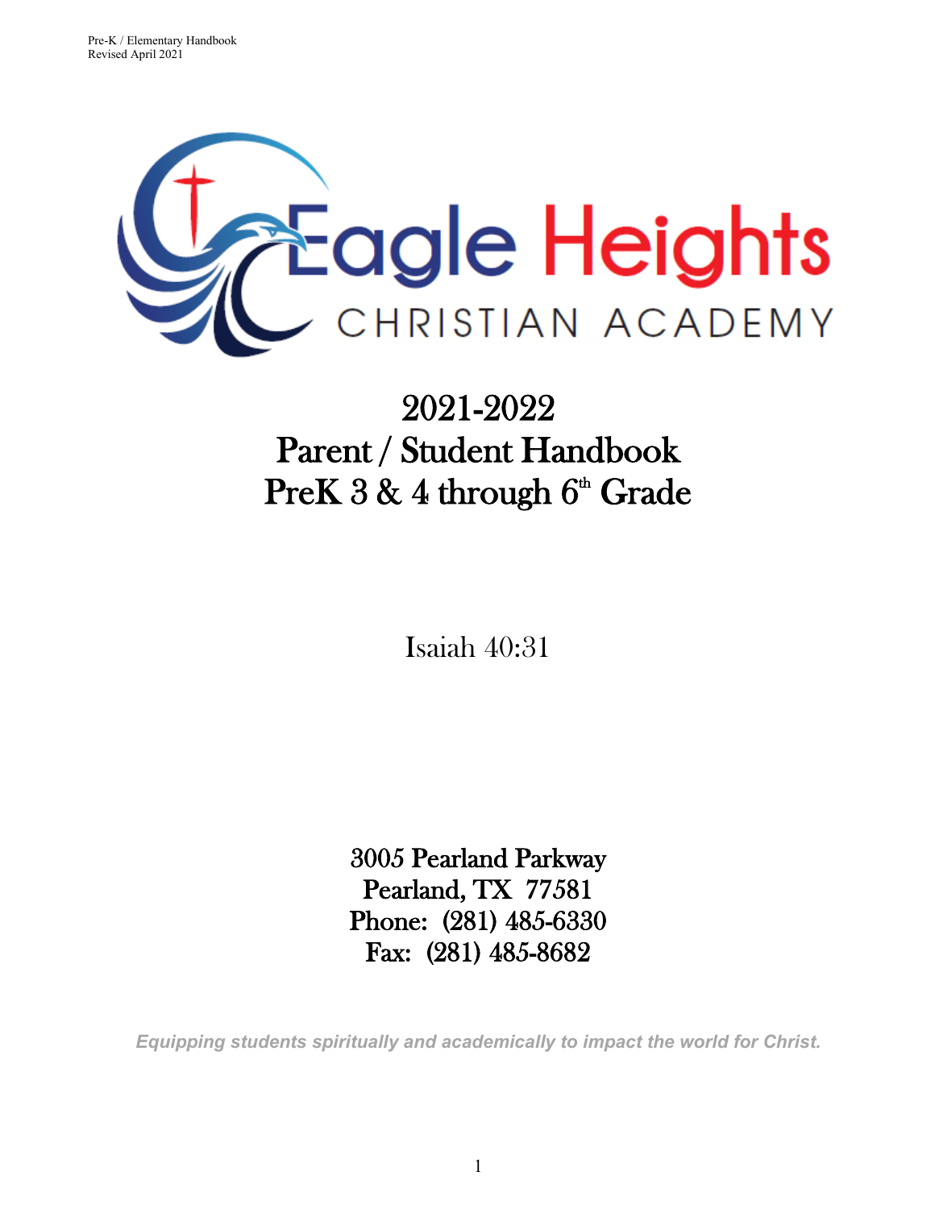# Eagle Heights

## CHRISTIAN ACADEMY

# 2021-2022
# Parent / Student Handbook
# PreK 3 & 4 through 6th Grade

Isaiah 40:31

**3005 Pearland Parkway**
**Pearland, TX 77581**
**Phone: (281) 485-6330**
**Fax: (281) 485-8682**

*Equipping students spiritually and academically to impact the world for Christ.*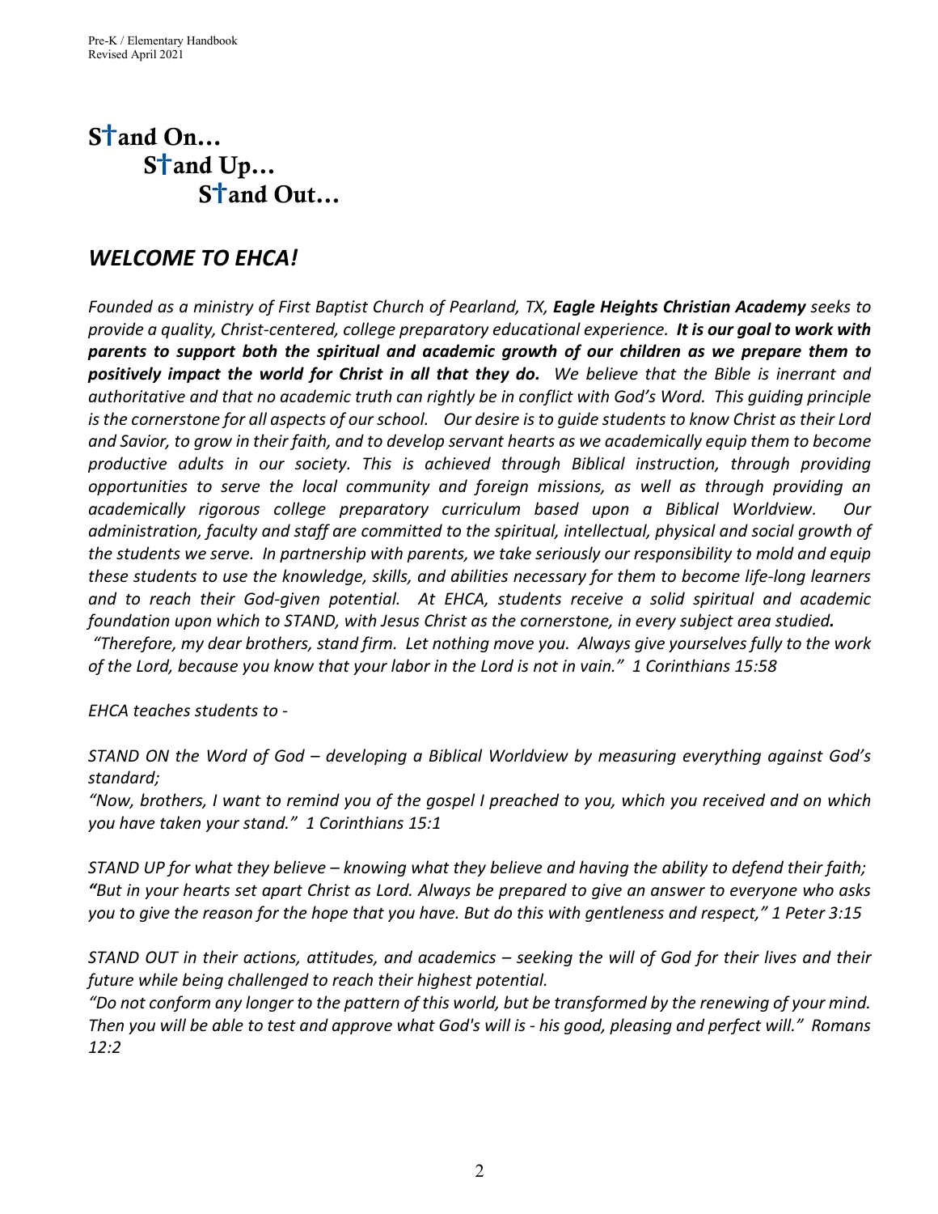# S†and On…
# S†and Up…
# S†and Out…

## *WELCOME TO EHCA!*

*Founded as a ministry of First Baptist Church of Pearland, TX,* ***Eagle Heights Christian Academy*** *seeks to provide a quality, Christ-centered, college preparatory educational experience.* ***It is our goal to work with parents to support both the spiritual and academic growth of our children as we prepare them to positively impact the world for Christ in all that they do.*** *We believe that the Bible is inerrant and authoritative and that no academic truth can rightly be in conflict with God's Word. This guiding principle is the cornerstone for all aspects of our school. Our desire is to guide students to know Christ as their Lord and Savior, to grow in their faith, and to develop servant hearts as we academically equip them to become productive adults in our society. This is achieved through Biblical instruction, through providing opportunities to serve the local community and foreign missions, as well as through providing an academically rigorous college preparatory curriculum based upon a Biblical Worldview. Our administration, faculty and staff are committed to the spiritual, intellectual, physical and social growth of the students we serve. In partnership with parents, we take seriously our responsibility to mold and equip these students to use the knowledge, skills, and abilities necessary for them to become life-long learners and to reach their God-given potential. At EHCA, students receive a solid spiritual and academic foundation upon which to STAND, with Jesus Christ as the cornerstone, in every subject area studied.*
*"Therefore, my dear brothers, stand firm. Let nothing move you. Always give yourselves fully to the work of the Lord, because you know that your labor in the Lord is not in vain." 1 Corinthians 15:58*

*EHCA teaches students to -*

*STAND ON the Word of God – developing a Biblical Worldview by measuring everything against God's standard;*
*"Now, brothers, I want to remind you of the gospel I preached to you, which you received and on which you have taken your stand." 1 Corinthians 15:1*

*STAND UP for what they believe – knowing what they believe and having the ability to defend their faith;*
*"But in your hearts set apart Christ as Lord. Always be prepared to give an answer to everyone who asks you to give the reason for the hope that you have. But do this with gentleness and respect," 1 Peter 3:15*

*STAND OUT in their actions, attitudes, and academics – seeking the will of God for their lives and their future while being challenged to reach their highest potential.*
*"Do not conform any longer to the pattern of this world, but be transformed by the renewing of your mind. Then you will be able to test and approve what God's will is - his good, pleasing and perfect will." Romans 12:2*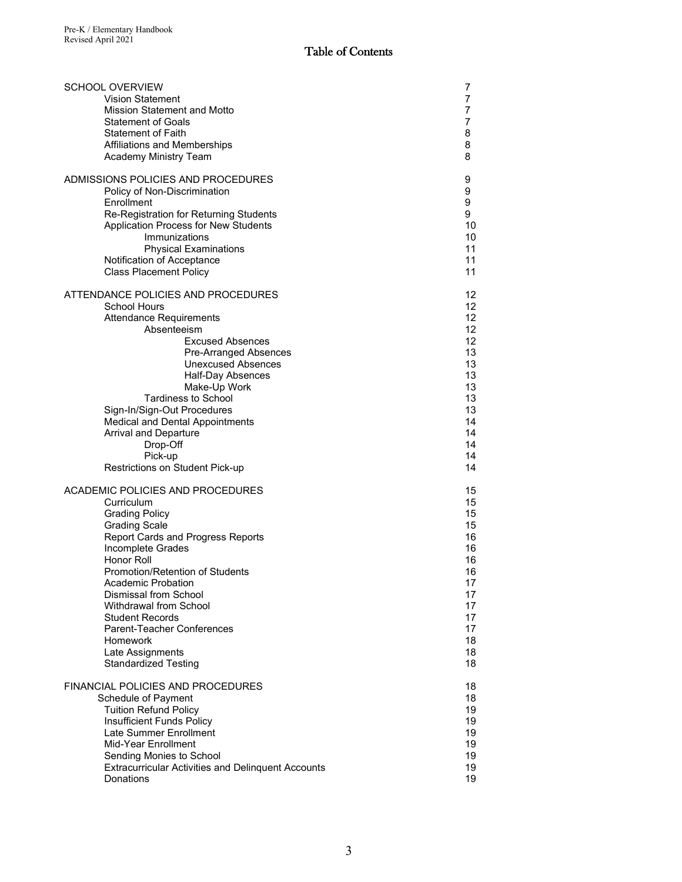# Table of Contents

| | |
|---|---|
| SCHOOL OVERVIEW | 7 |
| Vision Statement | 7 |
| Mission Statement and Motto | 7 |
| Statement of Goals | 7 |
| Statement of Faith | 8 |
| Affiliations and Memberships | 8 |
| Academy Ministry Team | 8 |
| | |
| ADMISSIONS POLICIES AND PROCEDURES | 9 |
| Policy of Non-Discrimination | 9 |
| Enrollment | 9 |
| Re-Registration for Returning Students | 9 |
| Application Process for New Students | 10 |
| Immunizations | 10 |
| Physical Examinations | 11 |
| Notification of Acceptance | 11 |
| Class Placement Policy | 11 |
| | |
| ATTENDANCE POLICIES AND PROCEDURES | 12 |
| School Hours | 12 |
| Attendance Requirements | 12 |
| Absenteeism | 12 |
| Excused Absences | 12 |
| Pre-Arranged Absences | 13 |
| Unexcused Absences | 13 |
| Half-Day Absences | 13 |
| Make-Up Work | 13 |
| Tardiness to School | 13 |
| Sign-In/Sign-Out Procedures | 13 |
| Medical and Dental Appointments | 14 |
| Arrival and Departure | 14 |
| Drop-Off | 14 |
| Pick-up | 14 |
| Restrictions on Student Pick-up | 14 |
| | |
| ACADEMIC POLICIES AND PROCEDURES | 15 |
| Curriculum | 15 |
| Grading Policy | 15 |
| Grading Scale | 15 |
| Report Cards and Progress Reports | 16 |
| Incomplete Grades | 16 |
| Honor Roll | 16 |
| Promotion/Retention of Students | 16 |
| Academic Probation | 17 |
| Dismissal from School | 17 |
| Withdrawal from School | 17 |
| Student Records | 17 |
| Parent-Teacher Conferences | 17 |
| Homework | 18 |
| Late Assignments | 18 |
| Standardized Testing | 18 |
| | |
| FINANCIAL POLICIES AND PROCEDURES | 18 |
| Schedule of Payment | 18 |
| Tuition Refund Policy | 19 |
| Insufficient Funds Policy | 19 |
| Late Summer Enrollment | 19 |
| Mid-Year Enrollment | 19 |
| Sending Monies to School | 19 |
| Extracurricular Activities and Delinquent Accounts | 19 |
| Donations | 19 |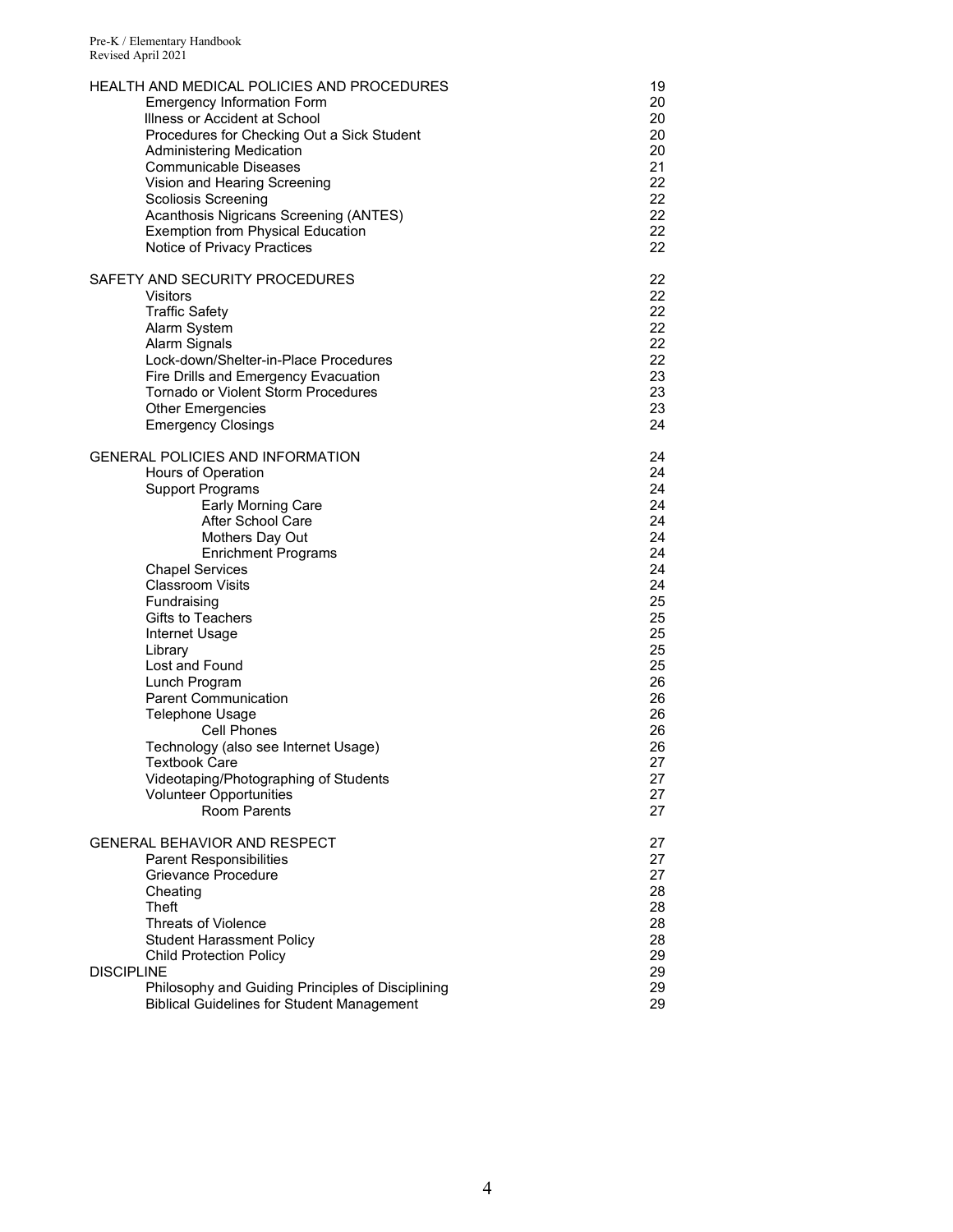| | |
|---|---|
| HEALTH AND MEDICAL POLICIES AND PROCEDURES | 19 |
| Emergency Information Form | 20 |
| Illness or Accident at School | 20 |
| Procedures for Checking Out a Sick Student | 20 |
| Administering Medication | 20 |
| Communicable Diseases | 21 |
| Vision and Hearing Screening | 22 |
| Scoliosis Screening | 22 |
| Acanthosis Nigricans Screening (ANTES) | 22 |
| Exemption from Physical Education | 22 |
| Notice of Privacy Practices | 22 |
| | |
| SAFETY AND SECURITY PROCEDURES | 22 |
| Visitors | 22 |
| Traffic Safety | 22 |
| Alarm System | 22 |
| Alarm Signals | 22 |
| Lock-down/Shelter-in-Place Procedures | 22 |
| Fire Drills and Emergency Evacuation | 23 |
| Tornado or Violent Storm Procedures | 23 |
| Other Emergencies | 23 |
| Emergency Closings | 24 |
| | |
| GENERAL POLICIES AND INFORMATION | 24 |
| Hours of Operation | 24 |
| Support Programs | 24 |
| Early Morning Care | 24 |
| After School Care | 24 |
| Mothers Day Out | 24 |
| Enrichment Programs | 24 |
| Chapel Services | 24 |
| Classroom Visits | 24 |
| Fundraising | 25 |
| Gifts to Teachers | 25 |
| Internet Usage | 25 |
| Library | 25 |
| Lost and Found | 25 |
| Lunch Program | 26 |
| Parent Communication | 26 |
| Telephone Usage | 26 |
| Cell Phones | 26 |
| Technology (also see Internet Usage) | 26 |
| Textbook Care | 27 |
| Videotaping/Photographing of Students | 27 |
| Volunteer Opportunities | 27 |
| Room Parents | 27 |
| | |
| GENERAL BEHAVIOR AND RESPECT | 27 |
| Parent Responsibilities | 27 |
| Grievance Procedure | 27 |
| Cheating | 28 |
| Theft | 28 |
| Threats of Violence | 28 |
| Student Harassment Policy | 28 |
| Child Protection Policy | 29 |
| DISCIPLINE | 29 |
| Philosophy and Guiding Principles of Disciplining | 29 |
| Biblical Guidelines for Student Management | 29 |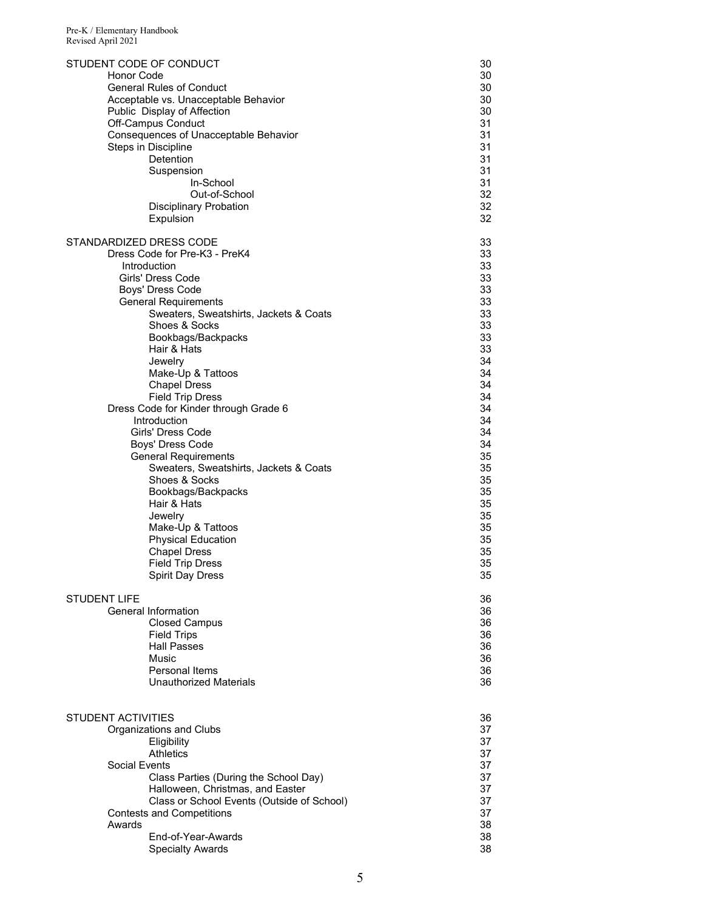| | |
|---|---|
| STUDENT CODE OF CONDUCT | 30 |
| Honor Code | 30 |
| General Rules of Conduct | 30 |
| Acceptable vs. Unacceptable Behavior | 30 |
| Public Display of Affection | 30 |
| Off-Campus Conduct | 31 |
| Consequences of Unacceptable Behavior | 31 |
| Steps in Discipline | 31 |
| Detention | 31 |
| Suspension | 31 |
| In-School | 31 |
| Out-of-School | 32 |
| Disciplinary Probation | 32 |
| Expulsion | 32 |
| | |
| STANDARDIZED DRESS CODE | 33 |
| Dress Code for Pre-K3 - PreK4 | 33 |
| Introduction | 33 |
| Girls' Dress Code | 33 |
| Boys' Dress Code | 33 |
| General Requirements | 33 |
| Sweaters, Sweatshirts, Jackets & Coats | 33 |
| Shoes & Socks | 33 |
| Bookbags/Backpacks | 33 |
| Hair & Hats | 33 |
| Jewelry | 34 |
| Make-Up & Tattoos | 34 |
| Chapel Dress | 34 |
| Field Trip Dress | 34 |
| Dress Code for Kinder through Grade 6 | 34 |
| Introduction | 34 |
| Girls' Dress Code | 34 |
| Boys' Dress Code | 34 |
| General Requirements | 35 |
| Sweaters, Sweatshirts, Jackets & Coats | 35 |
| Shoes & Socks | 35 |
| Bookbags/Backpacks | 35 |
| Hair & Hats | 35 |
| Jewelry | 35 |
| Make-Up & Tattoos | 35 |
| Physical Education | 35 |
| Chapel Dress | 35 |
| Field Trip Dress | 35 |
| Spirit Day Dress | 35 |
| | |
| STUDENT LIFE | 36 |
| General Information | 36 |
| Closed Campus | 36 |
| Field Trips | 36 |
| Hall Passes | 36 |
| Music | 36 |
| Personal Items | 36 |
| Unauthorized Materials | 36 |
| | |
| STUDENT ACTIVITIES | 36 |
| Organizations and Clubs | 37 |
| Eligibility | 37 |
| Athletics | 37 |
| Social Events | 37 |
| Class Parties (During the School Day) | 37 |
| Halloween, Christmas, and Easter | 37 |
| Class or School Events (Outside of School) | 37 |
| Contests and Competitions | 37 |
| Awards | 38 |
| End-of-Year-Awards | 38 |
| Specialty Awards | 38 |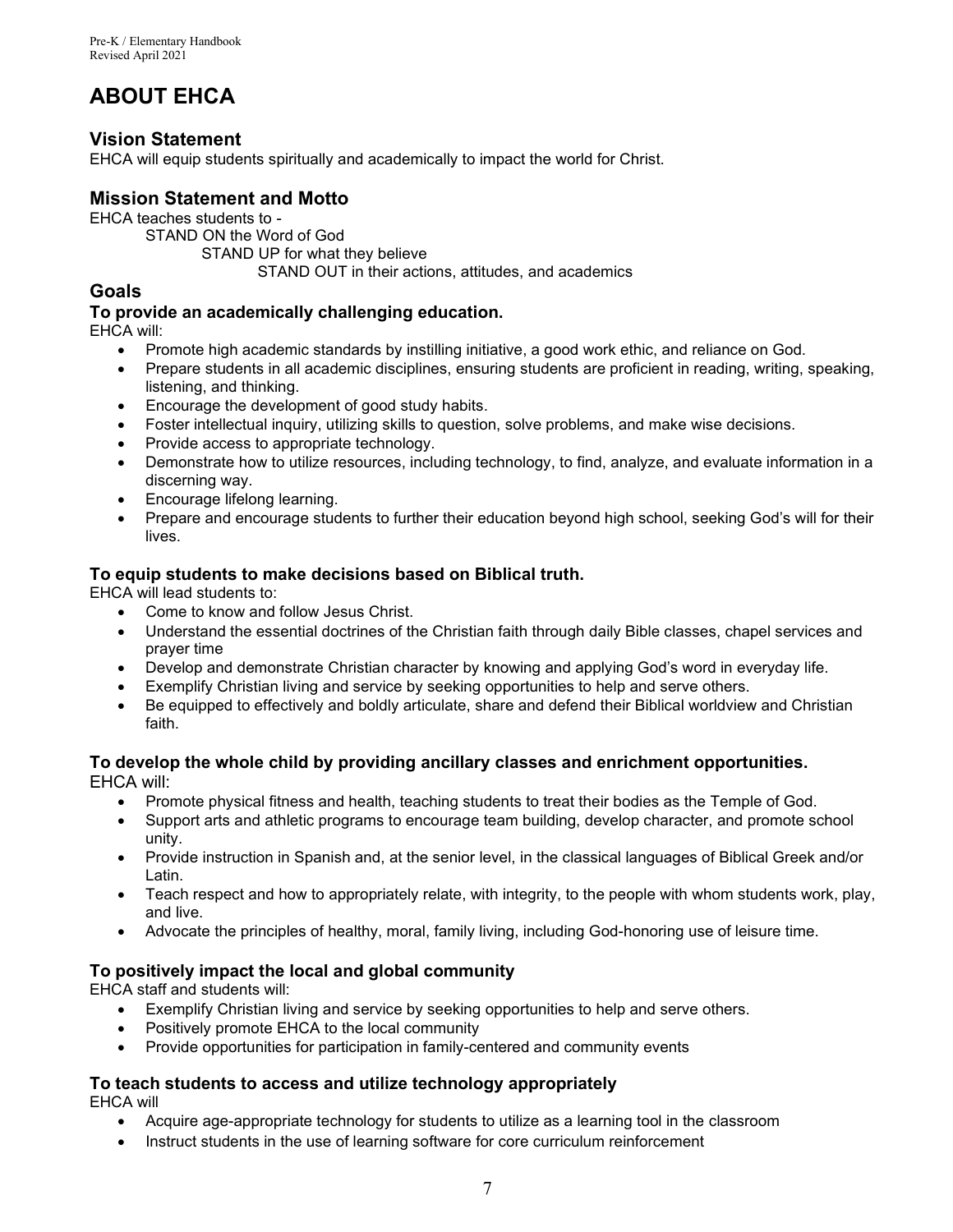# ABOUT EHCA

## Vision Statement

EHCA will equip students spiritually and academically to impact the world for Christ.

## Mission Statement and Motto

EHCA teaches students to -

STAND ON the Word of God

STAND UP for what they believe

STAND OUT in their actions, attitudes, and academics

## Goals

### To provide an academically challenging education.

EHCA will:

- Promote high academic standards by instilling initiative, a good work ethic, and reliance on God.
- Prepare students in all academic disciplines, ensuring students are proficient in reading, writing, speaking, listening, and thinking.
- Encourage the development of good study habits.
- Foster intellectual inquiry, utilizing skills to question, solve problems, and make wise decisions.
- Provide access to appropriate technology.
- Demonstrate how to utilize resources, including technology, to find, analyze, and evaluate information in a discerning way.
- Encourage lifelong learning.
- Prepare and encourage students to further their education beyond high school, seeking God's will for their lives.

### To equip students to make decisions based on Biblical truth.

EHCA will lead students to:

- Come to know and follow Jesus Christ.
- Understand the essential doctrines of the Christian faith through daily Bible classes, chapel services and prayer time
- Develop and demonstrate Christian character by knowing and applying God's word in everyday life.
- Exemplify Christian living and service by seeking opportunities to help and serve others.
- Be equipped to effectively and boldly articulate, share and defend their Biblical worldview and Christian faith.

### To develop the whole child by providing ancillary classes and enrichment opportunities.

EHCA will:

- Promote physical fitness and health, teaching students to treat their bodies as the Temple of God.
- Support arts and athletic programs to encourage team building, develop character, and promote school unity.
- Provide instruction in Spanish and, at the senior level, in the classical languages of Biblical Greek and/or Latin.
- Teach respect and how to appropriately relate, with integrity, to the people with whom students work, play, and live.
- Advocate the principles of healthy, moral, family living, including God-honoring use of leisure time.

### To positively impact the local and global community

EHCA staff and students will:

- Exemplify Christian living and service by seeking opportunities to help and serve others.
- Positively promote EHCA to the local community
- Provide opportunities for participation in family-centered and community events

### To teach students to access and utilize technology appropriately

EHCA will

- Acquire age-appropriate technology for students to utilize as a learning tool in the classroom
- Instruct students in the use of learning software for core curriculum reinforcement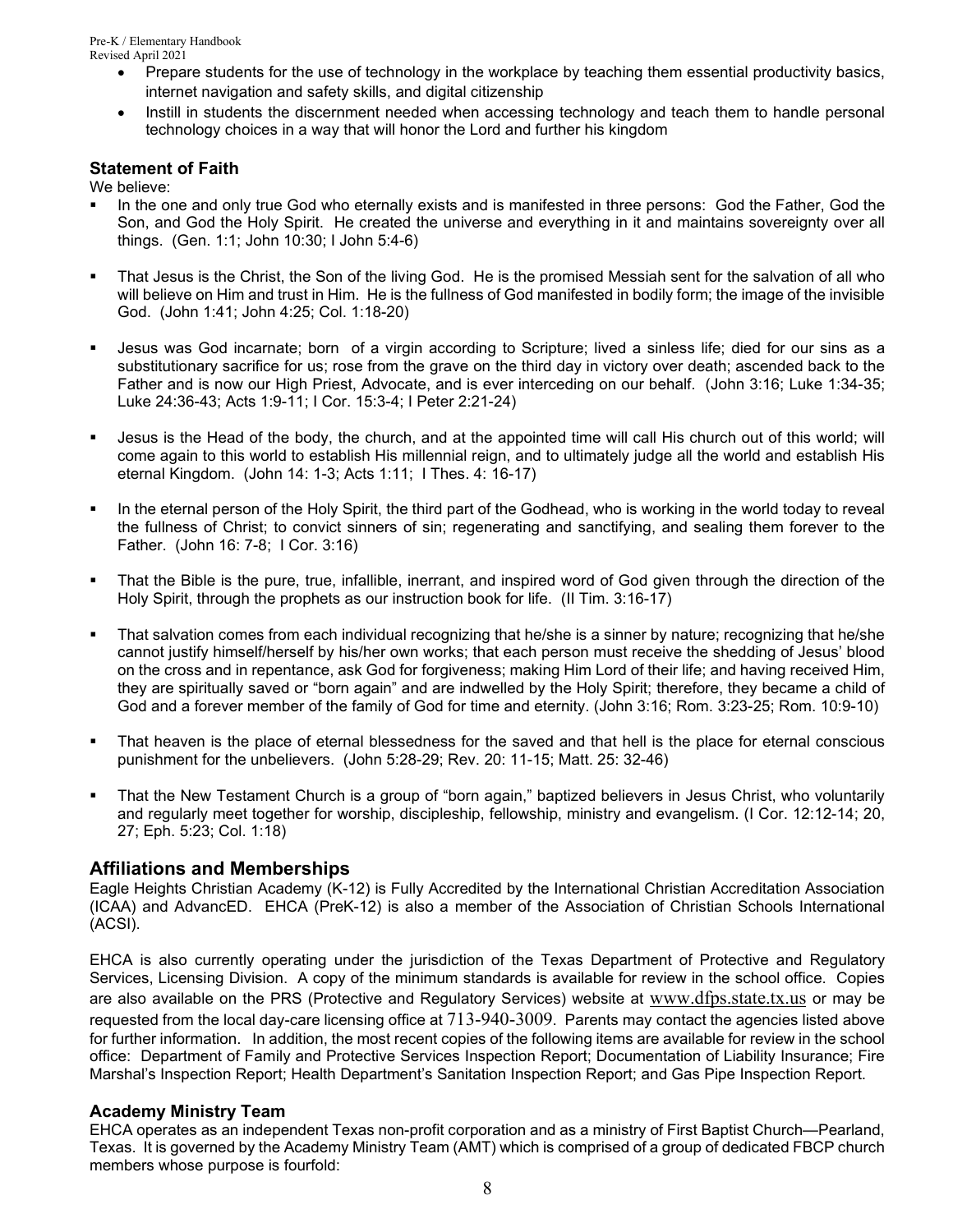- Prepare students for the use of technology in the workplace by teaching them essential productivity basics, internet navigation and safety skills, and digital citizenship
- Instill in students the discernment needed when accessing technology and teach them to handle personal technology choices in a way that will honor the Lord and further his kingdom

### Statement of Faith

We believe:

- In the one and only true God who eternally exists and is manifested in three persons: God the Father, God the Son, and God the Holy Spirit. He created the universe and everything in it and maintains sovereignty over all things. (Gen. 1:1; John 10:30; I John 5:4-6)
- That Jesus is the Christ, the Son of the living God. He is the promised Messiah sent for the salvation of all who will believe on Him and trust in Him. He is the fullness of God manifested in bodily form; the image of the invisible God. (John 1:41; John 4:25; Col. 1:18-20)
- Jesus was God incarnate; born of a virgin according to Scripture; lived a sinless life; died for our sins as a substitutionary sacrifice for us; rose from the grave on the third day in victory over death; ascended back to the Father and is now our High Priest, Advocate, and is ever interceding on our behalf. (John 3:16; Luke 1:34-35; Luke 24:36-43; Acts 1:9-11; I Cor. 15:3-4; I Peter 2:21-24)
- Jesus is the Head of the body, the church, and at the appointed time will call His church out of this world; will come again to this world to establish His millennial reign, and to ultimately judge all the world and establish His eternal Kingdom. (John 14: 1-3; Acts 1:11; I Thes. 4: 16-17)
- In the eternal person of the Holy Spirit, the third part of the Godhead, who is working in the world today to reveal the fullness of Christ; to convict sinners of sin; regenerating and sanctifying, and sealing them forever to the Father. (John 16: 7-8; I Cor. 3:16)
- That the Bible is the pure, true, infallible, inerrant, and inspired word of God given through the direction of the Holy Spirit, through the prophets as our instruction book for life. (II Tim. 3:16-17)
- That salvation comes from each individual recognizing that he/she is a sinner by nature; recognizing that he/she cannot justify himself/herself by his/her own works; that each person must receive the shedding of Jesus' blood on the cross and in repentance, ask God for forgiveness; making Him Lord of their life; and having received Him, they are spiritually saved or "born again" and are indwelled by the Holy Spirit; therefore, they became a child of God and a forever member of the family of God for time and eternity. (John 3:16; Rom. 3:23-25; Rom. 10:9-10)
- That heaven is the place of eternal blessedness for the saved and that hell is the place for eternal conscious punishment for the unbelievers. (John 5:28-29; Rev. 20: 11-15; Matt. 25: 32-46)
- That the New Testament Church is a group of "born again," baptized believers in Jesus Christ, who voluntarily and regularly meet together for worship, discipleship, fellowship, ministry and evangelism. (I Cor. 12:12-14; 20, 27; Eph. 5:23; Col. 1:18)

## Affiliations and Memberships

Eagle Heights Christian Academy (K-12) is Fully Accredited by the International Christian Accreditation Association (ICAA) and AdvancED. EHCA (PreK-12) is also a member of the Association of Christian Schools International (ACSI).

EHCA is also currently operating under the jurisdiction of the Texas Department of Protective and Regulatory Services, Licensing Division. A copy of the minimum standards is available for review in the school office. Copies are also available on the PRS (Protective and Regulatory Services) website at www.dfps.state.tx.us or may be requested from the local day-care licensing office at 713-940-3009. Parents may contact the agencies listed above for further information. In addition, the most recent copies of the following items are available for review in the school office: Department of Family and Protective Services Inspection Report; Documentation of Liability Insurance; Fire Marshal's Inspection Report; Health Department's Sanitation Inspection Report; and Gas Pipe Inspection Report.

### Academy Ministry Team

EHCA operates as an independent Texas non-profit corporation and as a ministry of First Baptist Church—Pearland, Texas. It is governed by the Academy Ministry Team (AMT) which is comprised of a group of dedicated FBCP church members whose purpose is fourfold: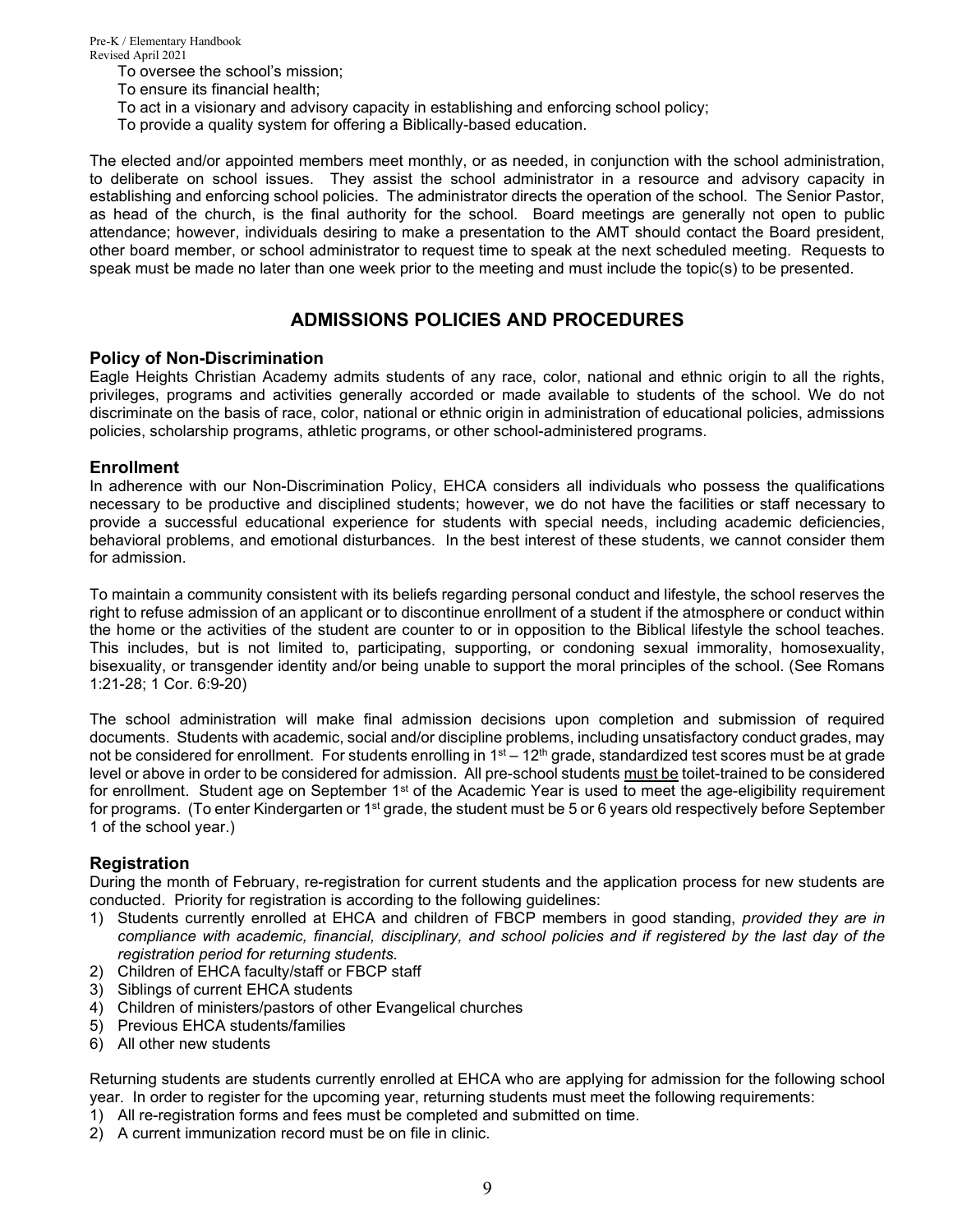To oversee the school's mission;
To ensure its financial health;
To act in a visionary and advisory capacity in establishing and enforcing school policy;
To provide a quality system for offering a Biblically-based education.

The elected and/or appointed members meet monthly, or as needed, in conjunction with the school administration, to deliberate on school issues. They assist the school administrator in a resource and advisory capacity in establishing and enforcing school policies. The administrator directs the operation of the school. The Senior Pastor, as head of the church, is the final authority for the school. Board meetings are generally not open to public attendance; however, individuals desiring to make a presentation to the AMT should contact the Board president, other board member, or school administrator to request time to speak at the next scheduled meeting. Requests to speak must be made no later than one week prior to the meeting and must include the topic(s) to be presented.

## ADMISSIONS POLICIES AND PROCEDURES

### Policy of Non-Discrimination

Eagle Heights Christian Academy admits students of any race, color, national and ethnic origin to all the rights, privileges, programs and activities generally accorded or made available to students of the school. We do not discriminate on the basis of race, color, national or ethnic origin in administration of educational policies, admissions policies, scholarship programs, athletic programs, or other school-administered programs.

### Enrollment

In adherence with our Non-Discrimination Policy, EHCA considers all individuals who possess the qualifications necessary to be productive and disciplined students; however, we do not have the facilities or staff necessary to provide a successful educational experience for students with special needs, including academic deficiencies, behavioral problems, and emotional disturbances. In the best interest of these students, we cannot consider them for admission.

To maintain a community consistent with its beliefs regarding personal conduct and lifestyle, the school reserves the right to refuse admission of an applicant or to discontinue enrollment of a student if the atmosphere or conduct within the home or the activities of the student are counter to or in opposition to the Biblical lifestyle the school teaches. This includes, but is not limited to, participating, supporting, or condoning sexual immorality, homosexuality, bisexuality, or transgender identity and/or being unable to support the moral principles of the school. (See Romans 1:21-28; 1 Cor. 6:9-20)

The school administration will make final admission decisions upon completion and submission of required documents. Students with academic, social and/or discipline problems, including unsatisfactory conduct grades, may not be considered for enrollment. For students enrolling in 1st – 12th grade, standardized test scores must be at grade level or above in order to be considered for admission. All pre-school students <u>must be</u> toilet-trained to be considered for enrollment. Student age on September 1st of the Academic Year is used to meet the age-eligibility requirement for programs. (To enter Kindergarten or 1st grade, the student must be 5 or 6 years old respectively before September 1 of the school year.)

### Registration

During the month of February, re-registration for current students and the application process for new students are conducted. Priority for registration is according to the following guidelines:

1) Students currently enrolled at EHCA and children of FBCP members in good standing, *provided they are in compliance with academic, financial, disciplinary, and school policies and if registered by the last day of the registration period for returning students.*
2) Children of EHCA faculty/staff or FBCP staff
3) Siblings of current EHCA students
4) Children of ministers/pastors of other Evangelical churches
5) Previous EHCA students/families
6) All other new students

Returning students are students currently enrolled at EHCA who are applying for admission for the following school year. In order to register for the upcoming year, returning students must meet the following requirements:

1) All re-registration forms and fees must be completed and submitted on time.
2) A current immunization record must be on file in clinic.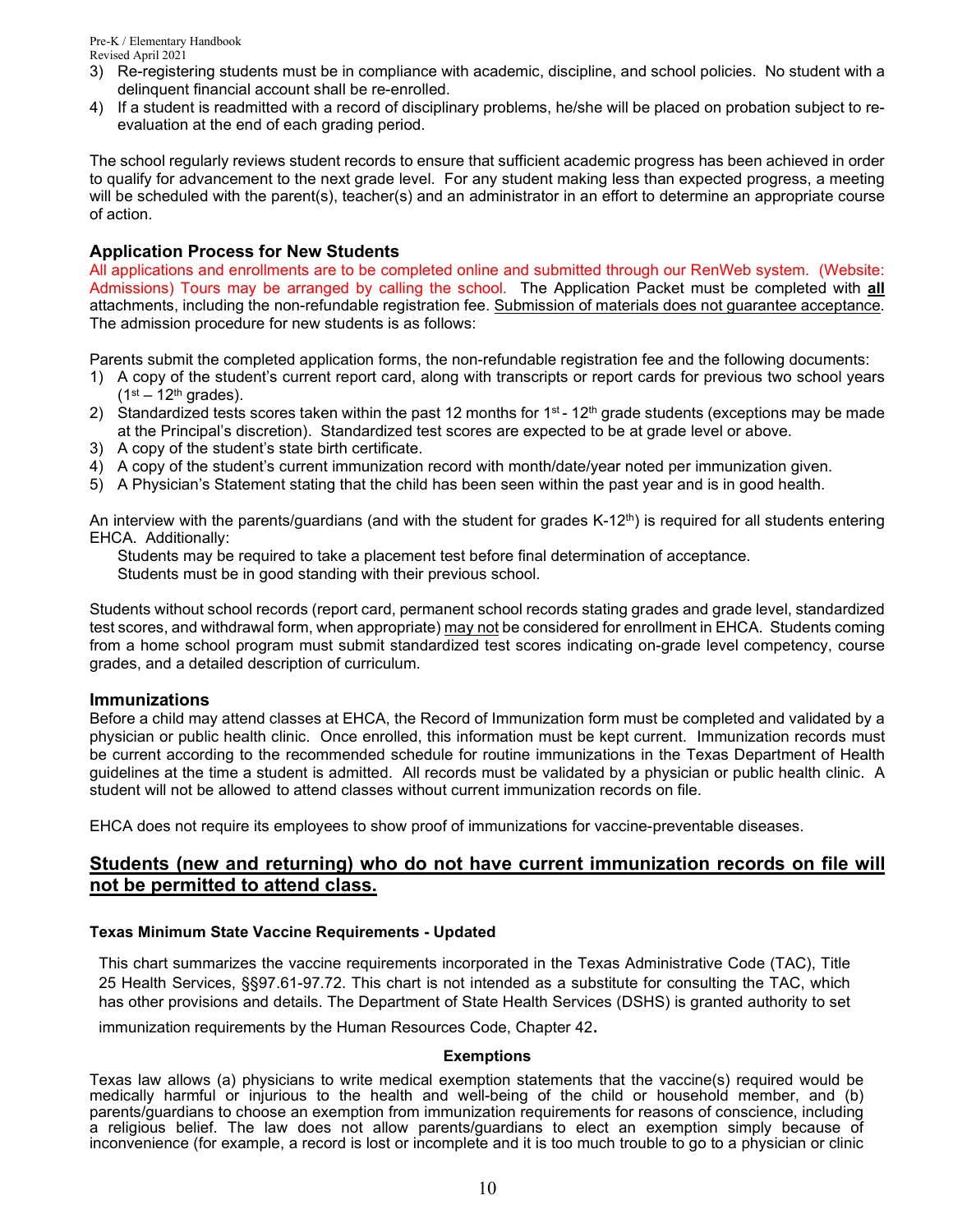3) Re-registering students must be in compliance with academic, discipline, and school policies. No student with a delinquent financial account shall be re-enrolled.
4) If a student is readmitted with a record of disciplinary problems, he/she will be placed on probation subject to re-evaluation at the end of each grading period.

The school regularly reviews student records to ensure that sufficient academic progress has been achieved in order to qualify for advancement to the next grade level. For any student making less than expected progress, a meeting will be scheduled with the parent(s), teacher(s) and an administrator in an effort to determine an appropriate course of action.

## Application Process for New Students

All applications and enrollments are to be completed online and submitted through our RenWeb system. (Website: Admissions) Tours may be arranged by calling the school. The Application Packet must be completed with **all** attachments, including the non-refundable registration fee. Submission of materials does not guarantee acceptance. The admission procedure for new students is as follows:

Parents submit the completed application forms, the non-refundable registration fee and the following documents:

1) A copy of the student's current report card, along with transcripts or report cards for previous two school years (1st – 12th grades).
2) Standardized tests scores taken within the past 12 months for 1st - 12th grade students (exceptions may be made at the Principal's discretion). Standardized test scores are expected to be at grade level or above.
3) A copy of the student's state birth certificate.
4) A copy of the student's current immunization record with month/date/year noted per immunization given.
5) A Physician's Statement stating that the child has been seen within the past year and is in good health.

An interview with the parents/guardians (and with the student for grades K-12th) is required for all students entering EHCA. Additionally:

Students may be required to take a placement test before final determination of acceptance.
Students must be in good standing with their previous school.

Students without school records (report card, permanent school records stating grades and grade level, standardized test scores, and withdrawal form, when appropriate) may not be considered for enrollment in EHCA. Students coming from a home school program must submit standardized test scores indicating on-grade level competency, course grades, and a detailed description of curriculum.

## Immunizations

Before a child may attend classes at EHCA, the Record of Immunization form must be completed and validated by a physician or public health clinic. Once enrolled, this information must be kept current. Immunization records must be current according to the recommended schedule for routine immunizations in the Texas Department of Health guidelines at the time a student is admitted. All records must be validated by a physician or public health clinic. A student will not be allowed to attend classes without current immunization records on file.

EHCA does not require its employees to show proof of immunizations for vaccine-preventable diseases.

## Students (new and returning) who do not have current immunization records on file will not be permitted to attend class.

#### Texas Minimum State Vaccine Requirements - Updated

This chart summarizes the vaccine requirements incorporated in the Texas Administrative Code (TAC), Title 25 Health Services, §§97.61-97.72. This chart is not intended as a substitute for consulting the TAC, which has other provisions and details. The Department of State Health Services (DSHS) is granted authority to set immunization requirements by the Human Resources Code, Chapter 42.

**Exemptions**

Texas law allows (a) physicians to write medical exemption statements that the vaccine(s) required would be medically harmful or injurious to the health and well-being of the child or household member, and (b) parents/guardians to choose an exemption from immunization requirements for reasons of conscience, including a religious belief. The law does not allow parents/guardians to elect an exemption simply because of inconvenience (for example, a record is lost or incomplete and it is too much trouble to go to a physician or clinic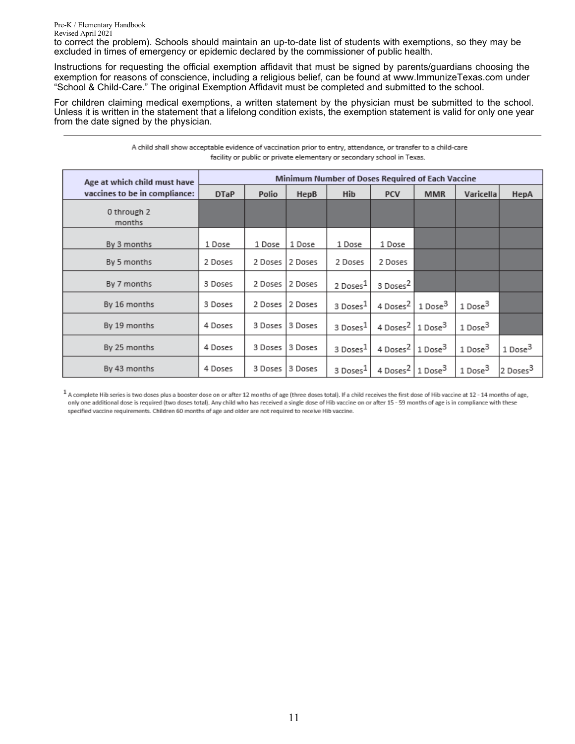to correct the problem). Schools should maintain an up-to-date list of students with exemptions, so they may be excluded in times of emergency or epidemic declared by the commissioner of public health.

Instructions for requesting the official exemption affidavit that must be signed by parents/guardians choosing the exemption for reasons of conscience, including a religious belief, can be found at www.ImmunizeTexas.com under “School & Child-Care.” The original Exemption Affidavit must be completed and submitted to the school.

For children claiming medical exemptions, a written statement by the physician must be submitted to the school. Unless it is written in the statement that a lifelong condition exists, the exemption statement is valid for only one year from the date signed by the physician.

---

A child shall show acceptable evidence of vaccination prior to entry, attendance, or transfer to a child-care facility or public or private elementary or secondary school in Texas.

| Age at which child must have vaccines to be in compliance: | Minimum Number of Doses Required of Each Vaccine | | | | | | | |
|---|---|---|---|---|---|---|---|---|
| | DTaP | Polio | HepB | Hib | PCV | MMR | Varicella | HepA |
| 0 through 2 months | | | | | | | | |
| By 3 months | 1 Dose | 1 Dose | 1 Dose | 1 Dose | 1 Dose | | | |
| By 5 months | 2 Doses | 2 Doses | 2 Doses | 2 Doses | 2 Doses | | | |
| By 7 months | 3 Doses | 2 Doses | 2 Doses | 2 Doses[1] | 3 Doses[2] | | | |
| By 16 months | 3 Doses | 2 Doses | 2 Doses | 3 Doses[1] | 4 Doses[2] | 1 Dose[3] | 1 Dose[3] | |
| By 19 months | 4 Doses | 3 Doses | 3 Doses | 3 Doses[1] | 4 Doses[2] | 1 Dose[3] | 1 Dose[3] | |
| By 25 months | 4 Doses | 3 Doses | 3 Doses | 3 Doses[1] | 4 Doses[2] | 1 Dose[3] | 1 Dose[3] | 1 Dose[3] |
| By 43 months | 4 Doses | 3 Doses | 3 Doses | 3 Doses[1] | 4 Doses[2] | 1 Dose[3] | 1 Dose[3] | 2 Doses[3] |

[1] A complete Hib series is two doses plus a booster dose on or after 12 months of age (three doses total). If a child receives the first dose of Hib vaccine at 12 - 14 months of age, only one additional dose is required (two doses total). Any child who has received a single dose of Hib vaccine on or after 15 - 59 months of age is in compliance with these specified vaccine requirements. Children 60 months of age and older are not required to receive Hib vaccine.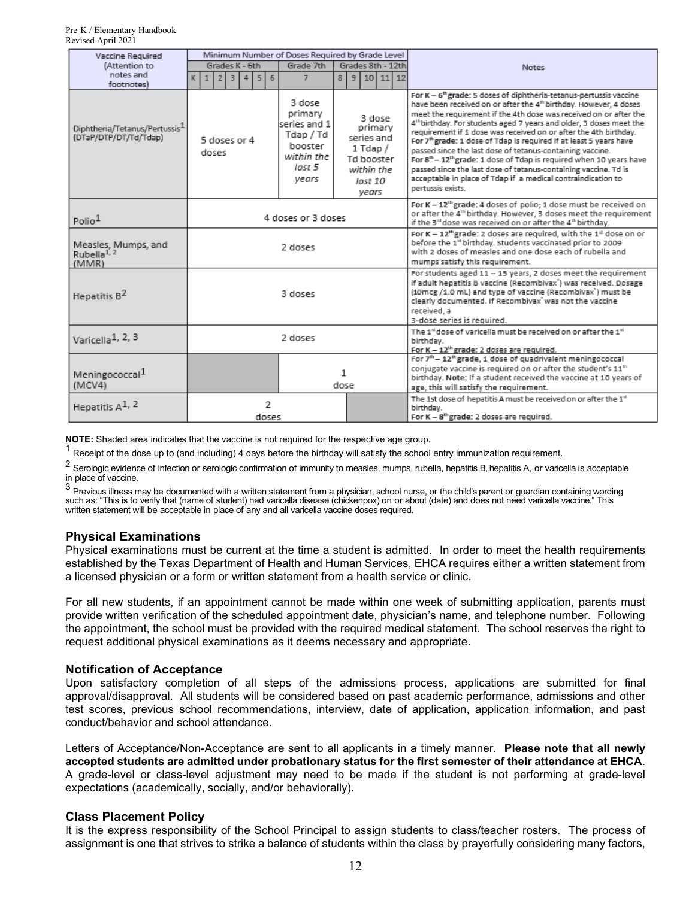| Vaccine Required (Attention to notes and footnotes) | Minimum Number of Doses Required by Grade Level | | | Notes |
|---|---|---|---|---|
| | Grades K - 6th (K, 1, 2, 3, 4, 5, 6) | Grade 7th (7) | Grades 8th - 12th (8, 9, 10, 11, 12) | |
| Diphtheria/Tetanus/Pertussis[1] (DTaP/DTP/DT/Td/Tdap) | 5 doses or 4 doses | 3 dose primary series and 1 Tdap / Td booster *within the last 5 years* | 3 dose primary series and 1 Tdap / Td booster *within the last 10 years* | **For K – 6th grade:** 5 doses of diphtheria-tetanus-pertussis vaccine have been received on or after the 4th birthday. However, 4 doses meet the requirement if the 4th dose was received on or after the 4th birthday. For students aged 7 years and older, 3 doses meet the requirement if 1 dose was received on or after the 4th birthday. **For 7th grade:** 1 dose of Tdap is required if at least 5 years have passed since the last dose of tetanus-containing vaccine. **For 8th – 12th grade:** 1 dose of Tdap is required when 10 years have passed since the last dose of tetanus-containing vaccine. Td is acceptable in place of Tdap if a medical contraindication to pertussis exists. |
| Polio[1] | 4 doses or 3 doses | | | **For K – 12th grade:** 4 doses of polio; 1 dose must be received on or after the 4th birthday. However, 3 doses meet the requirement if the 3rd dose was received on or after the 4th birthday. |
| Measles, Mumps, and Rubella[1, 2] (MMR) | 2 doses | | | **For K – 12th grade:** 2 doses are required, with the 1st dose on or before the 1st birthday. Students vaccinated prior to 2009 with 2 doses of measles and one dose each of rubella and mumps satisfy this requirement. |
| Hepatitis B[2] | 3 doses | | | For students aged 11 – 15 years, 2 doses meet the requirement if adult hepatitis B vaccine (Recombivax®) was received. Dosage (10mcg /1.0 mL) and type of vaccine (Recombivax®) must be clearly documented. If Recombivax® was not the vaccine received, a 3-dose series is required. |
| Varicella[1, 2, 3] | 2 doses | | | The 1st dose of varicella must be received on or after the 1st birthday. **For K – 12th grade:** 2 doses are required. |
| Meningococcal[1] (MCV4) | | 1 dose | | For 7th – 12th grade, 1 dose of quadrivalent meningococcal conjugate vaccine is required on or after the student's 11th birthday. **Note:** If a student received the vaccine at 10 years of age, this will satisfy the requirement. |
| Hepatitis A[1, 2] | 2 doses | | | The 1st dose of hepatitis A must be received on or after the 1st birthday. **For K – 8th grade:** 2 doses are required. |

**NOTE:** Shaded area indicates that the vaccine is not required for the respective age group.

[1] Receipt of the dose up to (and including) 4 days before the birthday will satisfy the school entry immunization requirement.

[2] Serologic evidence of infection or serologic confirmation of immunity to measles, mumps, rubella, hepatitis B, hepatitis A, or varicella is acceptable in place of vaccine.

[3] Previous illness may be documented with a written statement from a physician, school nurse, or the child's parent or guardian containing wording such as: "This is to verify that (name of student) had varicella disease (chickenpox) on or about (date) and does not need varicella vaccine." This written statement will be acceptable in place of any and all varicella vaccine doses required.

## Physical Examinations

Physical examinations must be current at the time a student is admitted. In order to meet the health requirements established by the Texas Department of Health and Human Services, EHCA requires either a written statement from a licensed physician or a form or written statement from a health service or clinic.

For all new students, if an appointment cannot be made within one week of submitting application, parents must provide written verification of the scheduled appointment date, physician's name, and telephone number. Following the appointment, the school must be provided with the required medical statement. The school reserves the right to request additional physical examinations as it deems necessary and appropriate.

## Notification of Acceptance

Upon satisfactory completion of all steps of the admissions process, applications are submitted for final approval/disapproval. All students will be considered based on past academic performance, admissions and other test scores, previous school recommendations, interview, date of application, application information, and past conduct/behavior and school attendance.

Letters of Acceptance/Non-Acceptance are sent to all applicants in a timely manner. **Please note that all newly accepted students are admitted under probationary status for the first semester of their attendance at EHCA**. A grade-level or class-level adjustment may need to be made if the student is not performing at grade-level expectations (academically, socially, and/or behaviorally).

## Class Placement Policy

It is the express responsibility of the School Principal to assign students to class/teacher rosters. The process of assignment is one that strives to strike a balance of students within the class by prayerfully considering many factors,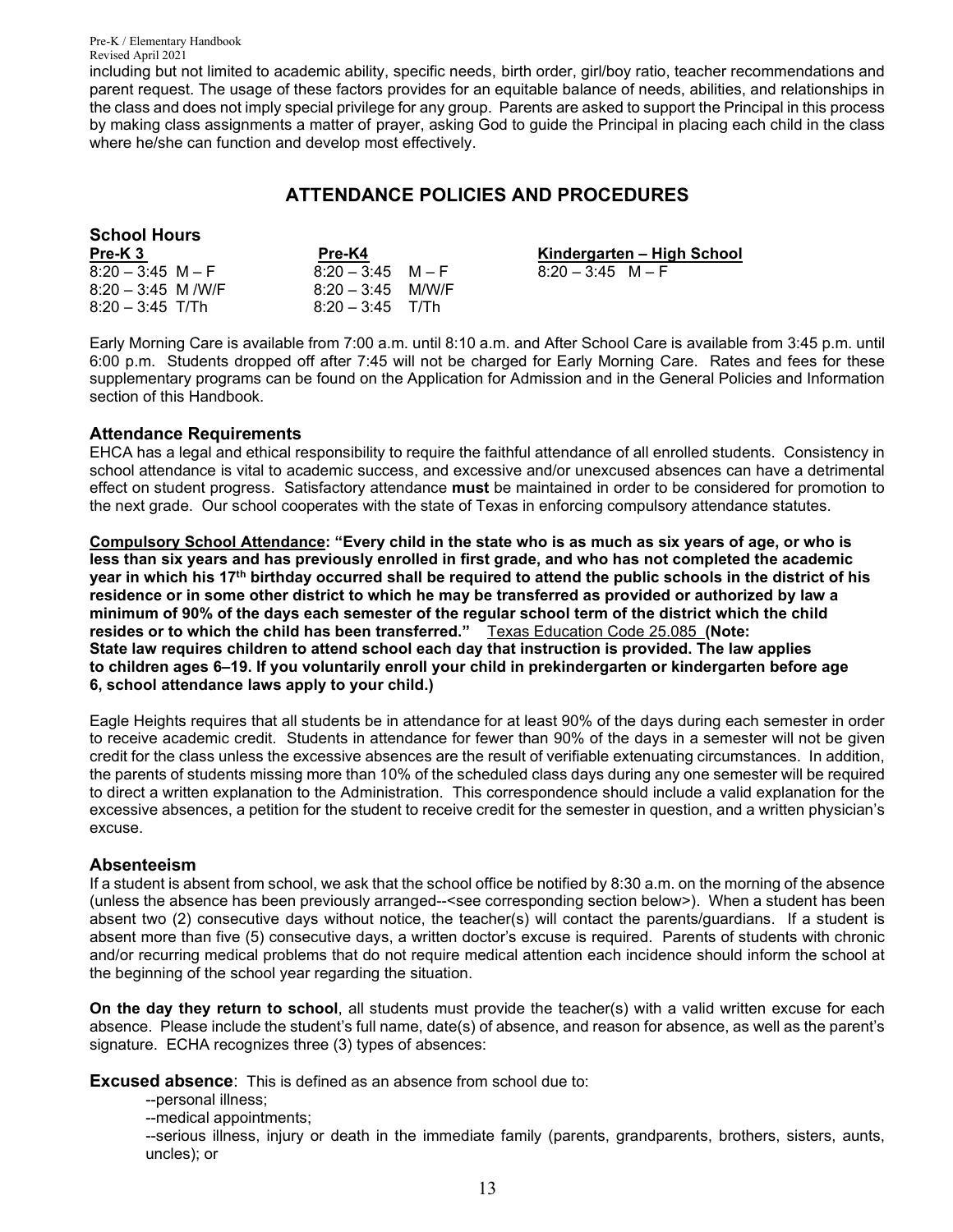including but not limited to academic ability, specific needs, birth order, girl/boy ratio, teacher recommendations and parent request. The usage of these factors provides for an equitable balance of needs, abilities, and relationships in the class and does not imply special privilege for any group. Parents are asked to support the Principal in this process by making class assignments a matter of prayer, asking God to guide the Principal in placing each child in the class where he/she can function and develop most effectively.

## ATTENDANCE POLICIES AND PROCEDURES

### School Hours

| Pre-K 3 | Pre-K4 | Kindergarten – High School |
|---|---|---|
| 8:20 – 3:45 M – F | 8:20 – 3:45 M – F | 8:20 – 3:45 M – F |
| 8:20 – 3:45 M /W/F | 8:20 – 3:45 M/W/F | |
| 8:20 – 3:45 T/Th | 8:20 – 3:45 T/Th | |

Early Morning Care is available from 7:00 a.m. until 8:10 a.m. and After School Care is available from 3:45 p.m. until 6:00 p.m. Students dropped off after 7:45 will not be charged for Early Morning Care. Rates and fees for these supplementary programs can be found on the Application for Admission and in the General Policies and Information section of this Handbook.

### Attendance Requirements

EHCA has a legal and ethical responsibility to require the faithful attendance of all enrolled students. Consistency in school attendance is vital to academic success, and excessive and/or unexcused absences can have a detrimental effect on student progress. Satisfactory attendance **must** be maintained in order to be considered for promotion to the next grade. Our school cooperates with the state of Texas in enforcing compulsory attendance statutes.

**Compulsory School Attendance: "Every child in the state who is as much as six years of age, or who is less than six years and has previously enrolled in first grade, and who has not completed the academic year in which his 17th birthday occurred shall be required to attend the public schools in the district of his residence or in some other district to which he may be transferred as provided or authorized by law a minimum of 90% of the days each semester of the regular school term of the district which the child resides or to which the child has been transferred."** Texas Education Code 25.085 **(Note: State law requires children to attend school each day that instruction is provided. The law applies to children ages 6–19. If you voluntarily enroll your child in prekindergarten or kindergarten before age 6, school attendance laws apply to your child.)**

Eagle Heights requires that all students be in attendance for at least 90% of the days during each semester in order to receive academic credit. Students in attendance for fewer than 90% of the days in a semester will not be given credit for the class unless the excessive absences are the result of verifiable extenuating circumstances. In addition, the parents of students missing more than 10% of the scheduled class days during any one semester will be required to direct a written explanation to the Administration. This correspondence should include a valid explanation for the excessive absences, a petition for the student to receive credit for the semester in question, and a written physician's excuse.

### Absenteeism

If a student is absent from school, we ask that the school office be notified by 8:30 a.m. on the morning of the absence (unless the absence has been previously arranged--<see corresponding section below>). When a student has been absent two (2) consecutive days without notice, the teacher(s) will contact the parents/guardians. If a student is absent more than five (5) consecutive days, a written doctor's excuse is required. Parents of students with chronic and/or recurring medical problems that do not require medical attention each incidence should inform the school at the beginning of the school year regarding the situation.

**On the day they return to school**, all students must provide the teacher(s) with a valid written excuse for each absence. Please include the student's full name, date(s) of absence, and reason for absence, as well as the parent's signature. ECHA recognizes three (3) types of absences:

**Excused absence**: This is defined as an absence from school due to:

--personal illness;

--medical appointments;

--serious illness, injury or death in the immediate family (parents, grandparents, brothers, sisters, aunts, uncles); or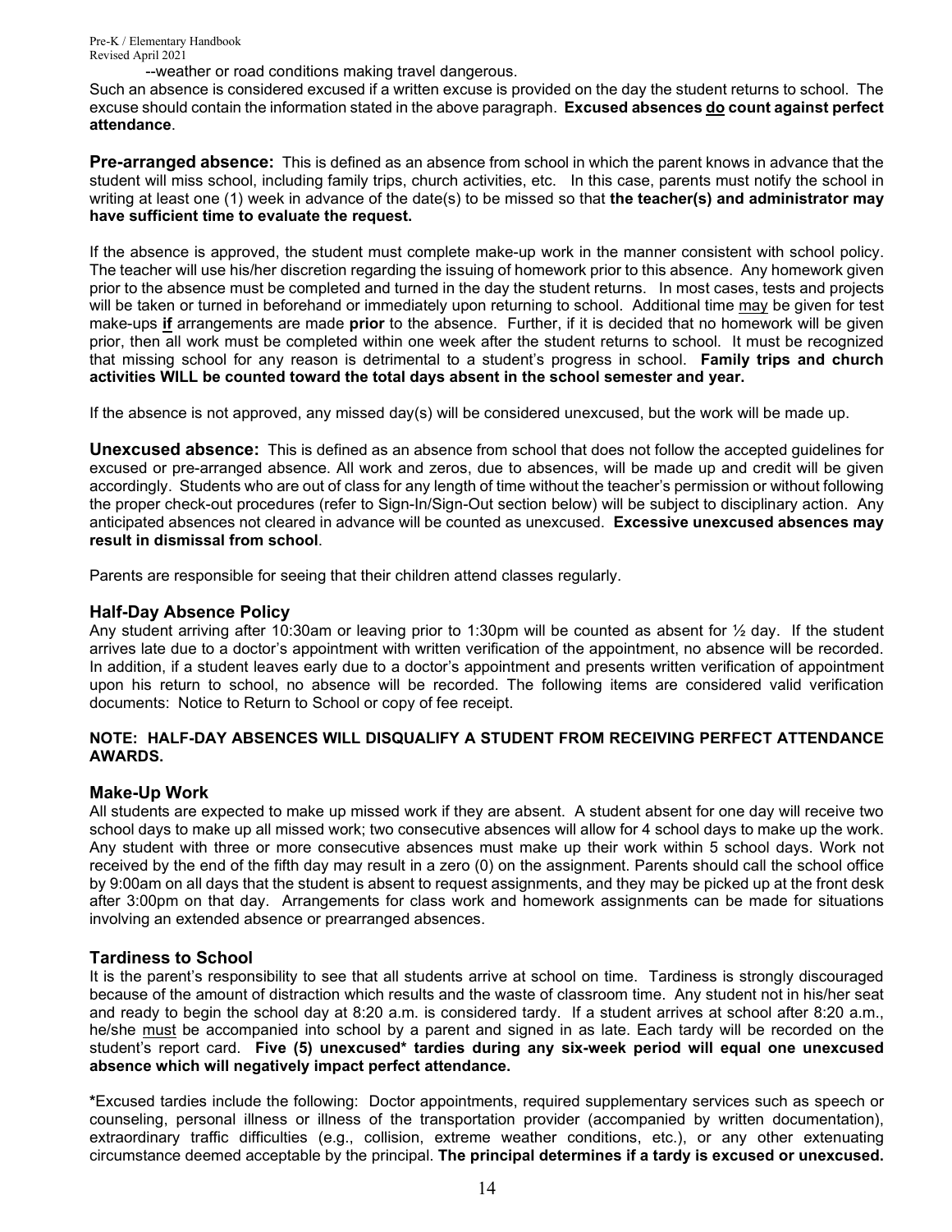--weather or road conditions making travel dangerous.

Such an absence is considered excused if a written excuse is provided on the day the student returns to school. The excuse should contain the information stated in the above paragraph. **Excused absences <u>do</u> count against perfect attendance**.

**Pre-arranged absence:** This is defined as an absence from school in which the parent knows in advance that the student will miss school, including family trips, church activities, etc. In this case, parents must notify the school in writing at least one (1) week in advance of the date(s) to be missed so that **the teacher(s) and administrator may have sufficient time to evaluate the request.**

If the absence is approved, the student must complete make-up work in the manner consistent with school policy. The teacher will use his/her discretion regarding the issuing of homework prior to this absence. Any homework given prior to the absence must be completed and turned in the day the student returns. In most cases, tests and projects will be taken or turned in beforehand or immediately upon returning to school. Additional time <u>may</u> be given for test make-ups <u>**if**</u> arrangements are made **prior** to the absence. Further, if it is decided that no homework will be given prior, then all work must be completed within one week after the student returns to school. It must be recognized that missing school for any reason is detrimental to a student's progress in school. **Family trips and church activities WILL be counted toward the total days absent in the school semester and year.**

If the absence is not approved, any missed day(s) will be considered unexcused, but the work will be made up.

**Unexcused absence:** This is defined as an absence from school that does not follow the accepted guidelines for excused or pre-arranged absence. All work and zeros, due to absences, will be made up and credit will be given accordingly. Students who are out of class for any length of time without the teacher's permission or without following the proper check-out procedures (refer to Sign-In/Sign-Out section below) will be subject to disciplinary action. Any anticipated absences not cleared in advance will be counted as unexcused. **Excessive unexcused absences may result in dismissal from school**.

Parents are responsible for seeing that their children attend classes regularly.

## Half-Day Absence Policy

Any student arriving after 10:30am or leaving prior to 1:30pm will be counted as absent for ½ day. If the student arrives late due to a doctor's appointment with written verification of the appointment, no absence will be recorded. In addition, if a student leaves early due to a doctor's appointment and presents written verification of appointment upon his return to school, no absence will be recorded. The following items are considered valid verification documents: Notice to Return to School or copy of fee receipt.

**NOTE: HALF-DAY ABSENCES WILL DISQUALIFY A STUDENT FROM RECEIVING PERFECT ATTENDANCE AWARDS.**

## Make-Up Work

All students are expected to make up missed work if they are absent. A student absent for one day will receive two school days to make up all missed work; two consecutive absences will allow for 4 school days to make up the work. Any student with three or more consecutive absences must make up their work within 5 school days. Work not received by the end of the fifth day may result in a zero (0) on the assignment. Parents should call the school office by 9:00am on all days that the student is absent to request assignments, and they may be picked up at the front desk after 3:00pm on that day. Arrangements for class work and homework assignments can be made for situations involving an extended absence or prearranged absences.

## Tardiness to School

It is the parent's responsibility to see that all students arrive at school on time. Tardiness is strongly discouraged because of the amount of distraction which results and the waste of classroom time. Any student not in his/her seat and ready to begin the school day at 8:20 a.m. is considered tardy. If a student arrives at school after 8:20 a.m., he/she <u>must</u> be accompanied into school by a parent and signed in as late. Each tardy will be recorded on the student's report card. **Five (5) unexcused\* tardies during any six-week period will equal one unexcused absence which will negatively impact perfect attendance.**

**\***Excused tardies include the following: Doctor appointments, required supplementary services such as speech or counseling, personal illness or illness of the transportation provider (accompanied by written documentation), extraordinary traffic difficulties (e.g., collision, extreme weather conditions, etc.), or any other extenuating circumstance deemed acceptable by the principal. **The principal determines if a tardy is excused or unexcused.**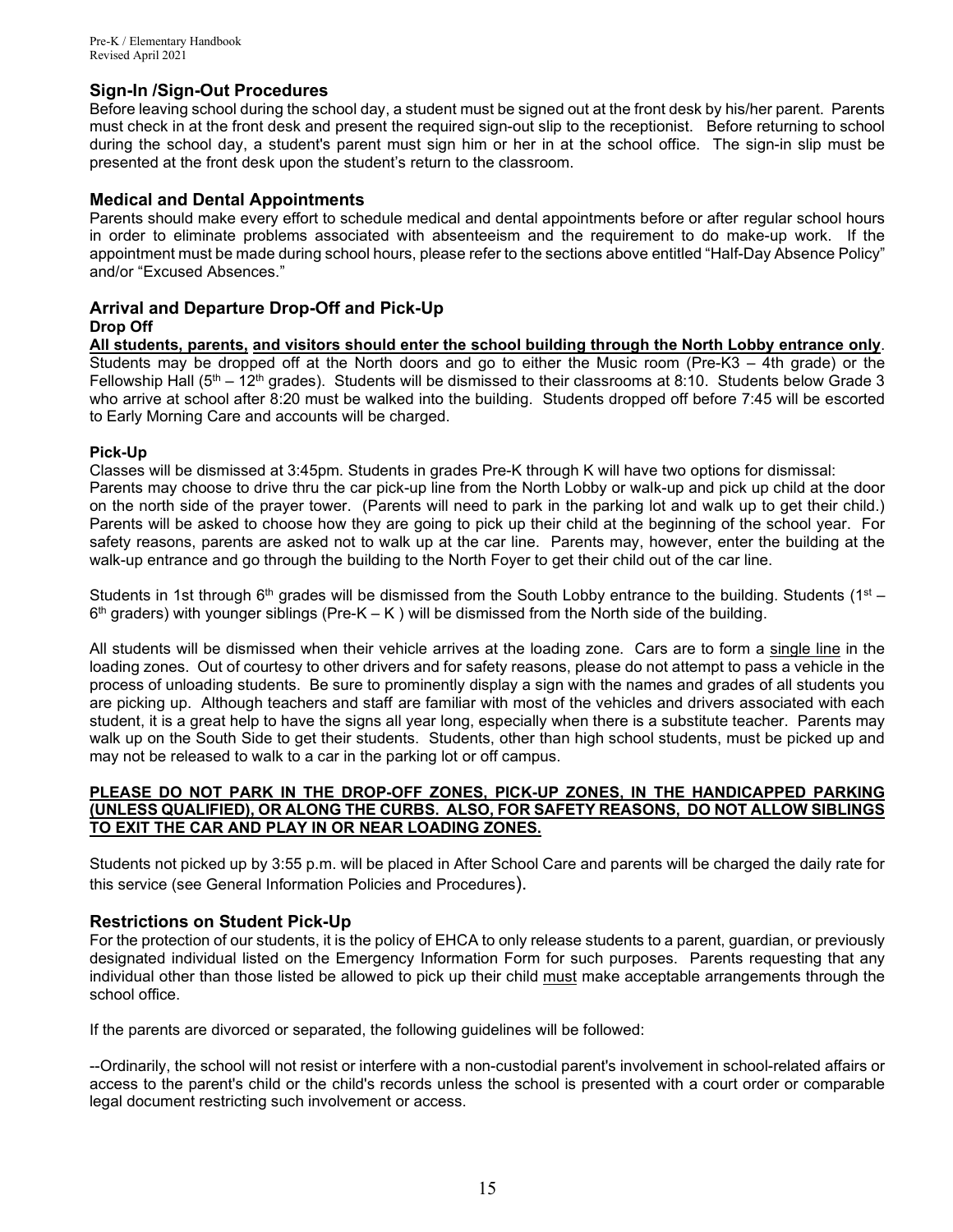## Sign-In /Sign-Out Procedures

Before leaving school during the school day, a student must be signed out at the front desk by his/her parent. Parents must check in at the front desk and present the required sign-out slip to the receptionist. Before returning to school during the school day, a student's parent must sign him or her in at the school office. The sign-in slip must be presented at the front desk upon the student's return to the classroom.

## Medical and Dental Appointments

Parents should make every effort to schedule medical and dental appointments before or after regular school hours in order to eliminate problems associated with absenteeism and the requirement to do make-up work. If the appointment must be made during school hours, please refer to the sections above entitled "Half-Day Absence Policy" and/or "Excused Absences."

## Arrival and Departure Drop-Off and Pick-Up

### Drop Off

**All students, parents, and visitors should enter the school building through the North Lobby entrance only**. Students may be dropped off at the North doors and go to either the Music room (Pre-K3 – 4th grade) or the Fellowship Hall (5th – 12th grades). Students will be dismissed to their classrooms at 8:10. Students below Grade 3 who arrive at school after 8:20 must be walked into the building. Students dropped off before 7:45 will be escorted to Early Morning Care and accounts will be charged.

### Pick-Up

Classes will be dismissed at 3:45pm. Students in grades Pre-K through K will have two options for dismissal: Parents may choose to drive thru the car pick-up line from the North Lobby or walk-up and pick up child at the door on the north side of the prayer tower. (Parents will need to park in the parking lot and walk up to get their child.) Parents will be asked to choose how they are going to pick up their child at the beginning of the school year. For safety reasons, parents are asked not to walk up at the car line. Parents may, however, enter the building at the walk-up entrance and go through the building to the North Foyer to get their child out of the car line.

Students in 1st through 6th grades will be dismissed from the South Lobby entrance to the building. Students (1st – 6th graders) with younger siblings (Pre-K – K ) will be dismissed from the North side of the building.

All students will be dismissed when their vehicle arrives at the loading zone. Cars are to form a single line in the loading zones. Out of courtesy to other drivers and for safety reasons, please do not attempt to pass a vehicle in the process of unloading students. Be sure to prominently display a sign with the names and grades of all students you are picking up. Although teachers and staff are familiar with most of the vehicles and drivers associated with each student, it is a great help to have the signs all year long, especially when there is a substitute teacher. Parents may walk up on the South Side to get their students. Students, other than high school students, must be picked up and may not be released to walk to a car in the parking lot or off campus.

**PLEASE DO NOT PARK IN THE DROP-OFF ZONES, PICK-UP ZONES, IN THE HANDICAPPED PARKING (UNLESS QUALIFIED), OR ALONG THE CURBS. ALSO, FOR SAFETY REASONS, DO NOT ALLOW SIBLINGS TO EXIT THE CAR AND PLAY IN OR NEAR LOADING ZONES.**

Students not picked up by 3:55 p.m. will be placed in After School Care and parents will be charged the daily rate for this service (see General Information Policies and Procedures).

## Restrictions on Student Pick-Up

For the protection of our students, it is the policy of EHCA to only release students to a parent, guardian, or previously designated individual listed on the Emergency Information Form for such purposes. Parents requesting that any individual other than those listed be allowed to pick up their child must make acceptable arrangements through the school office.

If the parents are divorced or separated, the following guidelines will be followed:

--Ordinarily, the school will not resist or interfere with a non-custodial parent's involvement in school-related affairs or access to the parent's child or the child's records unless the school is presented with a court order or comparable legal document restricting such involvement or access.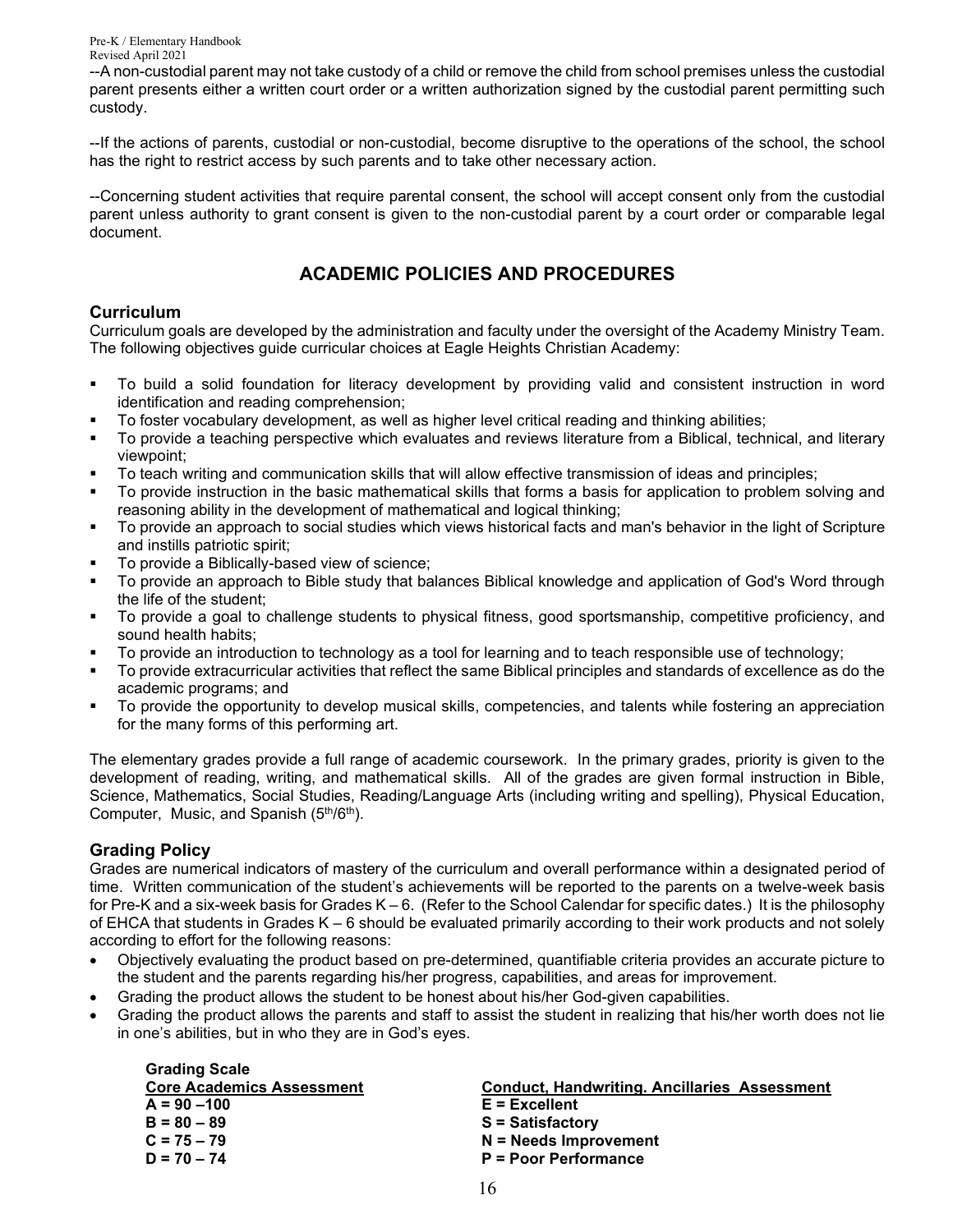--A non-custodial parent may not take custody of a child or remove the child from school premises unless the custodial parent presents either a written court order or a written authorization signed by the custodial parent permitting such custody.

--If the actions of parents, custodial or non-custodial, become disruptive to the operations of the school, the school has the right to restrict access by such parents and to take other necessary action.

--Concerning student activities that require parental consent, the school will accept consent only from the custodial parent unless authority to grant consent is given to the non-custodial parent by a court order or comparable legal document.

# ACADEMIC POLICIES AND PROCEDURES

## Curriculum

Curriculum goals are developed by the administration and faculty under the oversight of the Academy Ministry Team. The following objectives guide curricular choices at Eagle Heights Christian Academy:

- To build a solid foundation for literacy development by providing valid and consistent instruction in word identification and reading comprehension;
- To foster vocabulary development, as well as higher level critical reading and thinking abilities;
- To provide a teaching perspective which evaluates and reviews literature from a Biblical, technical, and literary viewpoint;
- To teach writing and communication skills that will allow effective transmission of ideas and principles;
- To provide instruction in the basic mathematical skills that forms a basis for application to problem solving and reasoning ability in the development of mathematical and logical thinking;
- To provide an approach to social studies which views historical facts and man's behavior in the light of Scripture and instills patriotic spirit;
- To provide a Biblically-based view of science;
- To provide an approach to Bible study that balances Biblical knowledge and application of God's Word through the life of the student;
- To provide a goal to challenge students to physical fitness, good sportsmanship, competitive proficiency, and sound health habits;
- To provide an introduction to technology as a tool for learning and to teach responsible use of technology;
- To provide extracurricular activities that reflect the same Biblical principles and standards of excellence as do the academic programs; and
- To provide the opportunity to develop musical skills, competencies, and talents while fostering an appreciation for the many forms of this performing art.

The elementary grades provide a full range of academic coursework. In the primary grades, priority is given to the development of reading, writing, and mathematical skills. All of the grades are given formal instruction in Bible, Science, Mathematics, Social Studies, Reading/Language Arts (including writing and spelling), Physical Education, Computer, Music, and Spanish (5th/6th).

## Grading Policy

Grades are numerical indicators of mastery of the curriculum and overall performance within a designated period of time. Written communication of the student's achievements will be reported to the parents on a twelve-week basis for Pre-K and a six-week basis for Grades K – 6. (Refer to the School Calendar for specific dates.) It is the philosophy of EHCA that students in Grades K – 6 should be evaluated primarily according to their work products and not solely according to effort for the following reasons:

- Objectively evaluating the product based on pre-determined, quantifiable criteria provides an accurate picture to the student and the parents regarding his/her progress, capabilities, and areas for improvement.
- Grading the product allows the student to be honest about his/her God-given capabilities.
- Grading the product allows the parents and staff to assist the student in realizing that his/her worth does not lie in one's abilities, but in who they are in God's eyes.

**Grading Scale**

| Core Academics Assessment | Conduct, Handwriting. Ancillaries Assessment |
|---|---|
| **A = 90 –100** | **E = Excellent** |
| **B = 80 – 89** | **S = Satisfactory** |
| **C = 75 – 79** | **N = Needs Improvement** |
| **D = 70 – 74** | **P = Poor Performance** |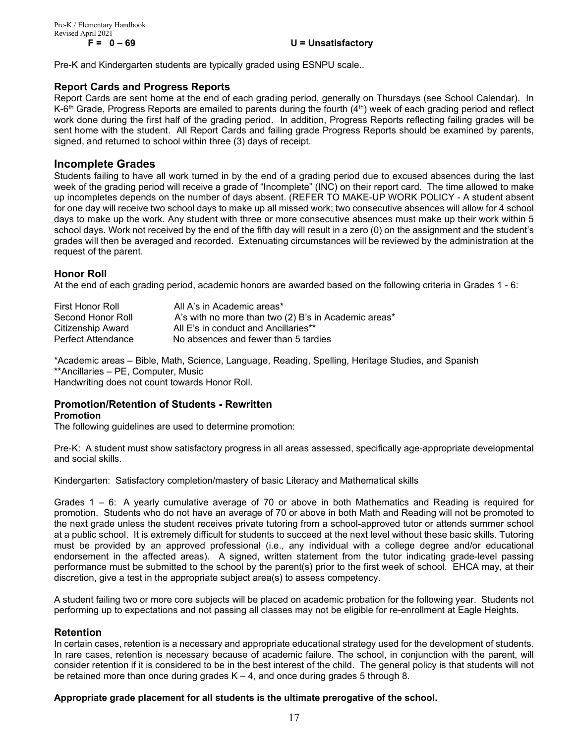**F = 0 – 69** **U = Unsatisfactory**

Pre-K and Kindergarten students are typically graded using ESNPU scale..

### Report Cards and Progress Reports

Report Cards are sent home at the end of each grading period, generally on Thursdays (see School Calendar). In K-6th Grade, Progress Reports are emailed to parents during the fourth (4th) week of each grading period and reflect work done during the first half of the grading period. In addition, Progress Reports reflecting failing grades will be sent home with the student. All Report Cards and failing grade Progress Reports should be examined by parents, signed, and returned to school within three (3) days of receipt.

## Incomplete Grades

Students failing to have all work turned in by the end of a grading period due to excused absences during the last week of the grading period will receive a grade of "Incomplete" (INC) on their report card. The time allowed to make up incompletes depends on the number of days absent. (REFER TO MAKE-UP WORK POLICY - A student absent for one day will receive two school days to make up all missed work; two consecutive absences will allow for 4 school days to make up the work. Any student with three or more consecutive absences must make up their work within 5 school days. Work not received by the end of the fifth day will result in a zero (0) on the assignment and the student's grades will then be averaged and recorded. Extenuating circumstances will be reviewed by the administration at the request of the parent.

### Honor Roll

At the end of each grading period, academic honors are awarded based on the following criteria in Grades 1 - 6:

| | |
|---|---|
| First Honor Roll | All A's in Academic areas* |
| Second Honor Roll | A's with no more than two (2) B's in Academic areas* |
| Citizenship Award | All E's in conduct and Ancillaries** |
| Perfect Attendance | No absences and fewer than 5 tardies |

*Academic areas – Bible, Math, Science, Language, Reading, Spelling, Heritage Studies, and Spanish
**Ancillaries – PE, Computer, Music
Handwriting does not count towards Honor Roll.

### Promotion/Retention of Students - Rewritten

#### Promotion

The following guidelines are used to determine promotion:

Pre-K: A student must show satisfactory progress in all areas assessed, specifically age-appropriate developmental and social skills.

Kindergarten: Satisfactory completion/mastery of basic Literacy and Mathematical skills

Grades 1 – 6: A yearly cumulative average of 70 or above in both Mathematics and Reading is required for promotion. Students who do not have an average of 70 or above in both Math and Reading will not be promoted to the next grade unless the student receives private tutoring from a school-approved tutor or attends summer school at a public school. It is extremely difficult for students to succeed at the next level without these basic skills. Tutoring must be provided by an approved professional (i.e., any individual with a college degree and/or educational endorsement in the affected areas). A signed, written statement from the tutor indicating grade-level passing performance must be submitted to the school by the parent(s) prior to the first week of school. EHCA may, at their discretion, give a test in the appropriate subject area(s) to assess competency.

A student failing two or more core subjects will be placed on academic probation for the following year. Students not performing up to expectations and not passing all classes may not be eligible for re-enrollment at Eagle Heights.

## Retention

In certain cases, retention is a necessary and appropriate educational strategy used for the development of students. In rare cases, retention is necessary because of academic failure. The school, in conjunction with the parent, will consider retention if it is considered to be in the best interest of the child. The general policy is that students will not be retained more than once during grades K – 4, and once during grades 5 through 8.

**Appropriate grade placement for all students is the ultimate prerogative of the school.**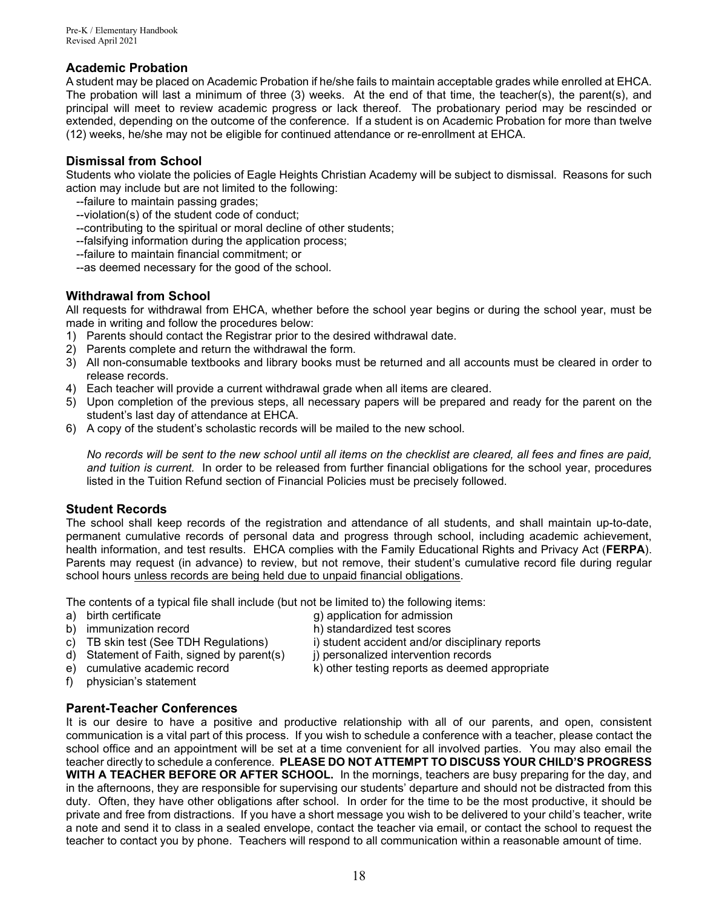## Academic Probation

A student may be placed on Academic Probation if he/she fails to maintain acceptable grades while enrolled at EHCA. The probation will last a minimum of three (3) weeks. At the end of that time, the teacher(s), the parent(s), and principal will meet to review academic progress or lack thereof. The probationary period may be rescinded or extended, depending on the outcome of the conference. If a student is on Academic Probation for more than twelve (12) weeks, he/she may not be eligible for continued attendance or re-enrollment at EHCA.

## Dismissal from School

Students who violate the policies of Eagle Heights Christian Academy will be subject to dismissal. Reasons for such action may include but are not limited to the following:

--failure to maintain passing grades;
--violation(s) of the student code of conduct;
--contributing to the spiritual or moral decline of other students;
--falsifying information during the application process;
--failure to maintain financial commitment; or
--as deemed necessary for the good of the school.

## Withdrawal from School

All requests for withdrawal from EHCA, whether before the school year begins or during the school year, must be made in writing and follow the procedures below:

1) Parents should contact the Registrar prior to the desired withdrawal date.
2) Parents complete and return the withdrawal the form.
3) All non-consumable textbooks and library books must be returned and all accounts must be cleared in order to release records.
4) Each teacher will provide a current withdrawal grade when all items are cleared.
5) Upon completion of the previous steps, all necessary papers will be prepared and ready for the parent on the student's last day of attendance at EHCA.
6) A copy of the student's scholastic records will be mailed to the new school.

*No records will be sent to the new school until all items on the checklist are cleared, all fees and fines are paid, and tuition is current.* In order to be released from further financial obligations for the school year, procedures listed in the Tuition Refund section of Financial Policies must be precisely followed.

## Student Records

The school shall keep records of the registration and attendance of all students, and shall maintain up-to-date, permanent cumulative records of personal data and progress through school, including academic achievement, health information, and test results. EHCA complies with the Family Educational Rights and Privacy Act (**FERPA**). Parents may request (in advance) to review, but not remove, their student's cumulative record file during regular school hours <u>unless records are being held due to unpaid financial obligations</u>.

The contents of a typical file shall include (but not be limited to) the following items:

a) birth certificate
b) immunization record
c) TB skin test (See TDH Regulations)
d) Statement of Faith, signed by parent(s)
e) cumulative academic record
f) physician's statement
g) application for admission
h) standardized test scores
i) student accident and/or disciplinary reports
j) personalized intervention records
k) other testing reports as deemed appropriate

## Parent-Teacher Conferences

It is our desire to have a positive and productive relationship with all of our parents, and open, consistent communication is a vital part of this process. If you wish to schedule a conference with a teacher, please contact the school office and an appointment will be set at a time convenient for all involved parties. You may also email the teacher directly to schedule a conference. **PLEASE DO NOT ATTEMPT TO DISCUSS YOUR CHILD'S PROGRESS WITH A TEACHER BEFORE OR AFTER SCHOOL.** In the mornings, teachers are busy preparing for the day, and in the afternoons, they are responsible for supervising our students' departure and should not be distracted from this duty. Often, they have other obligations after school. In order for the time to be the most productive, it should be private and free from distractions. If you have a short message you wish to be delivered to your child's teacher, write a note and send it to class in a sealed envelope, contact the teacher via email, or contact the school to request the teacher to contact you by phone. Teachers will respond to all communication within a reasonable amount of time.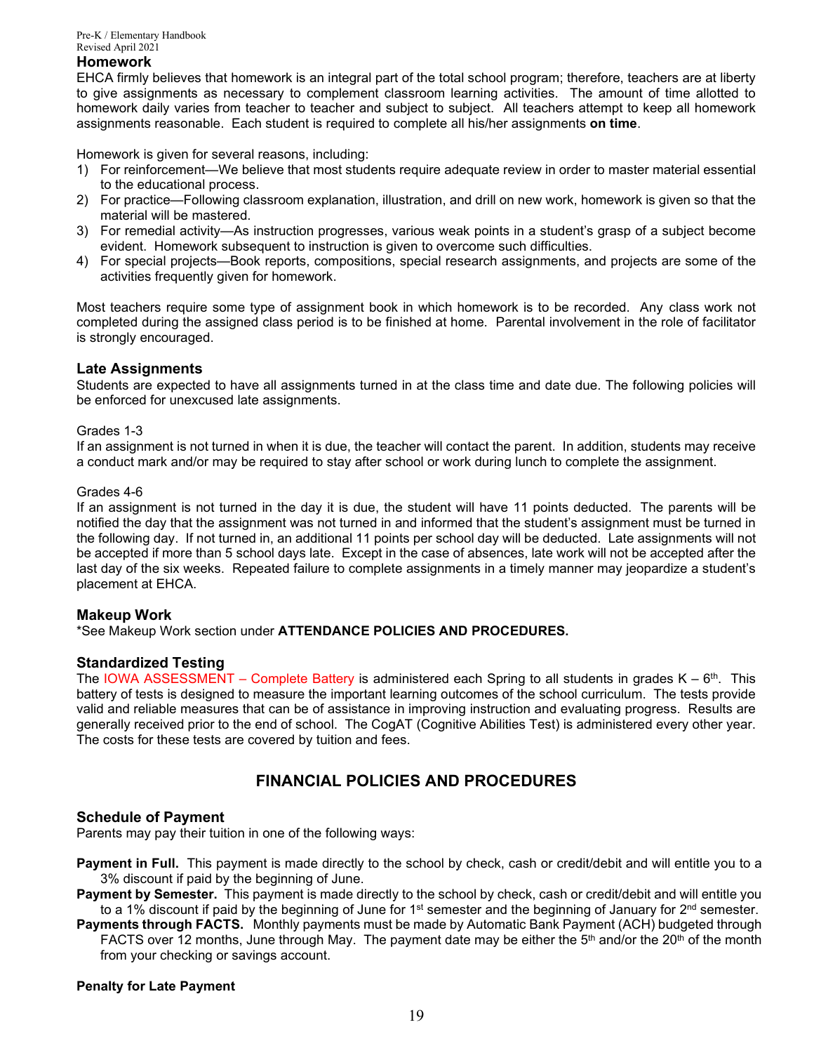## Homework

EHCA firmly believes that homework is an integral part of the total school program; therefore, teachers are at liberty to give assignments as necessary to complement classroom learning activities. The amount of time allotted to homework daily varies from teacher to teacher and subject to subject. All teachers attempt to keep all homework assignments reasonable. Each student is required to complete all his/her assignments **on time**.

Homework is given for several reasons, including:

1) For reinforcement—We believe that most students require adequate review in order to master material essential to the educational process.
2) For practice—Following classroom explanation, illustration, and drill on new work, homework is given so that the material will be mastered.
3) For remedial activity—As instruction progresses, various weak points in a student's grasp of a subject become evident. Homework subsequent to instruction is given to overcome such difficulties.
4) For special projects—Book reports, compositions, special research assignments, and projects are some of the activities frequently given for homework.

Most teachers require some type of assignment book in which homework is to be recorded. Any class work not completed during the assigned class period is to be finished at home. Parental involvement in the role of facilitator is strongly encouraged.

## Late Assignments

Students are expected to have all assignments turned in at the class time and date due. The following policies will be enforced for unexcused late assignments.

Grades 1-3

If an assignment is not turned in when it is due, the teacher will contact the parent. In addition, students may receive a conduct mark and/or may be required to stay after school or work during lunch to complete the assignment.

Grades 4-6

If an assignment is not turned in the day it is due, the student will have 11 points deducted. The parents will be notified the day that the assignment was not turned in and informed that the student's assignment must be turned in the following day. If not turned in, an additional 11 points per school day will be deducted. Late assignments will not be accepted if more than 5 school days late. Except in the case of absences, late work will not be accepted after the last day of the six weeks. Repeated failure to complete assignments in a timely manner may jeopardize a student's placement at EHCA.

## Makeup Work

*See Makeup Work section under **ATTENDANCE POLICIES AND PROCEDURES.**

## Standardized Testing

The IOWA ASSESSMENT – Complete Battery is administered each Spring to all students in grades K – 6th. This battery of tests is designed to measure the important learning outcomes of the school curriculum. The tests provide valid and reliable measures that can be of assistance in improving instruction and evaluating progress. Results are generally received prior to the end of school. The CogAT (Cognitive Abilities Test) is administered every other year. The costs for these tests are covered by tuition and fees.

# FINANCIAL POLICIES AND PROCEDURES

## Schedule of Payment

Parents may pay their tuition in one of the following ways:

**Payment in Full.** This payment is made directly to the school by check, cash or credit/debit and will entitle you to a 3% discount if paid by the beginning of June.

**Payment by Semester.** This payment is made directly to the school by check, cash or credit/debit and will entitle you to a 1% discount if paid by the beginning of June for 1st semester and the beginning of January for 2nd semester.

**Payments through FACTS.** Monthly payments must be made by Automatic Bank Payment (ACH) budgeted through FACTS over 12 months, June through May. The payment date may be either the 5th and/or the 20th of the month from your checking or savings account.

**Penalty for Late Payment**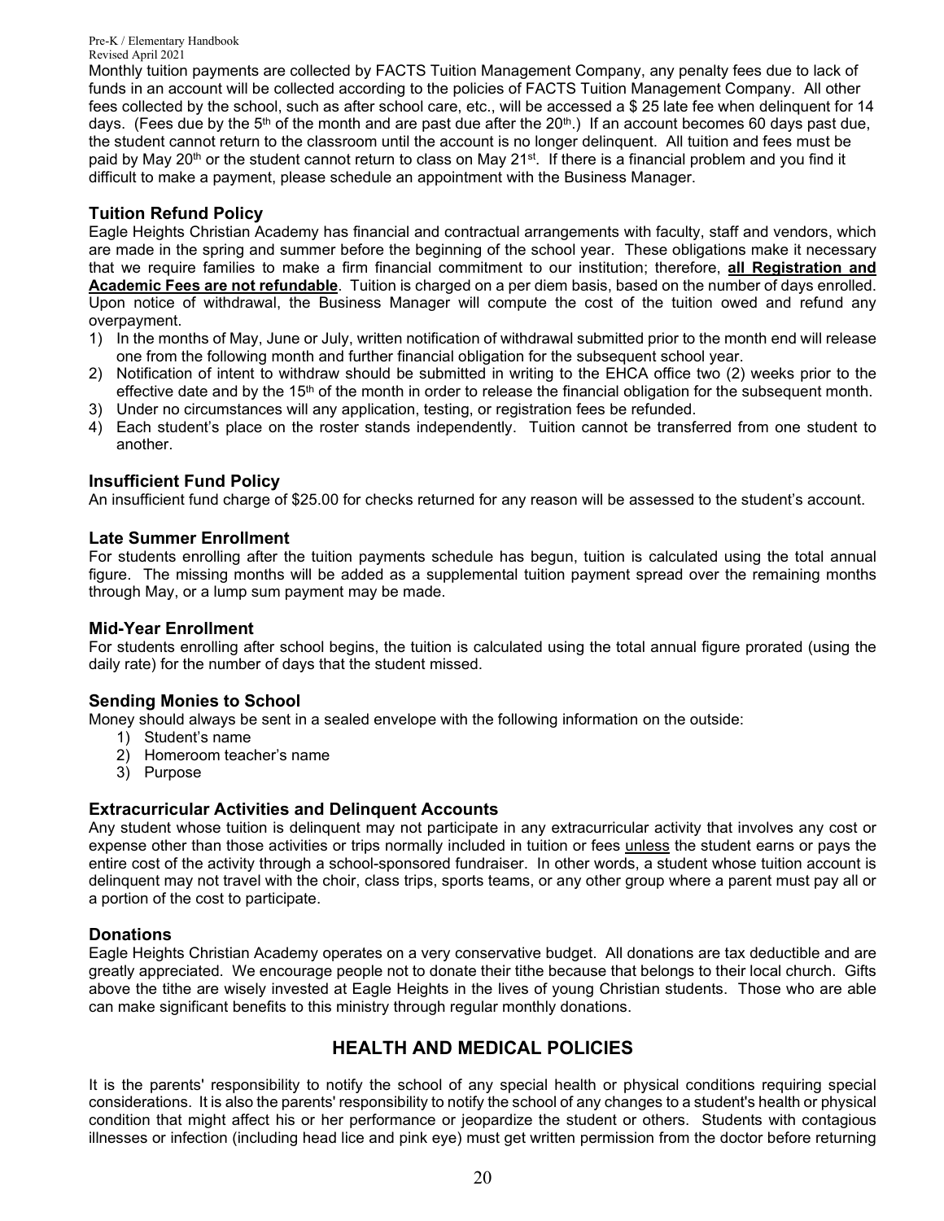Monthly tuition payments are collected by FACTS Tuition Management Company, any penalty fees due to lack of funds in an account will be collected according to the policies of FACTS Tuition Management Company. All other fees collected by the school, such as after school care, etc., will be accessed a $ 25 late fee when delinquent for 14 days. (Fees due by the 5th of the month and are past due after the 20th.) If an account becomes 60 days past due, the student cannot return to the classroom until the account is no longer delinquent. All tuition and fees must be paid by May 20th or the student cannot return to class on May 21st. If there is a financial problem and you find it difficult to make a payment, please schedule an appointment with the Business Manager.

### Tuition Refund Policy

Eagle Heights Christian Academy has financial and contractual arrangements with faculty, staff and vendors, which are made in the spring and summer before the beginning of the school year. These obligations make it necessary that we require families to make a firm financial commitment to our institution; therefore, **all Registration and Academic Fees are not refundable**. Tuition is charged on a per diem basis, based on the number of days enrolled. Upon notice of withdrawal, the Business Manager will compute the cost of the tuition owed and refund any overpayment.

1) In the months of May, June or July, written notification of withdrawal submitted prior to the month end will release one from the following month and further financial obligation for the subsequent school year.
2) Notification of intent to withdraw should be submitted in writing to the EHCA office two (2) weeks prior to the effective date and by the 15th of the month in order to release the financial obligation for the subsequent month.
3) Under no circumstances will any application, testing, or registration fees be refunded.
4) Each student's place on the roster stands independently. Tuition cannot be transferred from one student to another.

### Insufficient Fund Policy

An insufficient fund charge of $25.00 for checks returned for any reason will be assessed to the student's account.

### Late Summer Enrollment

For students enrolling after the tuition payments schedule has begun, tuition is calculated using the total annual figure. The missing months will be added as a supplemental tuition payment spread over the remaining months through May, or a lump sum payment may be made.

### Mid-Year Enrollment

For students enrolling after school begins, the tuition is calculated using the total annual figure prorated (using the daily rate) for the number of days that the student missed.

### Sending Monies to School

Money should always be sent in a sealed envelope with the following information on the outside:

1) Student's name
2) Homeroom teacher's name
3) Purpose

### Extracurricular Activities and Delinquent Accounts

Any student whose tuition is delinquent may not participate in any extracurricular activity that involves any cost or expense other than those activities or trips normally included in tuition or fees unless the student earns or pays the entire cost of the activity through a school-sponsored fundraiser. In other words, a student whose tuition account is delinquent may not travel with the choir, class trips, sports teams, or any other group where a parent must pay all or a portion of the cost to participate.

### Donations

Eagle Heights Christian Academy operates on a very conservative budget. All donations are tax deductible and are greatly appreciated. We encourage people not to donate their tithe because that belongs to their local church. Gifts above the tithe are wisely invested at Eagle Heights in the lives of young Christian students. Those who are able can make significant benefits to this ministry through regular monthly donations.

## HEALTH AND MEDICAL POLICIES

It is the parents' responsibility to notify the school of any special health or physical conditions requiring special considerations. It is also the parents' responsibility to notify the school of any changes to a student's health or physical condition that might affect his or her performance or jeopardize the student or others. Students with contagious illnesses or infection (including head lice and pink eye) must get written permission from the doctor before returning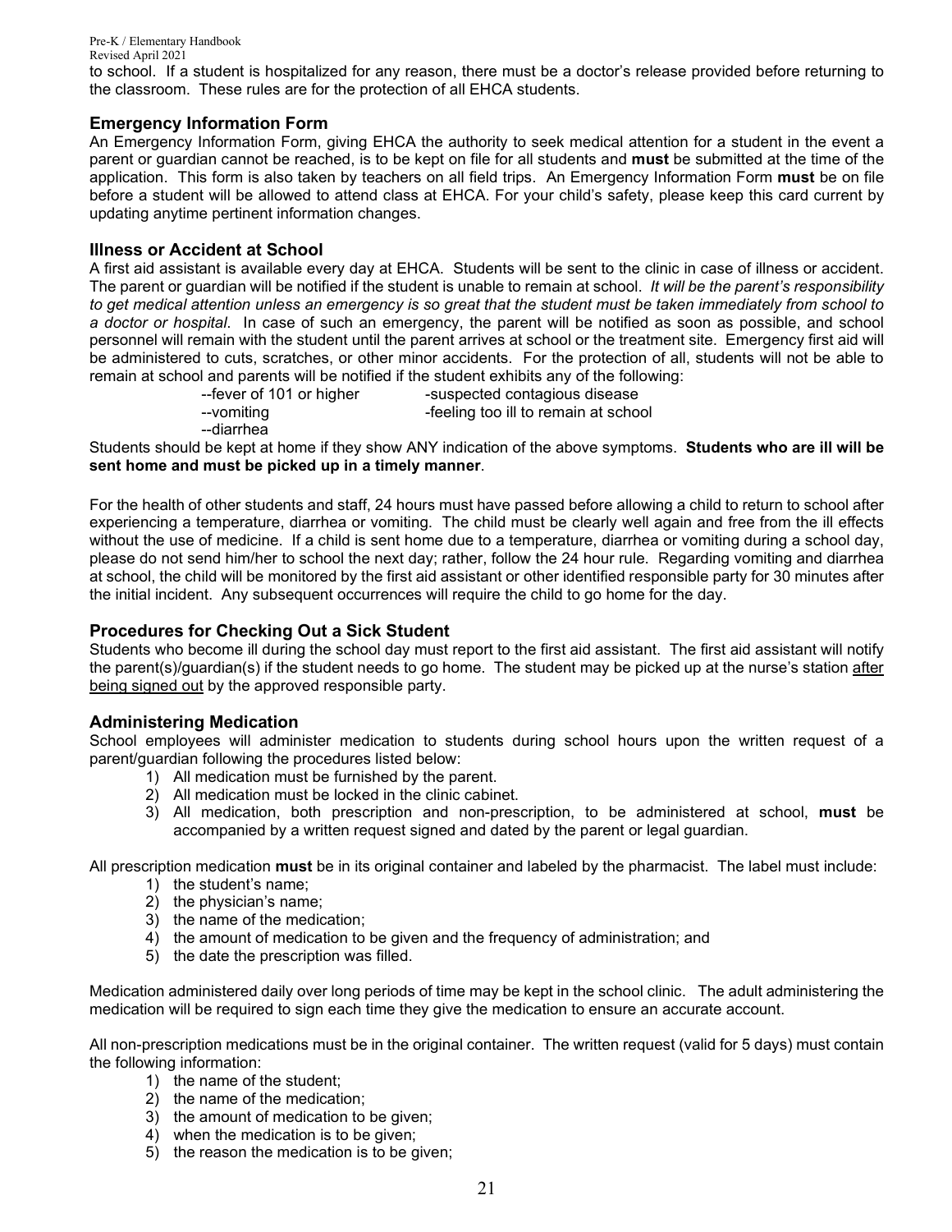to school. If a student is hospitalized for any reason, there must be a doctor's release provided before returning to the classroom. These rules are for the protection of all EHCA students.

### Emergency Information Form

An Emergency Information Form, giving EHCA the authority to seek medical attention for a student in the event a parent or guardian cannot be reached, is to be kept on file for all students and **must** be submitted at the time of the application. This form is also taken by teachers on all field trips. An Emergency Information Form **must** be on file before a student will be allowed to attend class at EHCA. For your child's safety, please keep this card current by updating anytime pertinent information changes.

### Illness or Accident at School

A first aid assistant is available every day at EHCA. Students will be sent to the clinic in case of illness or accident. The parent or guardian will be notified if the student is unable to remain at school. *It will be the parent's responsibility to get medical attention unless an emergency is so great that the student must be taken immediately from school to a doctor or hospital*. In case of such an emergency, the parent will be notified as soon as possible, and school personnel will remain with the student until the parent arrives at school or the treatment site. Emergency first aid will be administered to cuts, scratches, or other minor accidents. For the protection of all, students will not be able to remain at school and parents will be notified if the student exhibits any of the following:

- --fever of 101 or higher
- --vomiting
- --diarrhea
- -suspected contagious disease
- -feeling too ill to remain at school

Students should be kept at home if they show ANY indication of the above symptoms. **Students who are ill will be sent home and must be picked up in a timely manner**.

For the health of other students and staff, 24 hours must have passed before allowing a child to return to school after experiencing a temperature, diarrhea or vomiting. The child must be clearly well again and free from the ill effects without the use of medicine. If a child is sent home due to a temperature, diarrhea or vomiting during a school day, please do not send him/her to school the next day; rather, follow the 24 hour rule. Regarding vomiting and diarrhea at school, the child will be monitored by the first aid assistant or other identified responsible party for 30 minutes after the initial incident. Any subsequent occurrences will require the child to go home for the day.

### Procedures for Checking Out a Sick Student

Students who become ill during the school day must report to the first aid assistant. The first aid assistant will notify the parent(s)/guardian(s) if the student needs to go home. The student may be picked up at the nurse's station <u>after being signed out</u> by the approved responsible party.

### Administering Medication

School employees will administer medication to students during school hours upon the written request of a parent/guardian following the procedures listed below:

1) All medication must be furnished by the parent.
2) All medication must be locked in the clinic cabinet.
3) All medication, both prescription and non-prescription, to be administered at school, **must** be accompanied by a written request signed and dated by the parent or legal guardian.

All prescription medication **must** be in its original container and labeled by the pharmacist. The label must include:

1) the student's name;
2) the physician's name;
3) the name of the medication;
4) the amount of medication to be given and the frequency of administration; and
5) the date the prescription was filled.

Medication administered daily over long periods of time may be kept in the school clinic. The adult administering the medication will be required to sign each time they give the medication to ensure an accurate account.

All non-prescription medications must be in the original container. The written request (valid for 5 days) must contain the following information:

1) the name of the student;
2) the name of the medication;
3) the amount of medication to be given;
4) when the medication is to be given;
5) the reason the medication is to be given;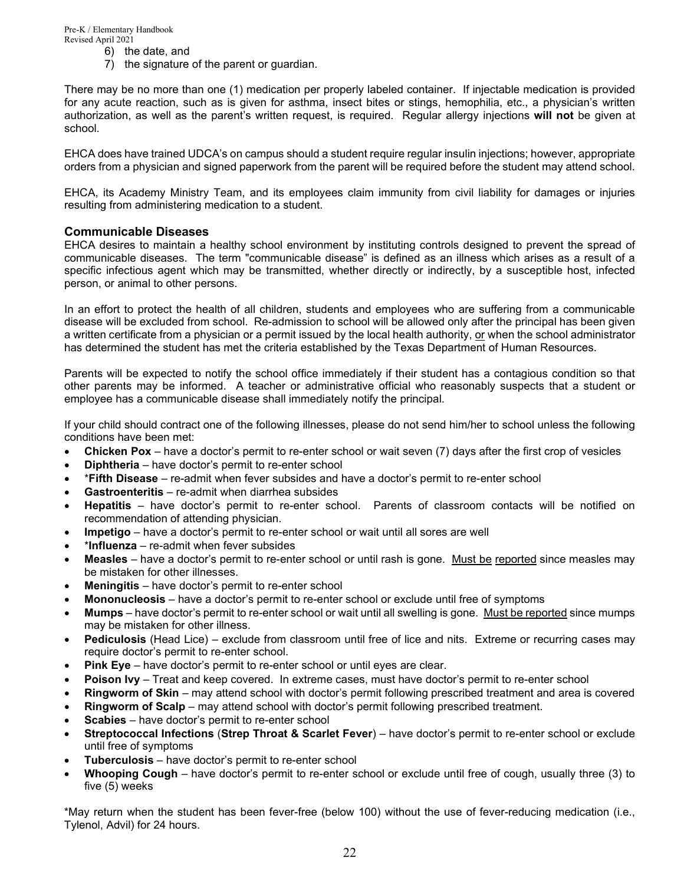6) the date, and
7) the signature of the parent or guardian.

There may be no more than one (1) medication per properly labeled container. If injectable medication is provided for any acute reaction, such as is given for asthma, insect bites or stings, hemophilia, etc., a physician's written authorization, as well as the parent's written request, is required. Regular allergy injections **will not** be given at school.

EHCA does have trained UDCA's on campus should a student require regular insulin injections; however, appropriate orders from a physician and signed paperwork from the parent will be required before the student may attend school.

EHCA, its Academy Ministry Team, and its employees claim immunity from civil liability for damages or injuries resulting from administering medication to a student.

## Communicable Diseases

EHCA desires to maintain a healthy school environment by instituting controls designed to prevent the spread of communicable diseases. The term "communicable disease" is defined as an illness which arises as a result of a specific infectious agent which may be transmitted, whether directly or indirectly, by a susceptible host, infected person, or animal to other persons.

In an effort to protect the health of all children, students and employees who are suffering from a communicable disease will be excluded from school. Re-admission to school will be allowed only after the principal has been given a written certificate from a physician or a permit issued by the local health authority, <u>or</u> when the school administrator has determined the student has met the criteria established by the Texas Department of Human Resources.

Parents will be expected to notify the school office immediately if their student has a contagious condition so that other parents may be informed. A teacher or administrative official who reasonably suspects that a student or employee has a communicable disease shall immediately notify the principal.

If your child should contract one of the following illnesses, please do not send him/her to school unless the following conditions have been met:

- **Chicken Pox** – have a doctor's permit to re-enter school or wait seven (7) days after the first crop of vesicles
- **Diphtheria** – have doctor's permit to re-enter school
- ***Fifth Disease** – re-admit when fever subsides and have a doctor's permit to re-enter school
- **Gastroenteritis** – re-admit when diarrhea subsides
- **Hepatitis** – have doctor's permit to re-enter school. Parents of classroom contacts will be notified on recommendation of attending physician.
- **Impetigo** – have a doctor's permit to re-enter school or wait until all sores are well
- ***Influenza** – re-admit when fever subsides
- **Measles** – have a doctor's permit to re-enter school or until rash is gone. <u>Must be</u> <u>reported</u> since measles may be mistaken for other illnesses.
- **Meningitis** – have doctor's permit to re-enter school
- **Mononucleosis** – have a doctor's permit to re-enter school or exclude until free of symptoms
- **Mumps** – have doctor's permit to re-enter school or wait until all swelling is gone. <u>Must be reported</u> since mumps may be mistaken for other illness.
- **Pediculosis** (Head Lice) – exclude from classroom until free of lice and nits. Extreme or recurring cases may require doctor's permit to re-enter school.
- **Pink Eye** – have doctor's permit to re-enter school or until eyes are clear.
- **Poison Ivy** – Treat and keep covered. In extreme cases, must have doctor's permit to re-enter school
- **Ringworm of Skin** – may attend school with doctor's permit following prescribed treatment and area is covered
- **Ringworm of Scalp** – may attend school with doctor's permit following prescribed treatment.
- **Scabies** – have doctor's permit to re-enter school
- **Streptococcal Infections** (**Strep Throat & Scarlet Fever**) – have doctor's permit to re-enter school or exclude until free of symptoms
- **Tuberculosis** – have doctor's permit to re-enter school
- **Whooping Cough** – have doctor's permit to re-enter school or exclude until free of cough, usually three (3) to five (5) weeks

*May return when the student has been fever-free (below 100) without the use of fever-reducing medication (i.e., Tylenol, Advil) for 24 hours.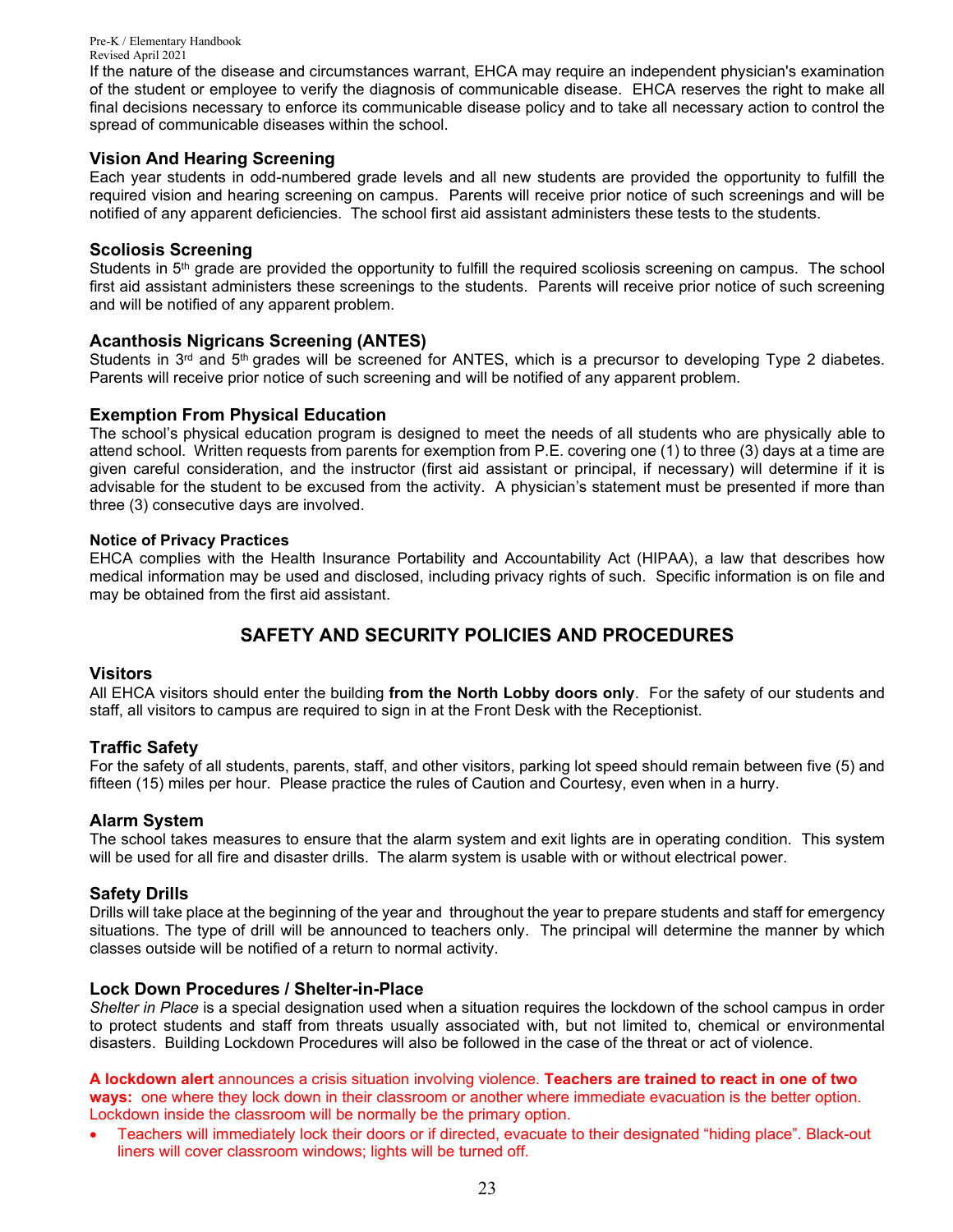If the nature of the disease and circumstances warrant, EHCA may require an independent physician's examination of the student or employee to verify the diagnosis of communicable disease. EHCA reserves the right to make all final decisions necessary to enforce its communicable disease policy and to take all necessary action to control the spread of communicable diseases within the school.

### Vision And Hearing Screening

Each year students in odd-numbered grade levels and all new students are provided the opportunity to fulfill the required vision and hearing screening on campus. Parents will receive prior notice of such screenings and will be notified of any apparent deficiencies. The school first aid assistant administers these tests to the students.

### Scoliosis Screening

Students in 5th grade are provided the opportunity to fulfill the required scoliosis screening on campus. The school first aid assistant administers these screenings to the students. Parents will receive prior notice of such screening and will be notified of any apparent problem.

### Acanthosis Nigricans Screening (ANTES)

Students in 3rd and 5th grades will be screened for ANTES, which is a precursor to developing Type 2 diabetes. Parents will receive prior notice of such screening and will be notified of any apparent problem.

### Exemption From Physical Education

The school's physical education program is designed to meet the needs of all students who are physically able to attend school. Written requests from parents for exemption from P.E. covering one (1) to three (3) days at a time are given careful consideration, and the instructor (first aid assistant or principal, if necessary) will determine if it is advisable for the student to be excused from the activity. A physician's statement must be presented if more than three (3) consecutive days are involved.

#### Notice of Privacy Practices

EHCA complies with the Health Insurance Portability and Accountability Act (HIPAA), a law that describes how medical information may be used and disclosed, including privacy rights of such. Specific information is on file and may be obtained from the first aid assistant.

## SAFETY AND SECURITY POLICIES AND PROCEDURES

### Visitors

All EHCA visitors should enter the building **from the North Lobby doors only**. For the safety of our students and staff, all visitors to campus are required to sign in at the Front Desk with the Receptionist.

### Traffic Safety

For the safety of all students, parents, staff, and other visitors, parking lot speed should remain between five (5) and fifteen (15) miles per hour. Please practice the rules of Caution and Courtesy, even when in a hurry.

### Alarm System

The school takes measures to ensure that the alarm system and exit lights are in operating condition. This system will be used for all fire and disaster drills. The alarm system is usable with or without electrical power.

### Safety Drills

Drills will take place at the beginning of the year and throughout the year to prepare students and staff for emergency situations. The type of drill will be announced to teachers only. The principal will determine the manner by which classes outside will be notified of a return to normal activity.

### Lock Down Procedures / Shelter-in-Place

*Shelter in Place* is a special designation used when a situation requires the lockdown of the school campus in order to protect students and staff from threats usually associated with, but not limited to, chemical or environmental disasters. Building Lockdown Procedures will also be followed in the case of the threat or act of violence.

**A lockdown alert** announces a crisis situation involving violence. **Teachers are trained to react in one of two ways:** one where they lock down in their classroom or another where immediate evacuation is the better option. Lockdown inside the classroom will be normally be the primary option.

- Teachers will immediately lock their doors or if directed, evacuate to their designated "hiding place". Black-out liners will cover classroom windows; lights will be turned off.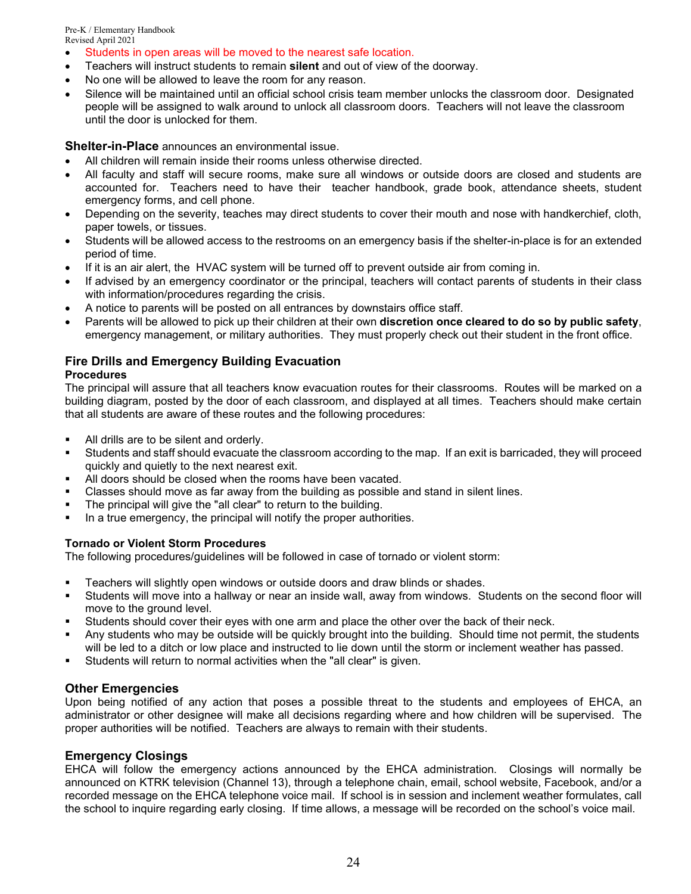- Students in open areas will be moved to the nearest safe location.
- Teachers will instruct students to remain **silent** and out of view of the doorway.
- No one will be allowed to leave the room for any reason.
- Silence will be maintained until an official school crisis team member unlocks the classroom door. Designated people will be assigned to walk around to unlock all classroom doors. Teachers will not leave the classroom until the door is unlocked for them.

**Shelter-in-Place** announces an environmental issue.

- All children will remain inside their rooms unless otherwise directed.
- All faculty and staff will secure rooms, make sure all windows or outside doors are closed and students are accounted for. Teachers need to have their teacher handbook, grade book, attendance sheets, student emergency forms, and cell phone.
- Depending on the severity, teaches may direct students to cover their mouth and nose with handkerchief, cloth, paper towels, or tissues.
- Students will be allowed access to the restrooms on an emergency basis if the shelter-in-place is for an extended period of time.
- If it is an air alert, the HVAC system will be turned off to prevent outside air from coming in.
- If advised by an emergency coordinator or the principal, teachers will contact parents of students in their class with information/procedures regarding the crisis.
- A notice to parents will be posted on all entrances by downstairs office staff.
- Parents will be allowed to pick up their children at their own **discretion once cleared to do so by public safety**, emergency management, or military authorities. They must properly check out their student in the front office.

## Fire Drills and Emergency Building Evacuation

### Procedures

The principal will assure that all teachers know evacuation routes for their classrooms. Routes will be marked on a building diagram, posted by the door of each classroom, and displayed at all times. Teachers should make certain that all students are aware of these routes and the following procedures:

- All drills are to be silent and orderly.
- Students and staff should evacuate the classroom according to the map. If an exit is barricaded, they will proceed quickly and quietly to the next nearest exit.
- All doors should be closed when the rooms have been vacated.
- Classes should move as far away from the building as possible and stand in silent lines.
- The principal will give the "all clear" to return to the building.
- In a true emergency, the principal will notify the proper authorities.

### Tornado or Violent Storm Procedures

The following procedures/guidelines will be followed in case of tornado or violent storm:

- Teachers will slightly open windows or outside doors and draw blinds or shades.
- Students will move into a hallway or near an inside wall, away from windows. Students on the second floor will move to the ground level.
- Students should cover their eyes with one arm and place the other over the back of their neck.
- Any students who may be outside will be quickly brought into the building. Should time not permit, the students will be led to a ditch or low place and instructed to lie down until the storm or inclement weather has passed.
- Students will return to normal activities when the "all clear" is given.

## Other Emergencies

Upon being notified of any action that poses a possible threat to the students and employees of EHCA, an administrator or other designee will make all decisions regarding where and how children will be supervised. The proper authorities will be notified. Teachers are always to remain with their students.

## Emergency Closings

EHCA will follow the emergency actions announced by the EHCA administration. Closings will normally be announced on KTRK television (Channel 13), through a telephone chain, email, school website, Facebook, and/or a recorded message on the EHCA telephone voice mail. If school is in session and inclement weather formulates, call the school to inquire regarding early closing. If time allows, a message will be recorded on the school's voice mail.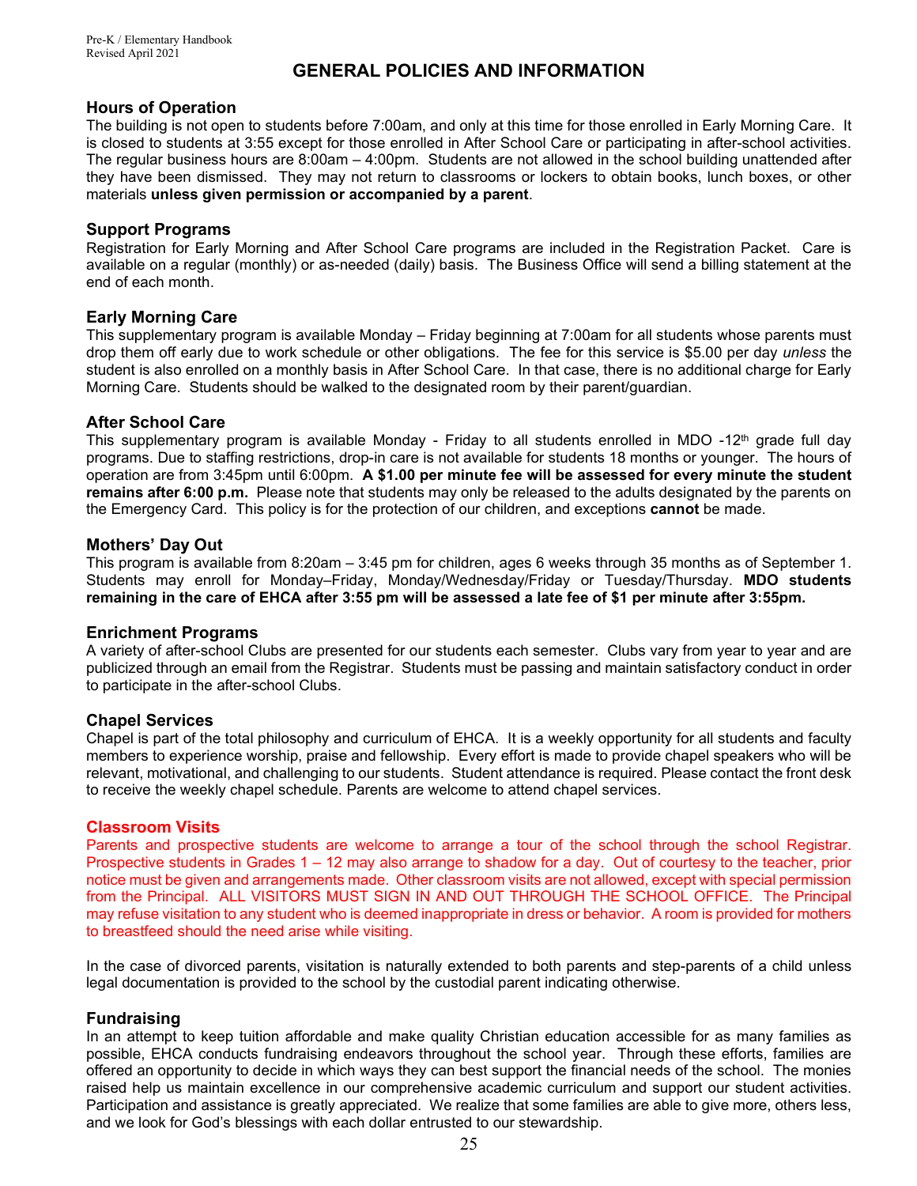## GENERAL POLICIES AND INFORMATION

### Hours of Operation

The building is not open to students before 7:00am, and only at this time for those enrolled in Early Morning Care. It is closed to students at 3:55 except for those enrolled in After School Care or participating in after-school activities. The regular business hours are 8:00am – 4:00pm. Students are not allowed in the school building unattended after they have been dismissed. They may not return to classrooms or lockers to obtain books, lunch boxes, or other materials **unless given permission or accompanied by a parent**.

### Support Programs

Registration for Early Morning and After School Care programs are included in the Registration Packet. Care is available on a regular (monthly) or as-needed (daily) basis. The Business Office will send a billing statement at the end of each month.

### Early Morning Care

This supplementary program is available Monday – Friday beginning at 7:00am for all students whose parents must drop them off early due to work schedule or other obligations. The fee for this service is $5.00 per day *unless* the student is also enrolled on a monthly basis in After School Care. In that case, there is no additional charge for Early Morning Care. Students should be walked to the designated room by their parent/guardian.

### After School Care

This supplementary program is available Monday - Friday to all students enrolled in MDO -12th grade full day programs. Due to staffing restrictions, drop-in care is not available for students 18 months or younger. The hours of operation are from 3:45pm until 6:00pm. **A $1.00 per minute fee will be assessed for every minute the student remains after 6:00 p.m.** Please note that students may only be released to the adults designated by the parents on the Emergency Card. This policy is for the protection of our children, and exceptions **cannot** be made.

### Mothers' Day Out

This program is available from 8:20am – 3:45 pm for children, ages 6 weeks through 35 months as of September 1. Students may enroll for Monday–Friday, Monday/Wednesday/Friday or Tuesday/Thursday. **MDO students remaining in the care of EHCA after 3:55 pm will be assessed a late fee of $1 per minute after 3:55pm.**

### Enrichment Programs

A variety of after-school Clubs are presented for our students each semester. Clubs vary from year to year and are publicized through an email from the Registrar. Students must be passing and maintain satisfactory conduct in order to participate in the after-school Clubs.

### Chapel Services

Chapel is part of the total philosophy and curriculum of EHCA. It is a weekly opportunity for all students and faculty members to experience worship, praise and fellowship. Every effort is made to provide chapel speakers who will be relevant, motivational, and challenging to our students. Student attendance is required. Please contact the front desk to receive the weekly chapel schedule. Parents are welcome to attend chapel services.

### Classroom Visits

Parents and prospective students are welcome to arrange a tour of the school through the school Registrar. Prospective students in Grades 1 – 12 may also arrange to shadow for a day. Out of courtesy to the teacher, prior notice must be given and arrangements made. Other classroom visits are not allowed, except with special permission from the Principal. ALL VISITORS MUST SIGN IN AND OUT THROUGH THE SCHOOL OFFICE. The Principal may refuse visitation to any student who is deemed inappropriate in dress or behavior. A room is provided for mothers to breastfeed should the need arise while visiting.

In the case of divorced parents, visitation is naturally extended to both parents and step-parents of a child unless legal documentation is provided to the school by the custodial parent indicating otherwise.

### Fundraising

In an attempt to keep tuition affordable and make quality Christian education accessible for as many families as possible, EHCA conducts fundraising endeavors throughout the school year. Through these efforts, families are offered an opportunity to decide in which ways they can best support the financial needs of the school. The monies raised help us maintain excellence in our comprehensive academic curriculum and support our student activities. Participation and assistance is greatly appreciated. We realize that some families are able to give more, others less, and we look for God's blessings with each dollar entrusted to our stewardship.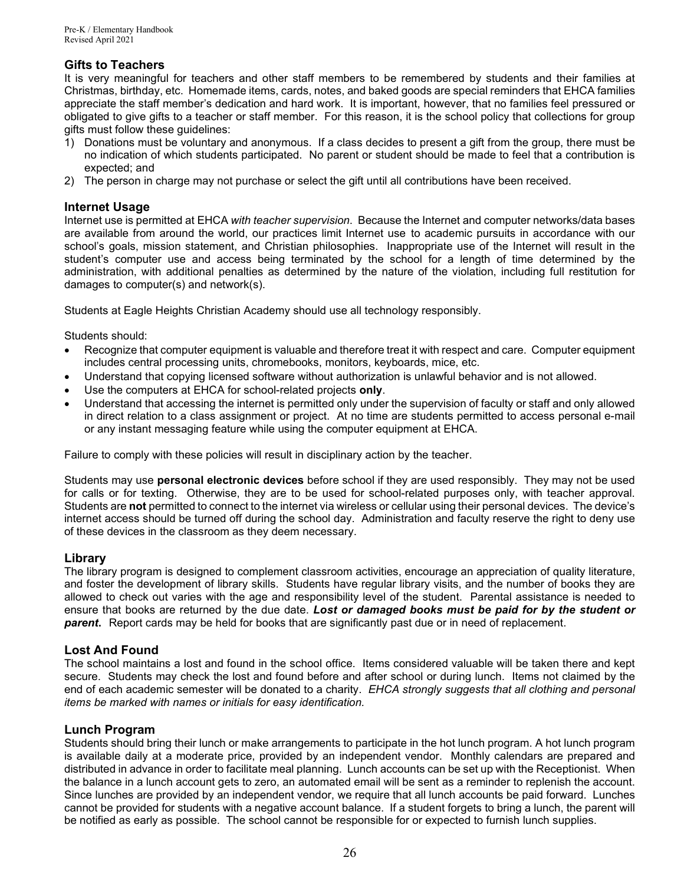## Gifts to Teachers

It is very meaningful for teachers and other staff members to be remembered by students and their families at Christmas, birthday, etc. Homemade items, cards, notes, and baked goods are special reminders that EHCA families appreciate the staff member's dedication and hard work. It is important, however, that no families feel pressured or obligated to give gifts to a teacher or staff member. For this reason, it is the school policy that collections for group gifts must follow these guidelines:

1) Donations must be voluntary and anonymous. If a class decides to present a gift from the group, there must be no indication of which students participated. No parent or student should be made to feel that a contribution is expected; and
2) The person in charge may not purchase or select the gift until all contributions have been received.

## Internet Usage

Internet use is permitted at EHCA *with teacher supervision*. Because the Internet and computer networks/data bases are available from around the world, our practices limit Internet use to academic pursuits in accordance with our school's goals, mission statement, and Christian philosophies. Inappropriate use of the Internet will result in the student's computer use and access being terminated by the school for a length of time determined by the administration, with additional penalties as determined by the nature of the violation, including full restitution for damages to computer(s) and network(s).

Students at Eagle Heights Christian Academy should use all technology responsibly.

Students should:

- Recognize that computer equipment is valuable and therefore treat it with respect and care. Computer equipment includes central processing units, chromebooks, monitors, keyboards, mice, etc.
- Understand that copying licensed software without authorization is unlawful behavior and is not allowed.
- Use the computers at EHCA for school-related projects **only**.
- Understand that accessing the internet is permitted only under the supervision of faculty or staff and only allowed in direct relation to a class assignment or project. At no time are students permitted to access personal e-mail or any instant messaging feature while using the computer equipment at EHCA.

Failure to comply with these policies will result in disciplinary action by the teacher.

Students may use **personal electronic devices** before school if they are used responsibly. They may not be used for calls or for texting. Otherwise, they are to be used for school-related purposes only, with teacher approval. Students are **not** permitted to connect to the internet via wireless or cellular using their personal devices. The device's internet access should be turned off during the school day. Administration and faculty reserve the right to deny use of these devices in the classroom as they deem necessary.

## Library

The library program is designed to complement classroom activities, encourage an appreciation of quality literature, and foster the development of library skills. Students have regular library visits, and the number of books they are allowed to check out varies with the age and responsibility level of the student. Parental assistance is needed to ensure that books are returned by the due date. ***Lost or damaged books must be paid for by the student or parent.*** Report cards may be held for books that are significantly past due or in need of replacement.

## Lost And Found

The school maintains a lost and found in the school office. Items considered valuable will be taken there and kept secure. Students may check the lost and found before and after school or during lunch. Items not claimed by the end of each academic semester will be donated to a charity. *EHCA strongly suggests that all clothing and personal items be marked with names or initials for easy identification.*

## Lunch Program

Students should bring their lunch or make arrangements to participate in the hot lunch program. A hot lunch program is available daily at a moderate price, provided by an independent vendor. Monthly calendars are prepared and distributed in advance in order to facilitate meal planning. Lunch accounts can be set up with the Receptionist. When the balance in a lunch account gets to zero, an automated email will be sent as a reminder to replenish the account. Since lunches are provided by an independent vendor, we require that all lunch accounts be paid forward. Lunches cannot be provided for students with a negative account balance. If a student forgets to bring a lunch, the parent will be notified as early as possible. The school cannot be responsible for or expected to furnish lunch supplies.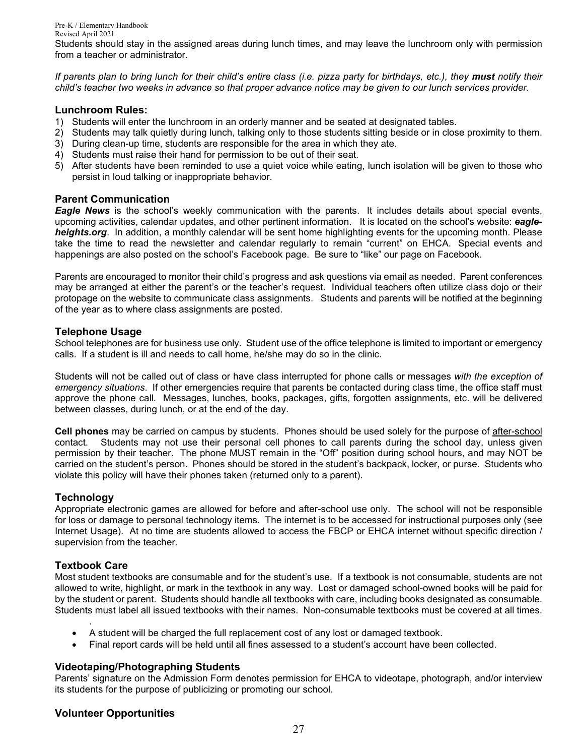Students should stay in the assigned areas during lunch times, and may leave the lunchroom only with permission from a teacher or administrator.

*If parents plan to bring lunch for their child's entire class (i.e. pizza party for birthdays, etc.), they* ***must*** *notify their child's teacher two weeks in advance so that proper advance notice may be given to our lunch services provider.*

## Lunchroom Rules:

1) Students will enter the lunchroom in an orderly manner and be seated at designated tables.
2) Students may talk quietly during lunch, talking only to those students sitting beside or in close proximity to them.
3) During clean-up time, students are responsible for the area in which they ate.
4) Students must raise their hand for permission to be out of their seat.
5) After students have been reminded to use a quiet voice while eating, lunch isolation will be given to those who persist in loud talking or inappropriate behavior.

## Parent Communication

***Eagle News*** is the school's weekly communication with the parents. It includes details about special events, upcoming activities, calendar updates, and other pertinent information. It is located on the school's website: ***eagle-heights.org***. In addition, a monthly calendar will be sent home highlighting events for the upcoming month. Please take the time to read the newsletter and calendar regularly to remain "current" on EHCA. Special events and happenings are also posted on the school's Facebook page. Be sure to "like" our page on Facebook.

Parents are encouraged to monitor their child's progress and ask questions via email as needed. Parent conferences may be arranged at either the parent's or the teacher's request. Individual teachers often utilize class dojo or their protopage on the website to communicate class assignments. Students and parents will be notified at the beginning of the year as to where class assignments are posted.

## Telephone Usage

School telephones are for business use only. Student use of the office telephone is limited to important or emergency calls. If a student is ill and needs to call home, he/she may do so in the clinic.

Students will not be called out of class or have class interrupted for phone calls or messages *with the exception of emergency situations*. If other emergencies require that parents be contacted during class time, the office staff must approve the phone call. Messages, lunches, books, packages, gifts, forgotten assignments, etc. will be delivered between classes, during lunch, or at the end of the day.

**Cell phones** may be carried on campus by students. Phones should be used solely for the purpose of <u>after-school</u> contact. Students may not use their personal cell phones to call parents during the school day, unless given permission by their teacher. The phone MUST remain in the "Off" position during school hours, and may NOT be carried on the student's person. Phones should be stored in the student's backpack, locker, or purse. Students who violate this policy will have their phones taken (returned only to a parent).

## Technology

Appropriate electronic games are allowed for before and after-school use only. The school will not be responsible for loss or damage to personal technology items. The internet is to be accessed for instructional purposes only (see Internet Usage). At no time are students allowed to access the FBCP or EHCA internet without specific direction / supervision from the teacher.

## Textbook Care

Most student textbooks are consumable and for the student's use. If a textbook is not consumable, students are not allowed to write, highlight, or mark in the textbook in any way. Lost or damaged school-owned books will be paid for by the student or parent. Students should handle all textbooks with care, including books designated as consumable. Students must label all issued textbooks with their names. Non-consumable textbooks must be covered at all times.

- A student will be charged the full replacement cost of any lost or damaged textbook.
- Final report cards will be held until all fines assessed to a student's account have been collected.

## Videotaping/Photographing Students

Parents' signature on the Admission Form denotes permission for EHCA to videotape, photograph, and/or interview its students for the purpose of publicizing or promoting our school.

## Volunteer Opportunities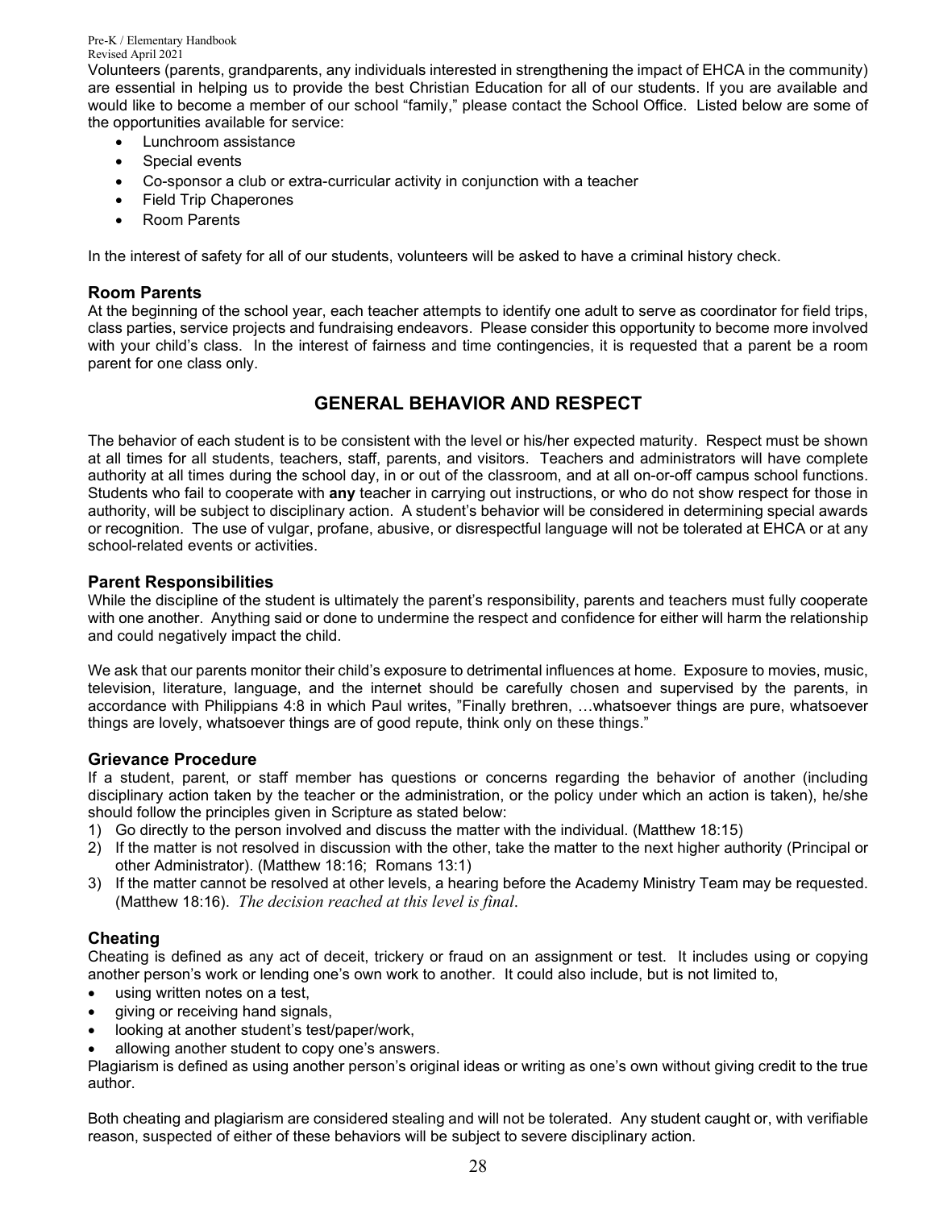Volunteers (parents, grandparents, any individuals interested in strengthening the impact of EHCA in the community) are essential in helping us to provide the best Christian Education for all of our students. If you are available and would like to become a member of our school "family," please contact the School Office. Listed below are some of the opportunities available for service:

- Lunchroom assistance
- Special events
- Co-sponsor a club or extra-curricular activity in conjunction with a teacher
- Field Trip Chaperones
- Room Parents

In the interest of safety for all of our students, volunteers will be asked to have a criminal history check.

### Room Parents

At the beginning of the school year, each teacher attempts to identify one adult to serve as coordinator for field trips, class parties, service projects and fundraising endeavors. Please consider this opportunity to become more involved with your child's class. In the interest of fairness and time contingencies, it is requested that a parent be a room parent for one class only.

## GENERAL BEHAVIOR AND RESPECT

The behavior of each student is to be consistent with the level or his/her expected maturity. Respect must be shown at all times for all students, teachers, staff, parents, and visitors. Teachers and administrators will have complete authority at all times during the school day, in or out of the classroom, and at all on-or-off campus school functions. Students who fail to cooperate with **any** teacher in carrying out instructions, or who do not show respect for those in authority, will be subject to disciplinary action. A student's behavior will be considered in determining special awards or recognition. The use of vulgar, profane, abusive, or disrespectful language will not be tolerated at EHCA or at any school-related events or activities.

### Parent Responsibilities

While the discipline of the student is ultimately the parent's responsibility, parents and teachers must fully cooperate with one another. Anything said or done to undermine the respect and confidence for either will harm the relationship and could negatively impact the child.

We ask that our parents monitor their child's exposure to detrimental influences at home. Exposure to movies, music, television, literature, language, and the internet should be carefully chosen and supervised by the parents, in accordance with Philippians 4:8 in which Paul writes, "Finally brethren, …whatsoever things are pure, whatsoever things are lovely, whatsoever things are of good repute, think only on these things."

### Grievance Procedure

If a student, parent, or staff member has questions or concerns regarding the behavior of another (including disciplinary action taken by the teacher or the administration, or the policy under which an action is taken), he/she should follow the principles given in Scripture as stated below:

1) Go directly to the person involved and discuss the matter with the individual. (Matthew 18:15)
2) If the matter is not resolved in discussion with the other, take the matter to the next higher authority (Principal or other Administrator). (Matthew 18:16; Romans 13:1)
3) If the matter cannot be resolved at other levels, a hearing before the Academy Ministry Team may be requested. (Matthew 18:16). *The decision reached at this level is final*.

### Cheating

Cheating is defined as any act of deceit, trickery or fraud on an assignment or test. It includes using or copying another person's work or lending one's own work to another. It could also include, but is not limited to,

- using written notes on a test,
- giving or receiving hand signals,
- looking at another student's test/paper/work,
- allowing another student to copy one's answers.

Plagiarism is defined as using another person's original ideas or writing as one's own without giving credit to the true author.

Both cheating and plagiarism are considered stealing and will not be tolerated. Any student caught or, with verifiable reason, suspected of either of these behaviors will be subject to severe disciplinary action.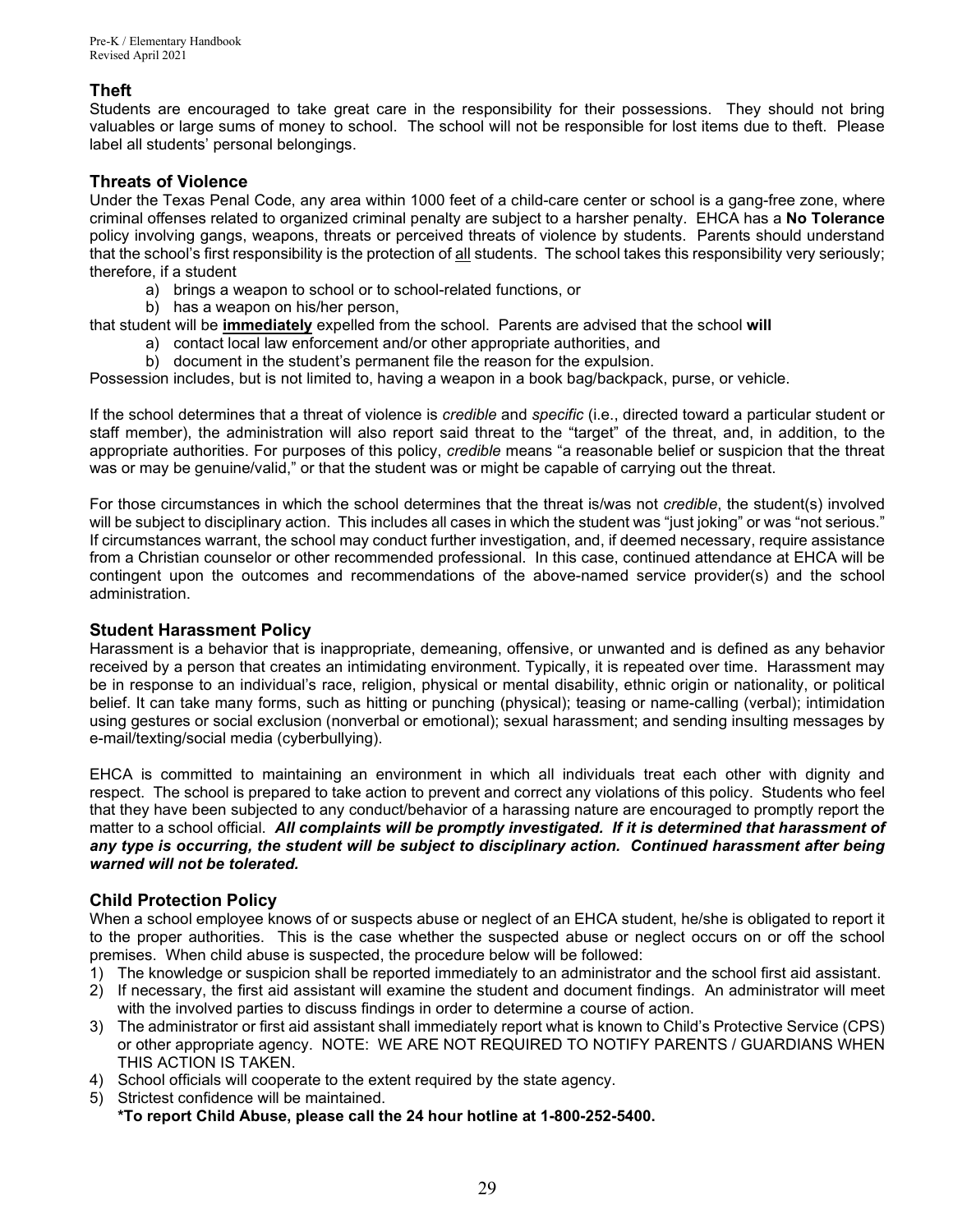## Theft

Students are encouraged to take great care in the responsibility for their possessions. They should not bring valuables or large sums of money to school. The school will not be responsible for lost items due to theft. Please label all students' personal belongings.

## Threats of Violence

Under the Texas Penal Code, any area within 1000 feet of a child-care center or school is a gang-free zone, where criminal offenses related to organized criminal penalty are subject to a harsher penalty. EHCA has a **No Tolerance** policy involving gangs, weapons, threats or perceived threats of violence by students. Parents should understand that the school's first responsibility is the protection of <u>all</u> students. The school takes this responsibility very seriously; therefore, if a student

a) brings a weapon to school or to school-related functions, or
b) has a weapon on his/her person,

that student will be **<u>immediately</u>** expelled from the school. Parents are advised that the school **will**

a) contact local law enforcement and/or other appropriate authorities, and
b) document in the student's permanent file the reason for the expulsion.

Possession includes, but is not limited to, having a weapon in a book bag/backpack, purse, or vehicle.

If the school determines that a threat of violence is *credible* and *specific* (i.e., directed toward a particular student or staff member), the administration will also report said threat to the "target" of the threat, and, in addition, to the appropriate authorities. For purposes of this policy, *credible* means "a reasonable belief or suspicion that the threat was or may be genuine/valid," or that the student was or might be capable of carrying out the threat.

For those circumstances in which the school determines that the threat is/was not *credible*, the student(s) involved will be subject to disciplinary action. This includes all cases in which the student was "just joking" or was "not serious." If circumstances warrant, the school may conduct further investigation, and, if deemed necessary, require assistance from a Christian counselor or other recommended professional. In this case, continued attendance at EHCA will be contingent upon the outcomes and recommendations of the above-named service provider(s) and the school administration.

## Student Harassment Policy

Harassment is a behavior that is inappropriate, demeaning, offensive, or unwanted and is defined as any behavior received by a person that creates an intimidating environment. Typically, it is repeated over time. Harassment may be in response to an individual's race, religion, physical or mental disability, ethnic origin or nationality, or political belief. It can take many forms, such as hitting or punching (physical); teasing or name-calling (verbal); intimidation using gestures or social exclusion (nonverbal or emotional); sexual harassment; and sending insulting messages by e-mail/texting/social media (cyberbullying).

EHCA is committed to maintaining an environment in which all individuals treat each other with dignity and respect. The school is prepared to take action to prevent and correct any violations of this policy. Students who feel that they have been subjected to any conduct/behavior of a harassing nature are encouraged to promptly report the matter to a school official. ***All complaints will be promptly investigated. If it is determined that harassment of any type is occurring, the student will be subject to disciplinary action. Continued harassment after being warned will not be tolerated.***

## Child Protection Policy

When a school employee knows of or suspects abuse or neglect of an EHCA student, he/she is obligated to report it to the proper authorities. This is the case whether the suspected abuse or neglect occurs on or off the school premises. When child abuse is suspected, the procedure below will be followed:

1) The knowledge or suspicion shall be reported immediately to an administrator and the school first aid assistant.
2) If necessary, the first aid assistant will examine the student and document findings. An administrator will meet with the involved parties to discuss findings in order to determine a course of action.
3) The administrator or first aid assistant shall immediately report what is known to Child's Protective Service (CPS) or other appropriate agency. NOTE: WE ARE NOT REQUIRED TO NOTIFY PARENTS / GUARDIANS WHEN THIS ACTION IS TAKEN.
4) School officials will cooperate to the extent required by the state agency.
5) Strictest confidence will be maintained.
   **\*To report Child Abuse, please call the 24 hour hotline at 1-800-252-5400.**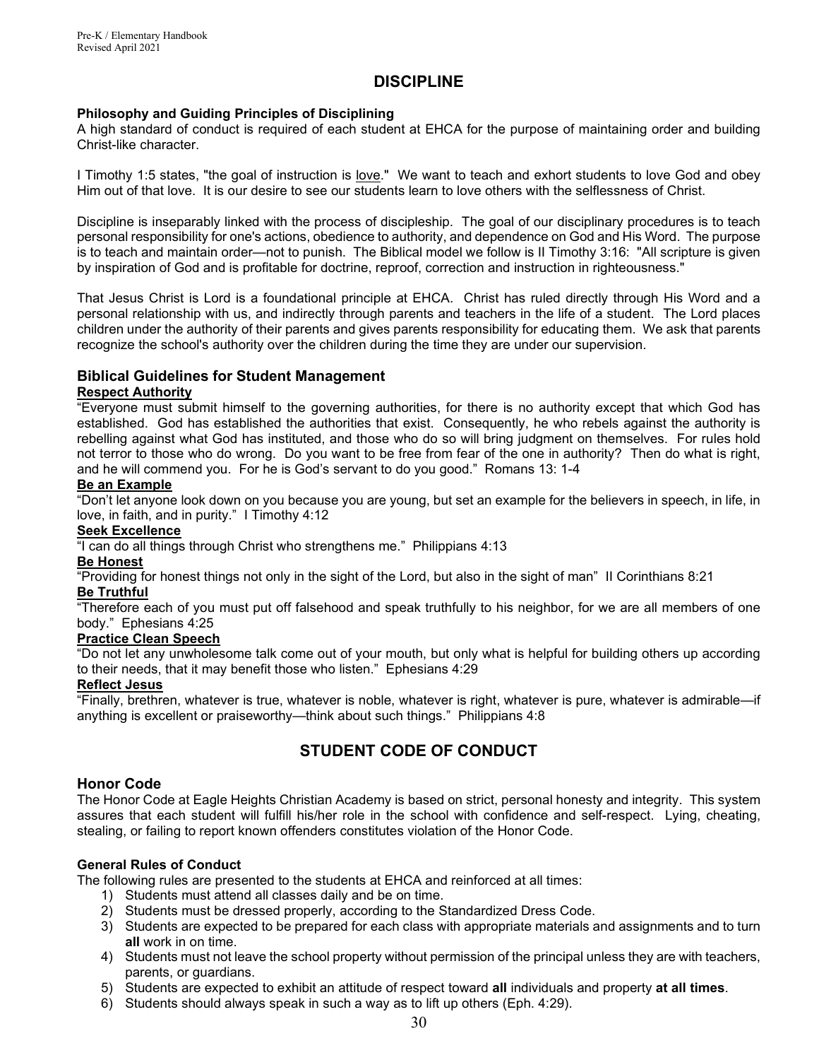# DISCIPLINE

**Philosophy and Guiding Principles of Disciplining**

A high standard of conduct is required of each student at EHCA for the purpose of maintaining order and building Christ-like character.

I Timothy 1:5 states, "the goal of instruction is <u>love</u>." We want to teach and exhort students to love God and obey Him out of that love. It is our desire to see our students learn to love others with the selflessness of Christ.

Discipline is inseparably linked with the process of discipleship. The goal of our disciplinary procedures is to teach personal responsibility for one's actions, obedience to authority, and dependence on God and His Word. The purpose is to teach and maintain order—not to punish. The Biblical model we follow is II Timothy 3:16: "All scripture is given by inspiration of God and is profitable for doctrine, reproof, correction and instruction in righteousness."

That Jesus Christ is Lord is a foundational principle at EHCA. Christ has ruled directly through His Word and a personal relationship with us, and indirectly through parents and teachers in the life of a student. The Lord places children under the authority of their parents and gives parents responsibility for educating them. We ask that parents recognize the school's authority over the children during the time they are under our supervision.

## Biblical Guidelines for Student Management

**<u>Respect Authority</u>**

"Everyone must submit himself to the governing authorities, for there is no authority except that which God has established. God has established the authorities that exist. Consequently, he who rebels against the authority is rebelling against what God has instituted, and those who do so will bring judgment on themselves. For rules hold not terror to those who do wrong. Do you want to be free from fear of the one in authority? Then do what is right, and he will commend you. For he is God's servant to do you good." Romans 13: 1-4

**<u>Be an Example</u>**

"Don't let anyone look down on you because you are young, but set an example for the believers in speech, in life, in love, in faith, and in purity." I Timothy 4:12

**<u>Seek Excellence</u>**

"I can do all things through Christ who strengthens me." Philippians 4:13

**<u>Be Honest</u>**

"Providing for honest things not only in the sight of the Lord, but also in the sight of man" II Corinthians 8:21

**<u>Be Truthful</u>**

"Therefore each of you must put off falsehood and speak truthfully to his neighbor, for we are all members of one body." Ephesians 4:25

**<u>Practice Clean Speech</u>**

"Do not let any unwholesome talk come out of your mouth, but only what is helpful for building others up according to their needs, that it may benefit those who listen." Ephesians 4:29

**<u>Reflect Jesus</u>**

"Finally, brethren, whatever is true, whatever is noble, whatever is right, whatever is pure, whatever is admirable—if anything is excellent or praiseworthy—think about such things." Philippians 4:8

# STUDENT CODE OF CONDUCT

## Honor Code

The Honor Code at Eagle Heights Christian Academy is based on strict, personal honesty and integrity. This system assures that each student will fulfill his/her role in the school with confidence and self-respect. Lying, cheating, stealing, or failing to report known offenders constitutes violation of the Honor Code.

**General Rules of Conduct**

The following rules are presented to the students at EHCA and reinforced at all times:

1) Students must attend all classes daily and be on time.
2) Students must be dressed properly, according to the Standardized Dress Code.
3) Students are expected to be prepared for each class with appropriate materials and assignments and to turn **all** work in on time.
4) Students must not leave the school property without permission of the principal unless they are with teachers, parents, or guardians.
5) Students are expected to exhibit an attitude of respect toward **all** individuals and property **at all times**.
6) Students should always speak in such a way as to lift up others (Eph. 4:29).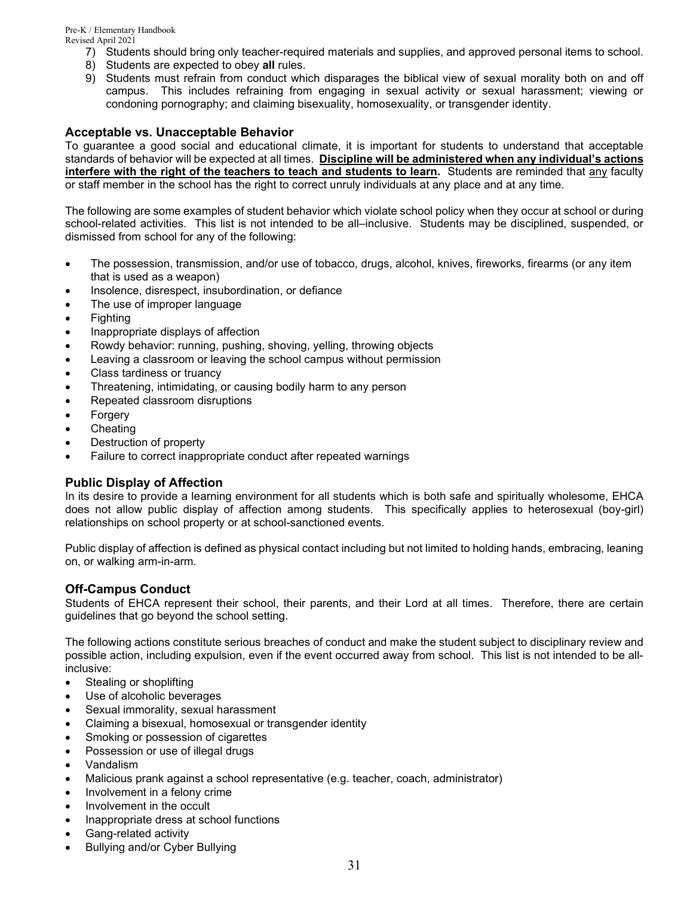7) Students should bring only teacher-required materials and supplies, and approved personal items to school.
8) Students are expected to obey **all** rules.
9) Students must refrain from conduct which disparages the biblical view of sexual morality both on and off campus. This includes refraining from engaging in sexual activity or sexual harassment; viewing or condoning pornography; and claiming bisexuality, homosexuality, or transgender identity.

### Acceptable vs. Unacceptable Behavior

To guarantee a good social and educational climate, it is important for students to understand that acceptable standards of behavior will be expected at all times. **Discipline will be administered when any individual's actions interfere with the right of the teachers to teach and students to learn.** Students are reminded that any faculty or staff member in the school has the right to correct unruly individuals at any place and at any time.

The following are some examples of student behavior which violate school policy when they occur at school or during school-related activities. This list is not intended to be all–inclusive. Students may be disciplined, suspended, or dismissed from school for any of the following:

- The possession, transmission, and/or use of tobacco, drugs, alcohol, knives, fireworks, firearms (or any item that is used as a weapon)
- Insolence, disrespect, insubordination, or defiance
- The use of improper language
- Fighting
- Inappropriate displays of affection
- Rowdy behavior: running, pushing, shoving, yelling, throwing objects
- Leaving a classroom or leaving the school campus without permission
- Class tardiness or truancy
- Threatening, intimidating, or causing bodily harm to any person
- Repeated classroom disruptions
- Forgery
- Cheating
- Destruction of property
- Failure to correct inappropriate conduct after repeated warnings

### Public Display of Affection

In its desire to provide a learning environment for all students which is both safe and spiritually wholesome, EHCA does not allow public display of affection among students. This specifically applies to heterosexual (boy-girl) relationships on school property or at school-sanctioned events.

Public display of affection is defined as physical contact including but not limited to holding hands, embracing, leaning on, or walking arm-in-arm.

### Off-Campus Conduct

Students of EHCA represent their school, their parents, and their Lord at all times. Therefore, there are certain guidelines that go beyond the school setting.

The following actions constitute serious breaches of conduct and make the student subject to disciplinary review and possible action, including expulsion, even if the event occurred away from school. This list is not intended to be all-inclusive:

- Stealing or shoplifting
- Use of alcoholic beverages
- Sexual immorality, sexual harassment
- Claiming a bisexual, homosexual or transgender identity
- Smoking or possession of cigarettes
- Possession or use of illegal drugs
- Vandalism
- Malicious prank against a school representative (e.g. teacher, coach, administrator)
- Involvement in a felony crime
- Involvement in the occult
- Inappropriate dress at school functions
- Gang-related activity
- Bullying and/or Cyber Bullying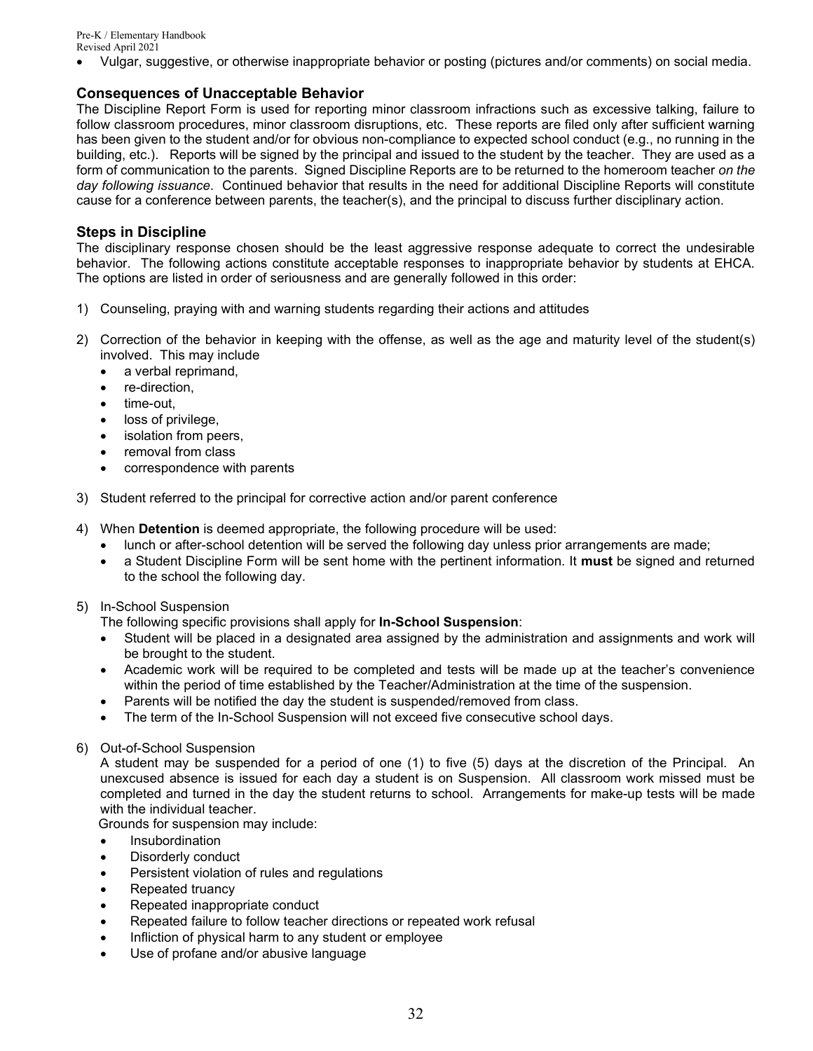- Vulgar, suggestive, or otherwise inappropriate behavior or posting (pictures and/or comments) on social media.

### Consequences of Unacceptable Behavior

The Discipline Report Form is used for reporting minor classroom infractions such as excessive talking, failure to follow classroom procedures, minor classroom disruptions, etc. These reports are filed only after sufficient warning has been given to the student and/or for obvious non-compliance to expected school conduct (e.g., no running in the building, etc.). Reports will be signed by the principal and issued to the student by the teacher. They are used as a form of communication to the parents. Signed Discipline Reports are to be returned to the homeroom teacher *on the day following issuance*. Continued behavior that results in the need for additional Discipline Reports will constitute cause for a conference between parents, the teacher(s), and the principal to discuss further disciplinary action.

### Steps in Discipline

The disciplinary response chosen should be the least aggressive response adequate to correct the undesirable behavior. The following actions constitute acceptable responses to inappropriate behavior by students at EHCA. The options are listed in order of seriousness and are generally followed in this order:

1) Counseling, praying with and warning students regarding their actions and attitudes

2) Correction of the behavior in keeping with the offense, as well as the age and maturity level of the student(s) involved. This may include
   - a verbal reprimand,
   - re-direction,
   - time-out,
   - loss of privilege,
   - isolation from peers,
   - removal from class
   - correspondence with parents

3) Student referred to the principal for corrective action and/or parent conference

4) When **Detention** is deemed appropriate, the following procedure will be used:
   - lunch or after-school detention will be served the following day unless prior arrangements are made;
   - a Student Discipline Form will be sent home with the pertinent information. It **must** be signed and returned to the school the following day.

5) In-School Suspension

   The following specific provisions shall apply for **In-School Suspension**:
   - Student will be placed in a designated area assigned by the administration and assignments and work will be brought to the student.
   - Academic work will be required to be completed and tests will be made up at the teacher's convenience within the period of time established by the Teacher/Administration at the time of the suspension.
   - Parents will be notified the day the student is suspended/removed from class.
   - The term of the In-School Suspension will not exceed five consecutive school days.

6) Out-of-School Suspension

   A student may be suspended for a period of one (1) to five (5) days at the discretion of the Principal. An unexcused absence is issued for each day a student is on Suspension. All classroom work missed must be completed and turned in the day the student returns to school. Arrangements for make-up tests will be made with the individual teacher.

   Grounds for suspension may include:
   - Insubordination
   - Disorderly conduct
   - Persistent violation of rules and regulations
   - Repeated truancy
   - Repeated inappropriate conduct
   - Repeated failure to follow teacher directions or repeated work refusal
   - Infliction of physical harm to any student or employee
   - Use of profane and/or abusive language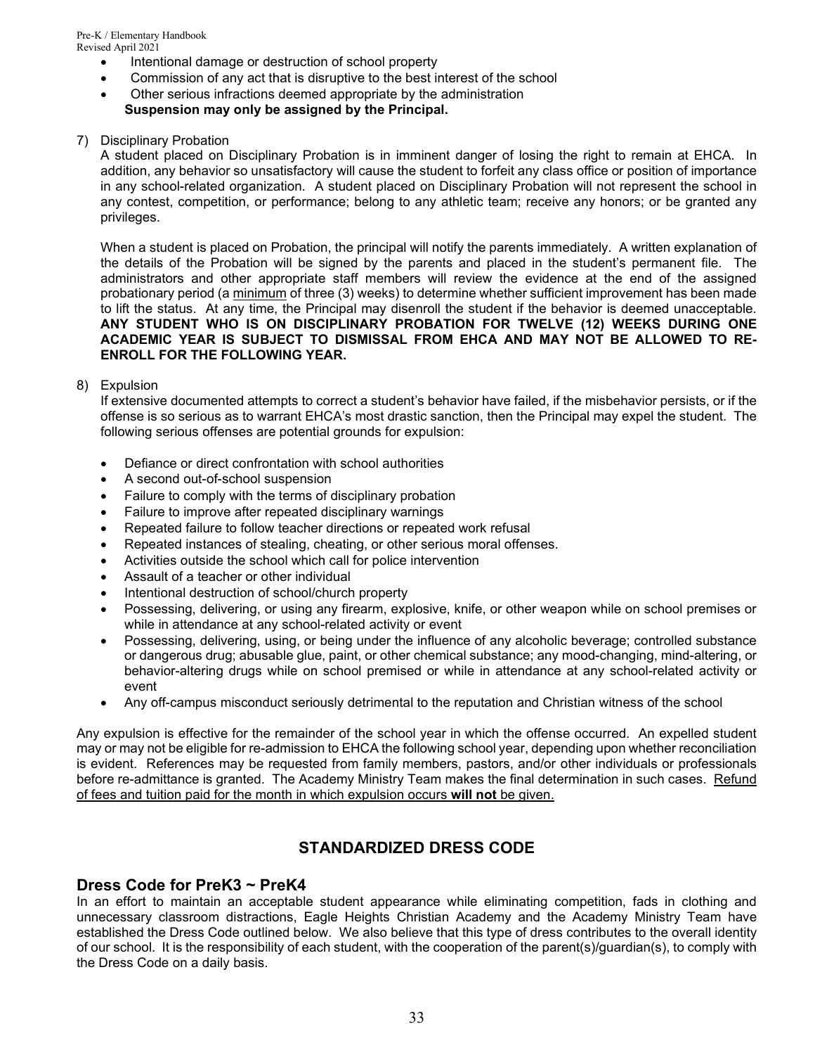- Intentional damage or destruction of school property
- Commission of any act that is disruptive to the best interest of the school
- Other serious infractions deemed appropriate by the administration

**Suspension may only be assigned by the Principal.**

7) Disciplinary Probation

A student placed on Disciplinary Probation is in imminent danger of losing the right to remain at EHCA. In addition, any behavior so unsatisfactory will cause the student to forfeit any class office or position of importance in any school-related organization. A student placed on Disciplinary Probation will not represent the school in any contest, competition, or performance; belong to any athletic team; receive any honors; or be granted any privileges.

When a student is placed on Probation, the principal will notify the parents immediately. A written explanation of the details of the Probation will be signed by the parents and placed in the student's permanent file. The administrators and other appropriate staff members will review the evidence at the end of the assigned probationary period (a minimum of three (3) weeks) to determine whether sufficient improvement has been made to lift the status. At any time, the Principal may disenroll the student if the behavior is deemed unacceptable. **ANY STUDENT WHO IS ON DISCIPLINARY PROBATION FOR TWELVE (12) WEEKS DURING ONE ACADEMIC YEAR IS SUBJECT TO DISMISSAL FROM EHCA AND MAY NOT BE ALLOWED TO RE-ENROLL FOR THE FOLLOWING YEAR.**

8) Expulsion

If extensive documented attempts to correct a student's behavior have failed, if the misbehavior persists, or if the offense is so serious as to warrant EHCA's most drastic sanction, then the Principal may expel the student. The following serious offenses are potential grounds for expulsion:

- Defiance or direct confrontation with school authorities
- A second out-of-school suspension
- Failure to comply with the terms of disciplinary probation
- Failure to improve after repeated disciplinary warnings
- Repeated failure to follow teacher directions or repeated work refusal
- Repeated instances of stealing, cheating, or other serious moral offenses.
- Activities outside the school which call for police intervention
- Assault of a teacher or other individual
- Intentional destruction of school/church property
- Possessing, delivering, or using any firearm, explosive, knife, or other weapon while on school premises or while in attendance at any school-related activity or event
- Possessing, delivering, using, or being under the influence of any alcoholic beverage; controlled substance or dangerous drug; abusable glue, paint, or other chemical substance; any mood-changing, mind-altering, or behavior-altering drugs while on school premised or while in attendance at any school-related activity or event
- Any off-campus misconduct seriously detrimental to the reputation and Christian witness of the school

Any expulsion is effective for the remainder of the school year in which the offense occurred. An expelled student may or may not be eligible for re-admission to EHCA the following school year, depending upon whether reconciliation is evident. References may be requested from family members, pastors, and/or other individuals or professionals before re-admittance is granted. The Academy Ministry Team makes the final determination in such cases. Refund of fees and tuition paid for the month in which expulsion occurs **will not** be given.

## STANDARDIZED DRESS CODE

### Dress Code for PreK3 ~ PreK4

In an effort to maintain an acceptable student appearance while eliminating competition, fads in clothing and unnecessary classroom distractions, Eagle Heights Christian Academy and the Academy Ministry Team have established the Dress Code outlined below. We also believe that this type of dress contributes to the overall identity of our school. It is the responsibility of each student, with the cooperation of the parent(s)/guardian(s), to comply with the Dress Code on a daily basis.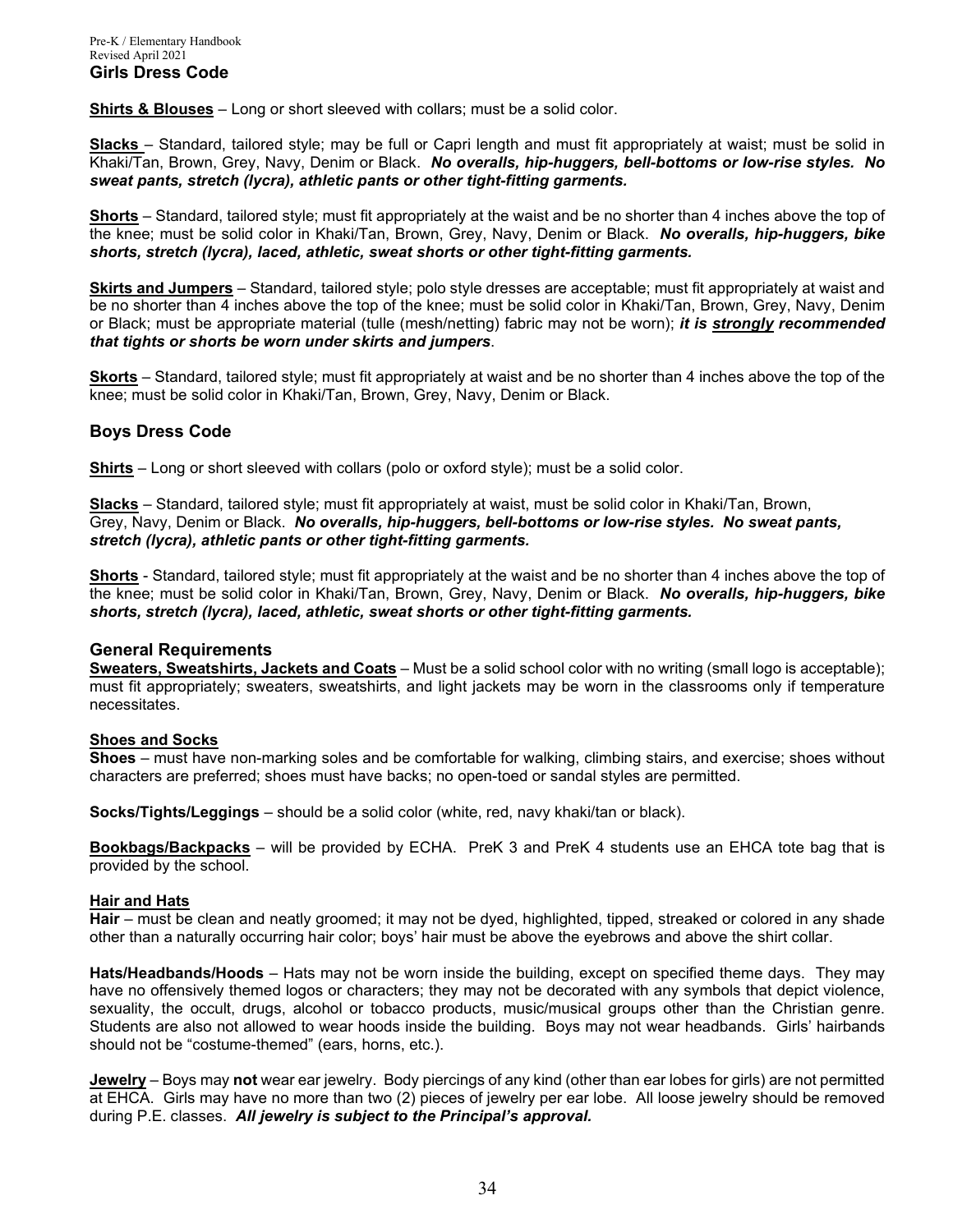## Girls Dress Code

**Shirts & Blouses** – Long or short sleeved with collars; must be a solid color.

**Slacks** – Standard, tailored style; may be full or Capri length and must fit appropriately at waist; must be solid in Khaki/Tan, Brown, Grey, Navy, Denim or Black. ***No overalls, hip-huggers, bell-bottoms or low-rise styles. No sweat pants, stretch (lycra), athletic pants or other tight-fitting garments.***

**Shorts** – Standard, tailored style; must fit appropriately at the waist and be no shorter than 4 inches above the top of the knee; must be solid color in Khaki/Tan, Brown, Grey, Navy, Denim or Black. ***No overalls, hip-huggers, bike shorts, stretch (lycra), laced, athletic, sweat shorts or other tight-fitting garments.***

**Skirts and Jumpers** – Standard, tailored style; polo style dresses are acceptable; must fit appropriately at waist and be no shorter than 4 inches above the top of the knee; must be solid color in Khaki/Tan, Brown, Grey, Navy, Denim or Black; must be appropriate material (tulle (mesh/netting) fabric may not be worn); ***it is strongly recommended that tights or shorts be worn under skirts and jumpers***.

**Skorts** – Standard, tailored style; must fit appropriately at waist and be no shorter than 4 inches above the top of the knee; must be solid color in Khaki/Tan, Brown, Grey, Navy, Denim or Black.

## Boys Dress Code

**Shirts** – Long or short sleeved with collars (polo or oxford style); must be a solid color.

**Slacks** – Standard, tailored style; must fit appropriately at waist, must be solid color in Khaki/Tan, Brown, Grey, Navy, Denim or Black. ***No overalls, hip-huggers, bell-bottoms or low-rise styles. No sweat pants, stretch (lycra), athletic pants or other tight-fitting garments.***

**Shorts** - Standard, tailored style; must fit appropriately at the waist and be no shorter than 4 inches above the top of the knee; must be solid color in Khaki/Tan, Brown, Grey, Navy, Denim or Black. ***No overalls, hip-huggers, bike shorts, stretch (lycra), laced, athletic, sweat shorts or other tight-fitting garments.***

## General Requirements

**Sweaters, Sweatshirts, Jackets and Coats** – Must be a solid school color with no writing (small logo is acceptable); must fit appropriately; sweaters, sweatshirts, and light jackets may be worn in the classrooms only if temperature necessitates.

**Shoes and Socks**

**Shoes** – must have non-marking soles and be comfortable for walking, climbing stairs, and exercise; shoes without characters are preferred; shoes must have backs; no open-toed or sandal styles are permitted.

**Socks/Tights/Leggings** – should be a solid color (white, red, navy khaki/tan or black).

**Bookbags/Backpacks** – will be provided by ECHA. PreK 3 and PreK 4 students use an EHCA tote bag that is provided by the school.

**Hair and Hats**

**Hair** – must be clean and neatly groomed; it may not be dyed, highlighted, tipped, streaked or colored in any shade other than a naturally occurring hair color; boys' hair must be above the eyebrows and above the shirt collar.

**Hats/Headbands/Hoods** – Hats may not be worn inside the building, except on specified theme days. They may have no offensively themed logos or characters; they may not be decorated with any symbols that depict violence, sexuality, the occult, drugs, alcohol or tobacco products, music/musical groups other than the Christian genre. Students are also not allowed to wear hoods inside the building. Boys may not wear headbands. Girls' hairbands should not be "costume-themed" (ears, horns, etc.).

**Jewelry** – Boys may **not** wear ear jewelry. Body piercings of any kind (other than ear lobes for girls) are not permitted at EHCA. Girls may have no more than two (2) pieces of jewelry per ear lobe. All loose jewelry should be removed during P.E. classes. ***All jewelry is subject to the Principal's approval.***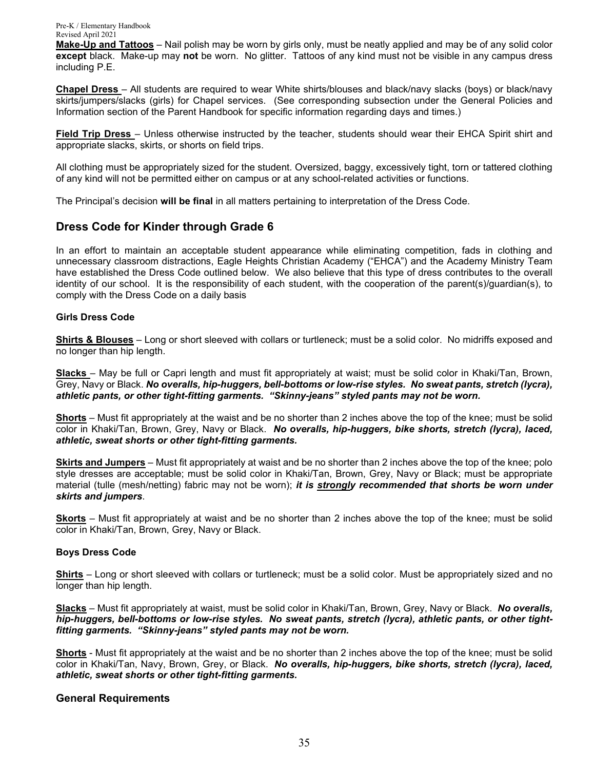**Make-Up and Tattoos** – Nail polish may be worn by girls only, must be neatly applied and may be of any solid color **except** black. Make-up may **not** be worn. No glitter. Tattoos of any kind must not be visible in any campus dress including P.E.

**Chapel Dress** – All students are required to wear White shirts/blouses and black/navy slacks (boys) or black/navy skirts/jumpers/slacks (girls) for Chapel services. (See corresponding subsection under the General Policies and Information section of the Parent Handbook for specific information regarding days and times.)

**Field Trip Dress** – Unless otherwise instructed by the teacher, students should wear their EHCA Spirit shirt and appropriate slacks, skirts, or shorts on field trips.

All clothing must be appropriately sized for the student. Oversized, baggy, excessively tight, torn or tattered clothing of any kind will not be permitted either on campus or at any school-related activities or functions.

The Principal's decision **will be final** in all matters pertaining to interpretation of the Dress Code.

## Dress Code for Kinder through Grade 6

In an effort to maintain an acceptable student appearance while eliminating competition, fads in clothing and unnecessary classroom distractions, Eagle Heights Christian Academy ("EHCA") and the Academy Ministry Team have established the Dress Code outlined below. We also believe that this type of dress contributes to the overall identity of our school. It is the responsibility of each student, with the cooperation of the parent(s)/guardian(s), to comply with the Dress Code on a daily basis

### Girls Dress Code

**Shirts & Blouses** – Long or short sleeved with collars or turtleneck; must be a solid color. No midriffs exposed and no longer than hip length.

**Slacks** – May be full or Capri length and must fit appropriately at waist; must be solid color in Khaki/Tan, Brown, Grey, Navy or Black. ***No overalls, hip-huggers, bell-bottoms or low-rise styles. No sweat pants, stretch (lycra), athletic pants, or other tight-fitting garments. "Skinny-jeans" styled pants may not be worn.***

**Shorts** – Must fit appropriately at the waist and be no shorter than 2 inches above the top of the knee; must be solid color in Khaki/Tan, Brown, Grey, Navy or Black. ***No overalls, hip-huggers, bike shorts, stretch (lycra), laced, athletic, sweat shorts or other tight-fitting garments.***

**Skirts and Jumpers** – Must fit appropriately at waist and be no shorter than 2 inches above the top of the knee; polo style dresses are acceptable; must be solid color in Khaki/Tan, Brown, Grey, Navy or Black; must be appropriate material (tulle (mesh/netting) fabric may not be worn); ***it is strongly recommended that shorts be worn under skirts and jumpers***.

**Skorts** – Must fit appropriately at waist and be no shorter than 2 inches above the top of the knee; must be solid color in Khaki/Tan, Brown, Grey, Navy or Black.

### Boys Dress Code

**Shirts** – Long or short sleeved with collars or turtleneck; must be a solid color. Must be appropriately sized and no longer than hip length.

**Slacks** – Must fit appropriately at waist, must be solid color in Khaki/Tan, Brown, Grey, Navy or Black. ***No overalls, hip-huggers, bell-bottoms or low-rise styles. No sweat pants, stretch (lycra), athletic pants, or other tight-fitting garments. "Skinny-jeans" styled pants may not be worn.***

**Shorts** - Must fit appropriately at the waist and be no shorter than 2 inches above the top of the knee; must be solid color in Khaki/Tan, Navy, Brown, Grey, or Black. ***No overalls, hip-huggers, bike shorts, stretch (lycra), laced, athletic, sweat shorts or other tight-fitting garments.***

## General Requirements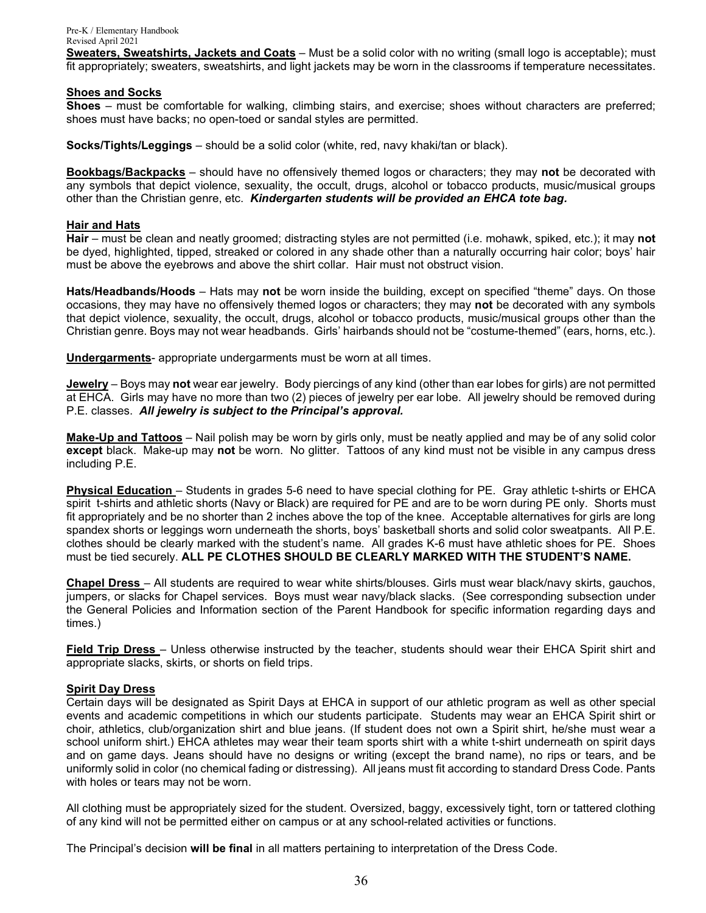**Sweaters, Sweatshirts, Jackets and Coats** – Must be a solid color with no writing (small logo is acceptable); must fit appropriately; sweaters, sweatshirts, and light jackets may be worn in the classrooms if temperature necessitates.

**Shoes and Socks**

**Shoes** – must be comfortable for walking, climbing stairs, and exercise; shoes without characters are preferred; shoes must have backs; no open-toed or sandal styles are permitted.

**Socks/Tights/Leggings** – should be a solid color (white, red, navy khaki/tan or black).

**Bookbags/Backpacks** – should have no offensively themed logos or characters; they may **not** be decorated with any symbols that depict violence, sexuality, the occult, drugs, alcohol or tobacco products, music/musical groups other than the Christian genre, etc. ***Kindergarten students will be provided an EHCA tote bag.***

**Hair and Hats**

**Hair** – must be clean and neatly groomed; distracting styles are not permitted (i.e. mohawk, spiked, etc.); it may **not** be dyed, highlighted, tipped, streaked or colored in any shade other than a naturally occurring hair color; boys' hair must be above the eyebrows and above the shirt collar. Hair must not obstruct vision.

**Hats/Headbands/Hoods** – Hats may **not** be worn inside the building, except on specified "theme" days. On those occasions, they may have no offensively themed logos or characters; they may **not** be decorated with any symbols that depict violence, sexuality, the occult, drugs, alcohol or tobacco products, music/musical groups other than the Christian genre. Boys may not wear headbands. Girls' hairbands should not be "costume-themed" (ears, horns, etc.).

**Undergarments**- appropriate undergarments must be worn at all times.

**Jewelry** – Boys may **not** wear ear jewelry. Body piercings of any kind (other than ear lobes for girls) are not permitted at EHCA. Girls may have no more than two (2) pieces of jewelry per ear lobe. All jewelry should be removed during P.E. classes. ***All jewelry is subject to the Principal's approval.***

**Make-Up and Tattoos** – Nail polish may be worn by girls only, must be neatly applied and may be of any solid color **except** black. Make-up may **not** be worn. No glitter. Tattoos of any kind must not be visible in any campus dress including P.E.

**Physical Education** – Students in grades 5-6 need to have special clothing for PE. Gray athletic t-shirts or EHCA spirit t-shirts and athletic shorts (Navy or Black) are required for PE and are to be worn during PE only. Shorts must fit appropriately and be no shorter than 2 inches above the top of the knee. Acceptable alternatives for girls are long spandex shorts or leggings worn underneath the shorts, boys' basketball shorts and solid color sweatpants. All P.E. clothes should be clearly marked with the student's name. All grades K-6 must have athletic shoes for PE. Shoes must be tied securely. **ALL PE CLOTHES SHOULD BE CLEARLY MARKED WITH THE STUDENT'S NAME.**

**Chapel Dress** – All students are required to wear white shirts/blouses. Girls must wear black/navy skirts, gauchos, jumpers, or slacks for Chapel services. Boys must wear navy/black slacks. (See corresponding subsection under the General Policies and Information section of the Parent Handbook for specific information regarding days and times.)

**Field Trip Dress** – Unless otherwise instructed by the teacher, students should wear their EHCA Spirit shirt and appropriate slacks, skirts, or shorts on field trips.

**Spirit Day Dress**

Certain days will be designated as Spirit Days at EHCA in support of our athletic program as well as other special events and academic competitions in which our students participate. Students may wear an EHCA Spirit shirt or choir, athletics, club/organization shirt and blue jeans. (If student does not own a Spirit shirt, he/she must wear a school uniform shirt.) EHCA athletes may wear their team sports shirt with a white t-shirt underneath on spirit days and on game days. Jeans should have no designs or writing (except the brand name), no rips or tears, and be uniformly solid in color (no chemical fading or distressing). All jeans must fit according to standard Dress Code. Pants with holes or tears may not be worn.

All clothing must be appropriately sized for the student. Oversized, baggy, excessively tight, torn or tattered clothing of any kind will not be permitted either on campus or at any school-related activities or functions.

The Principal's decision **will be final** in all matters pertaining to interpretation of the Dress Code.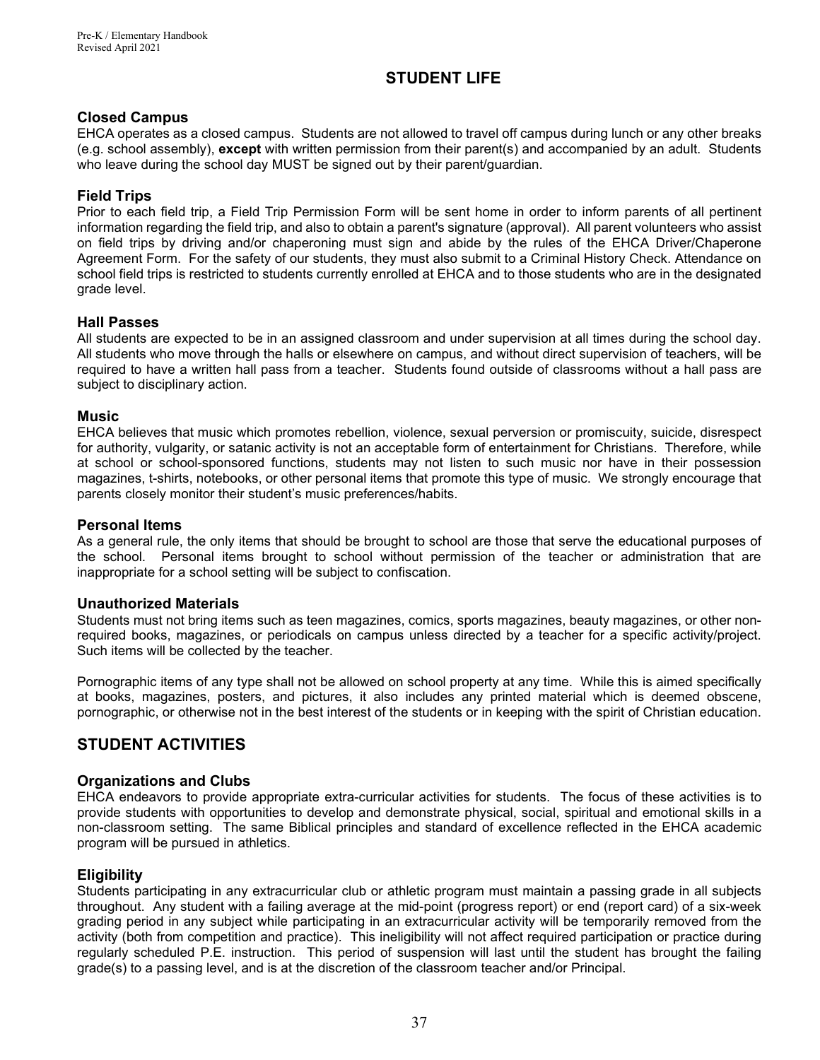# STUDENT LIFE

### Closed Campus

EHCA operates as a closed campus. Students are not allowed to travel off campus during lunch or any other breaks (e.g. school assembly), **except** with written permission from their parent(s) and accompanied by an adult. Students who leave during the school day MUST be signed out by their parent/guardian.

### Field Trips

Prior to each field trip, a Field Trip Permission Form will be sent home in order to inform parents of all pertinent information regarding the field trip, and also to obtain a parent's signature (approval). All parent volunteers who assist on field trips by driving and/or chaperoning must sign and abide by the rules of the EHCA Driver/Chaperone Agreement Form. For the safety of our students, they must also submit to a Criminal History Check. Attendance on school field trips is restricted to students currently enrolled at EHCA and to those students who are in the designated grade level.

### Hall Passes

All students are expected to be in an assigned classroom and under supervision at all times during the school day. All students who move through the halls or elsewhere on campus, and without direct supervision of teachers, will be required to have a written hall pass from a teacher. Students found outside of classrooms without a hall pass are subject to disciplinary action.

### Music

EHCA believes that music which promotes rebellion, violence, sexual perversion or promiscuity, suicide, disrespect for authority, vulgarity, or satanic activity is not an acceptable form of entertainment for Christians. Therefore, while at school or school-sponsored functions, students may not listen to such music nor have in their possession magazines, t-shirts, notebooks, or other personal items that promote this type of music. We strongly encourage that parents closely monitor their student's music preferences/habits.

### Personal Items

As a general rule, the only items that should be brought to school are those that serve the educational purposes of the school. Personal items brought to school without permission of the teacher or administration that are inappropriate for a school setting will be subject to confiscation.

### Unauthorized Materials

Students must not bring items such as teen magazines, comics, sports magazines, beauty magazines, or other non-required books, magazines, or periodicals on campus unless directed by a teacher for a specific activity/project. Such items will be collected by the teacher.

Pornographic items of any type shall not be allowed on school property at any time. While this is aimed specifically at books, magazines, posters, and pictures, it also includes any printed material which is deemed obscene, pornographic, or otherwise not in the best interest of the students or in keeping with the spirit of Christian education.

## STUDENT ACTIVITIES

### Organizations and Clubs

EHCA endeavors to provide appropriate extra-curricular activities for students. The focus of these activities is to provide students with opportunities to develop and demonstrate physical, social, spiritual and emotional skills in a non-classroom setting. The same Biblical principles and standard of excellence reflected in the EHCA academic program will be pursued in athletics.

### Eligibility

Students participating in any extracurricular club or athletic program must maintain a passing grade in all subjects throughout. Any student with a failing average at the mid-point (progress report) or end (report card) of a six-week grading period in any subject while participating in an extracurricular activity will be temporarily removed from the activity (both from competition and practice). This ineligibility will not affect required participation or practice during regularly scheduled P.E. instruction. This period of suspension will last until the student has brought the failing grade(s) to a passing level, and is at the discretion of the classroom teacher and/or Principal.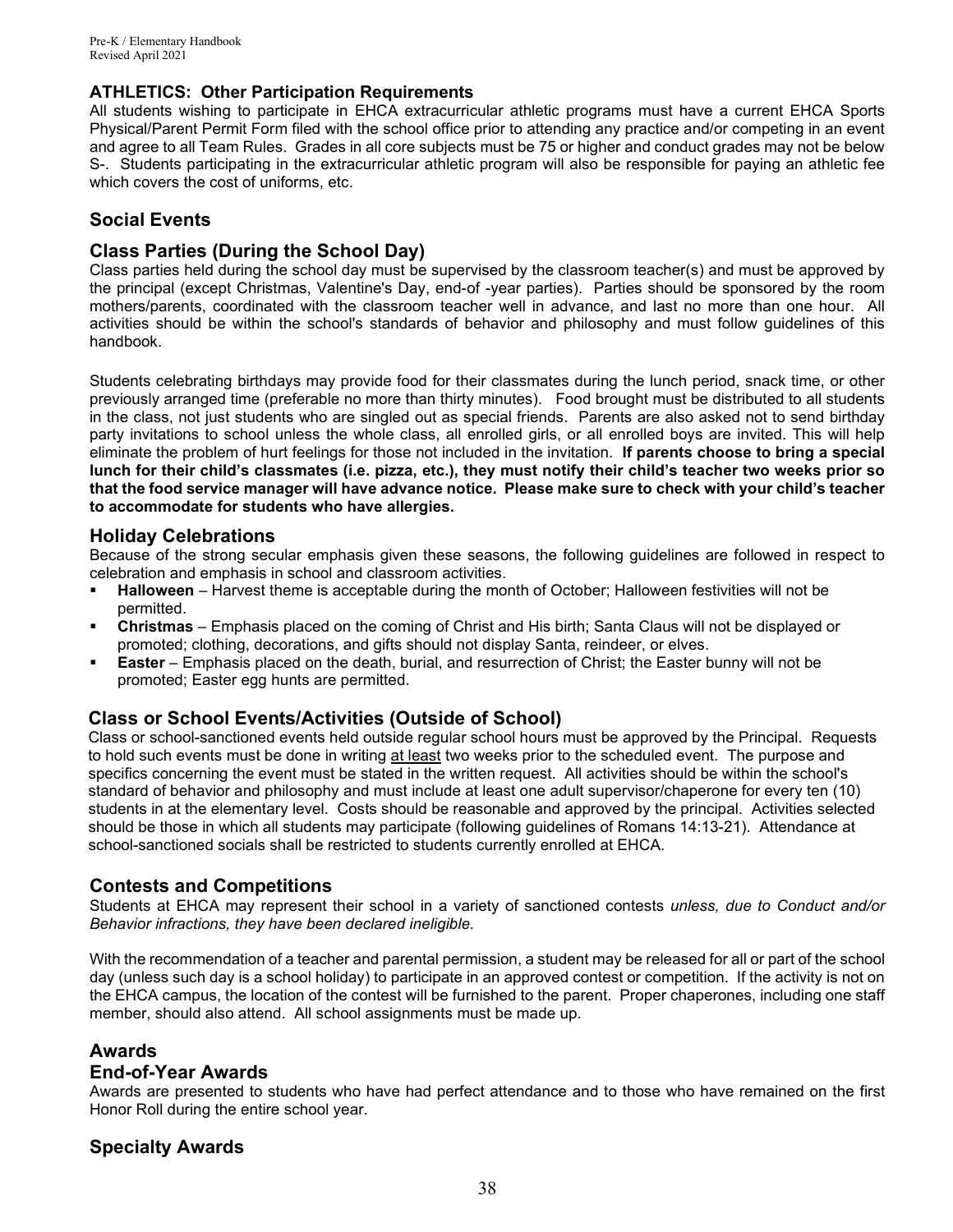## ATHLETICS: Other Participation Requirements

All students wishing to participate in EHCA extracurricular athletic programs must have a current EHCA Sports Physical/Parent Permit Form filed with the school office prior to attending any practice and/or competing in an event and agree to all Team Rules. Grades in all core subjects must be 75 or higher and conduct grades may not be below S-. Students participating in the extracurricular athletic program will also be responsible for paying an athletic fee which covers the cost of uniforms, etc.

## Social Events

## Class Parties (During the School Day)

Class parties held during the school day must be supervised by the classroom teacher(s) and must be approved by the principal (except Christmas, Valentine's Day, end-of -year parties). Parties should be sponsored by the room mothers/parents, coordinated with the classroom teacher well in advance, and last no more than one hour. All activities should be within the school's standards of behavior and philosophy and must follow guidelines of this handbook.

Students celebrating birthdays may provide food for their classmates during the lunch period, snack time, or other previously arranged time (preferable no more than thirty minutes). Food brought must be distributed to all students in the class, not just students who are singled out as special friends. Parents are also asked not to send birthday party invitations to school unless the whole class, all enrolled girls, or all enrolled boys are invited. This will help eliminate the problem of hurt feelings for those not included in the invitation. **If parents choose to bring a special lunch for their child's classmates (i.e. pizza, etc.), they must notify their child's teacher two weeks prior so that the food service manager will have advance notice. Please make sure to check with your child's teacher to accommodate for students who have allergies.**

## Holiday Celebrations

Because of the strong secular emphasis given these seasons, the following guidelines are followed in respect to celebration and emphasis in school and classroom activities.

- **Halloween** – Harvest theme is acceptable during the month of October; Halloween festivities will not be permitted.
- **Christmas** – Emphasis placed on the coming of Christ and His birth; Santa Claus will not be displayed or promoted; clothing, decorations, and gifts should not display Santa, reindeer, or elves.
- **Easter** – Emphasis placed on the death, burial, and resurrection of Christ; the Easter bunny will not be promoted; Easter egg hunts are permitted.

## Class or School Events/Activities (Outside of School)

Class or school-sanctioned events held outside regular school hours must be approved by the Principal. Requests to hold such events must be done in writing at least two weeks prior to the scheduled event. The purpose and specifics concerning the event must be stated in the written request. All activities should be within the school's standard of behavior and philosophy and must include at least one adult supervisor/chaperone for every ten (10) students in at the elementary level. Costs should be reasonable and approved by the principal. Activities selected should be those in which all students may participate (following guidelines of Romans 14:13-21). Attendance at school-sanctioned socials shall be restricted to students currently enrolled at EHCA.

## Contests and Competitions

Students at EHCA may represent their school in a variety of sanctioned contests *unless, due to Conduct and/or Behavior infractions, they have been declared ineligible.*

With the recommendation of a teacher and parental permission, a student may be released for all or part of the school day (unless such day is a school holiday) to participate in an approved contest or competition. If the activity is not on the EHCA campus, the location of the contest will be furnished to the parent. Proper chaperones, including one staff member, should also attend. All school assignments must be made up.

## Awards

### End-of-Year Awards

Awards are presented to students who have had perfect attendance and to those who have remained on the first Honor Roll during the entire school year.

## Specialty Awards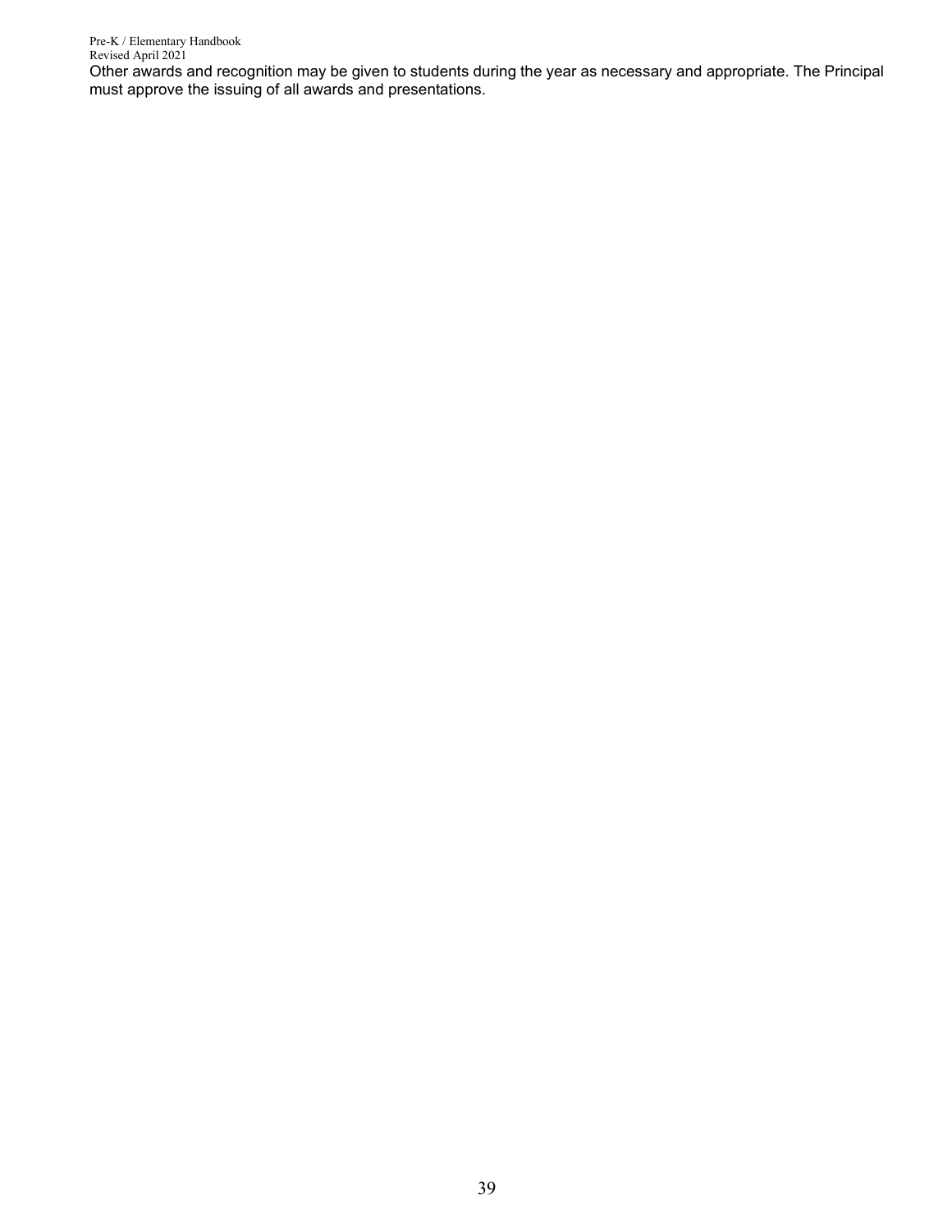Other awards and recognition may be given to students during the year as necessary and appropriate. The Principal must approve the issuing of all awards and presentations.